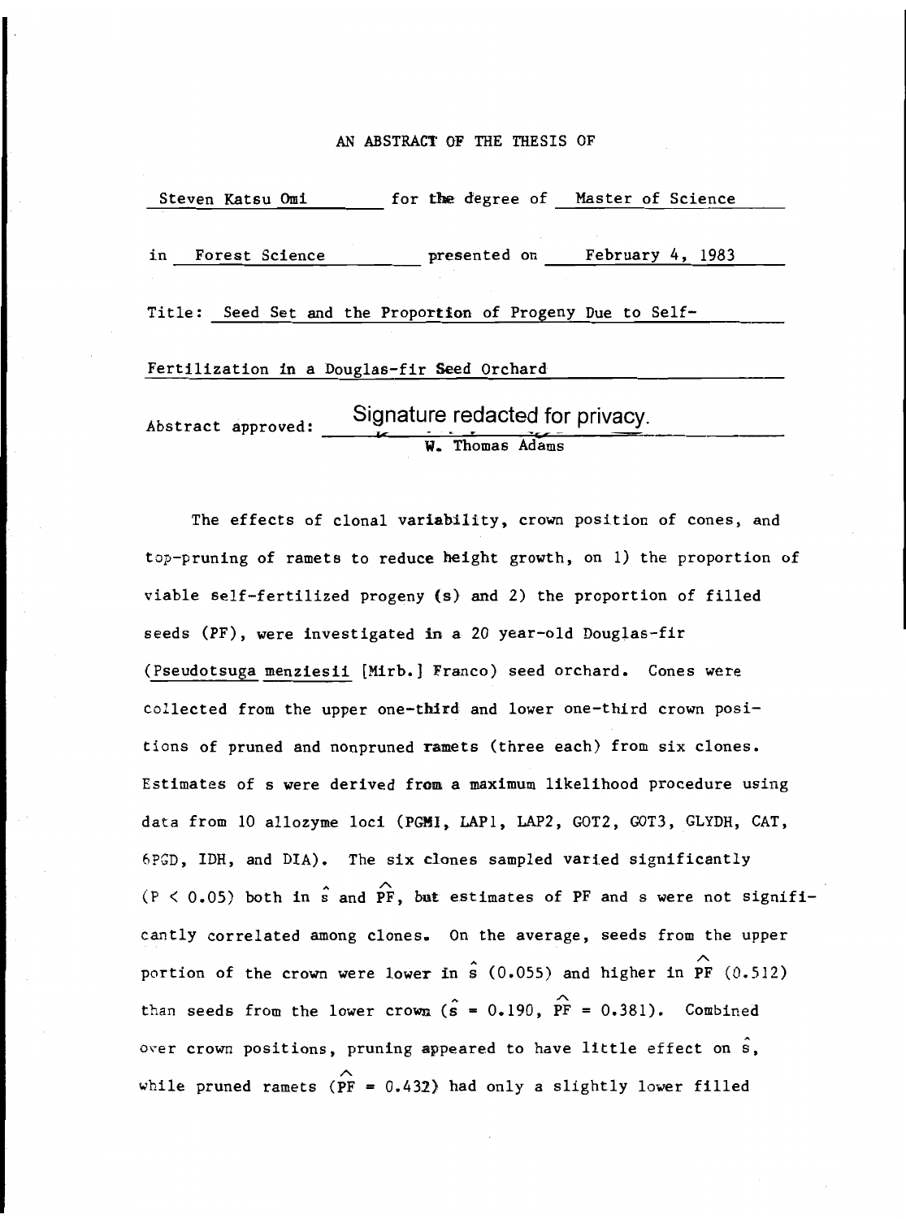AN ABSTRACT OF THE THESIS OF

Steven Katsu Omi for the degree of Master of Science

in Forest Science presented on February 4, 1983

Title: Seed Set and the Proportion of Progeny Due to Self-Fertilization in a Douglas-fir Seed Orchard

Abstract approved: Signature redacted for privacy.
W. Thomas Adams

The effects of clonal variability, crown position of cones, and top-pruning of ramets to reduce height growth, on 1) the proportion of viable self-fertilized progeny (s) and 2) the proportion of filled seeds (PF), were investigated in a 20 year-old Douglas-fir (*Pseudotsuga menziesii* [Mirb.] Franco) seed orchard. Cones were collected from the upper one-third and lower one-third crown positions of pruned and nonpruned ramets (three each) from six clones. Estimates of s were derived from a maximum likelihood procedure using data from 10 allozyme loci (PGM1, LAP1, LAP2, GOT2, GOT3, GLYDH, CAT, 6PGD, IDH, and DIA). The six clones sampled varied significantly ($P < 0.05$) both in $\hat{s}$ and $\widehat{PF}$, but estimates of PF and s were not significantly correlated among clones. On the average, seeds from the upper portion of the crown were lower in $\hat{s}$ (0.055) and higher in $\widehat{PF}$ (0.512) than seeds from the lower crown ($\hat{s} = 0.190$, $\widehat{PF} = 0.381$). Combined over crown positions, pruning appeared to have little effect on $\hat{s}$, while pruned ramets ($\widehat{PF} = 0.432$) had only a slightly lower filled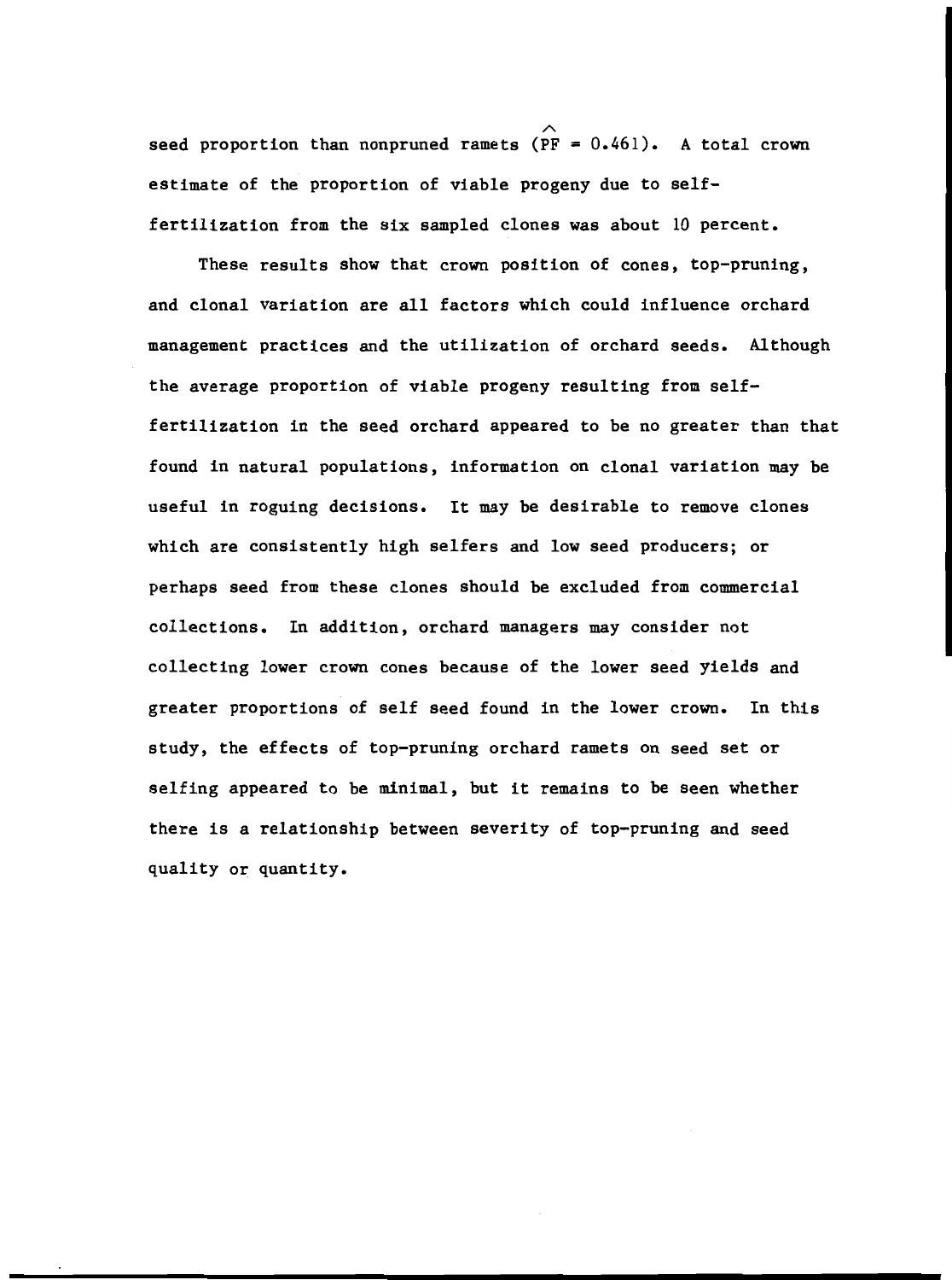seed proportion than nonpruned ramets ($\hat{PF} = 0.461$). A total crown estimate of the proportion of viable progeny due to self-fertilization from the six sampled clones was about 10 percent.

These results show that crown position of cones, top-pruning, and clonal variation are all factors which could influence orchard management practices and the utilization of orchard seeds. Although the average proportion of viable progeny resulting from self-fertilization in the seed orchard appeared to be no greater than that found in natural populations, information on clonal variation may be useful in roguing decisions. It may be desirable to remove clones which are consistently high selfers and low seed producers; or perhaps seed from these clones should be excluded from commercial collections. In addition, orchard managers may consider not collecting lower crown cones because of the lower seed yields and greater proportions of self seed found in the lower crown. In this study, the effects of top-pruning orchard ramets on seed set or selfing appeared to be minimal, but it remains to be seen whether there is a relationship between severity of top-pruning and seed quality or quantity.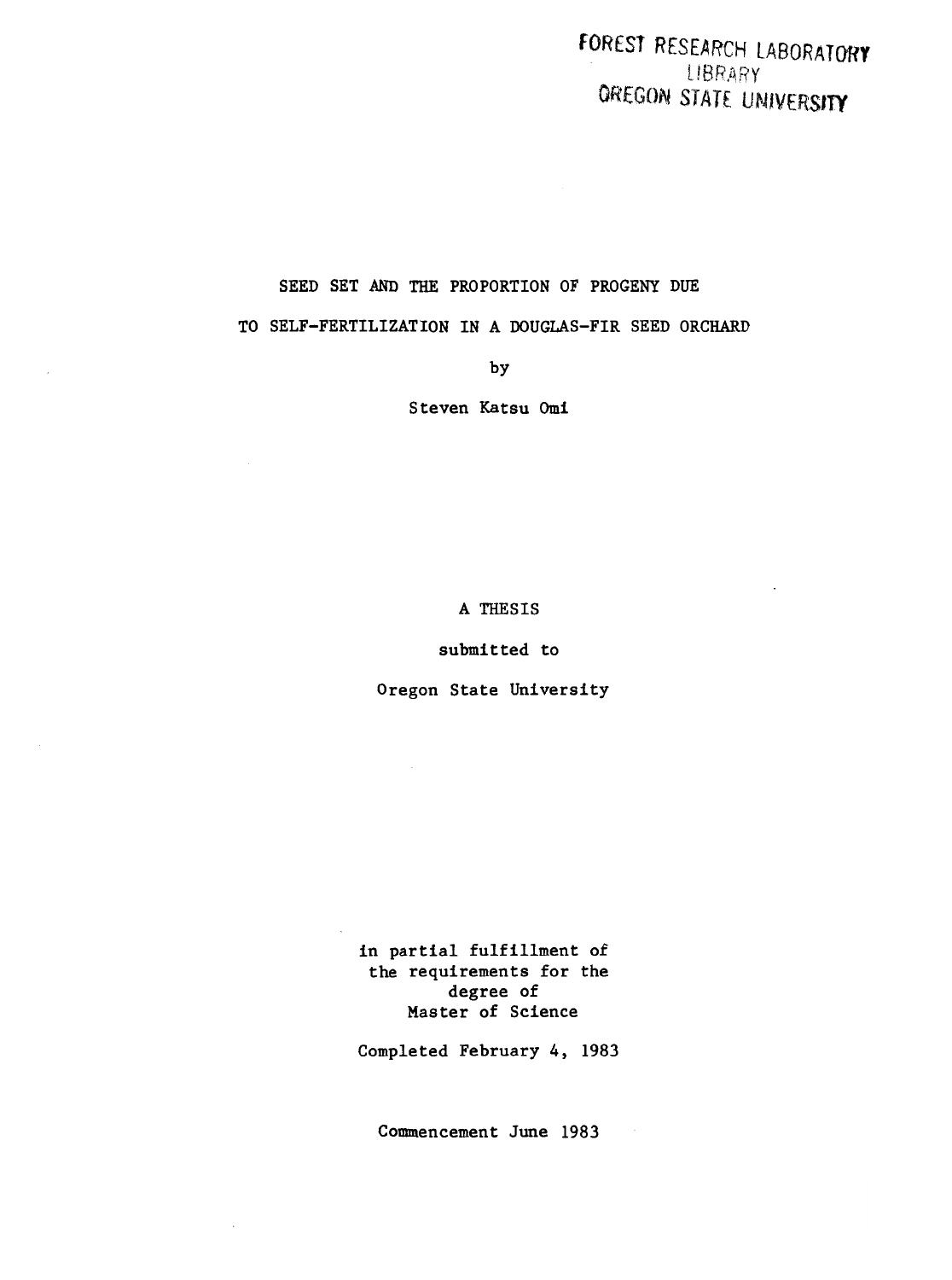FOREST RESEARCH LABORATORY
LIBRARY
OREGON STATE UNIVERSITY

# SEED SET AND THE PROPORTION OF PROGENY DUE TO SELF-FERTILIZATION IN A DOUGLAS-FIR SEED ORCHARD

by

Steven Katsu Omi

A THESIS

submitted to

Oregon State University

in partial fulfillment of
the requirements for the
degree of
Master of Science

Completed February 4, 1983

Commencement June 1983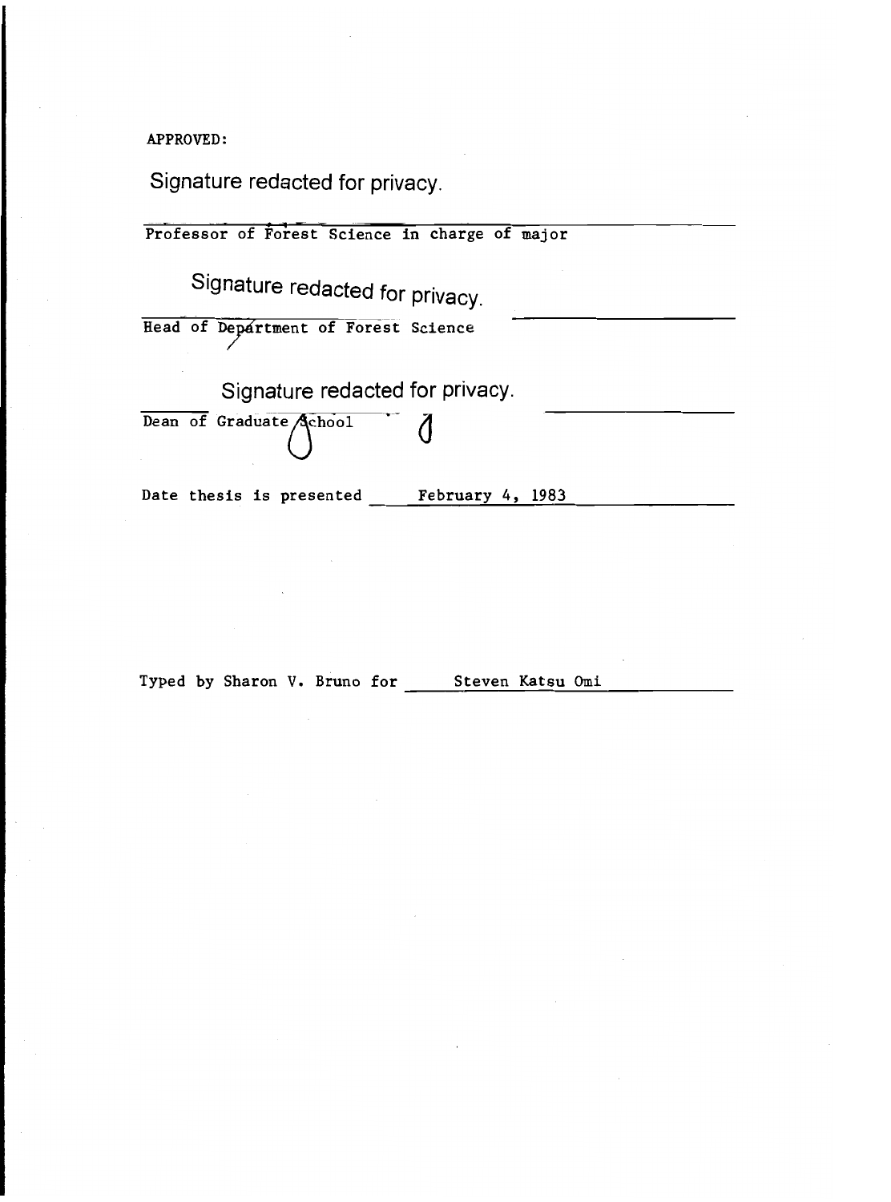APPROVED:

Signature redacted for privacy.

Professor of Forest Science in charge of major

Signature redacted for privacy.

Head of Department of Forest Science

Signature redacted for privacy.

Dean of Graduate School

Date thesis is presented February 4, 1983

Typed by Sharon V. Bruno for Steven Katsu Omi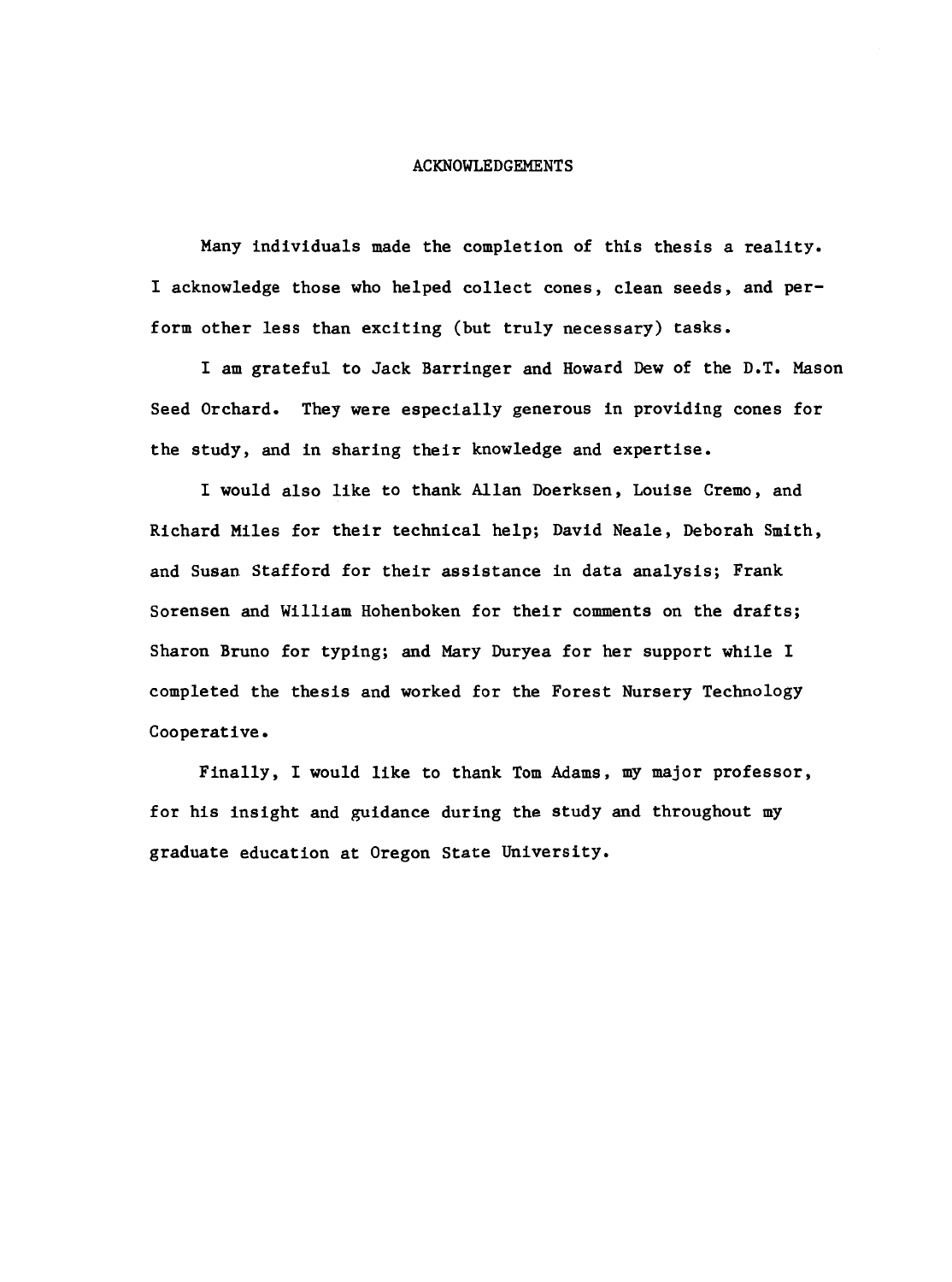# ACKNOWLEDGEMENTS

Many individuals made the completion of this thesis a reality. I acknowledge those who helped collect cones, clean seeds, and perform other less than exciting (but truly necessary) tasks.

I am grateful to Jack Barringer and Howard Dew of the D.T. Mason Seed Orchard. They were especially generous in providing cones for the study, and in sharing their knowledge and expertise.

I would also like to thank Allan Doerksen, Louise Cremo, and Richard Miles for their technical help; David Neale, Deborah Smith, and Susan Stafford for their assistance in data analysis; Frank Sorensen and William Hohenboken for their comments on the drafts; Sharon Bruno for typing; and Mary Duryea for her support while I completed the thesis and worked for the Forest Nursery Technology Cooperative.

Finally, I would like to thank Tom Adams, my major professor, for his insight and guidance during the study and throughout my graduate education at Oregon State University.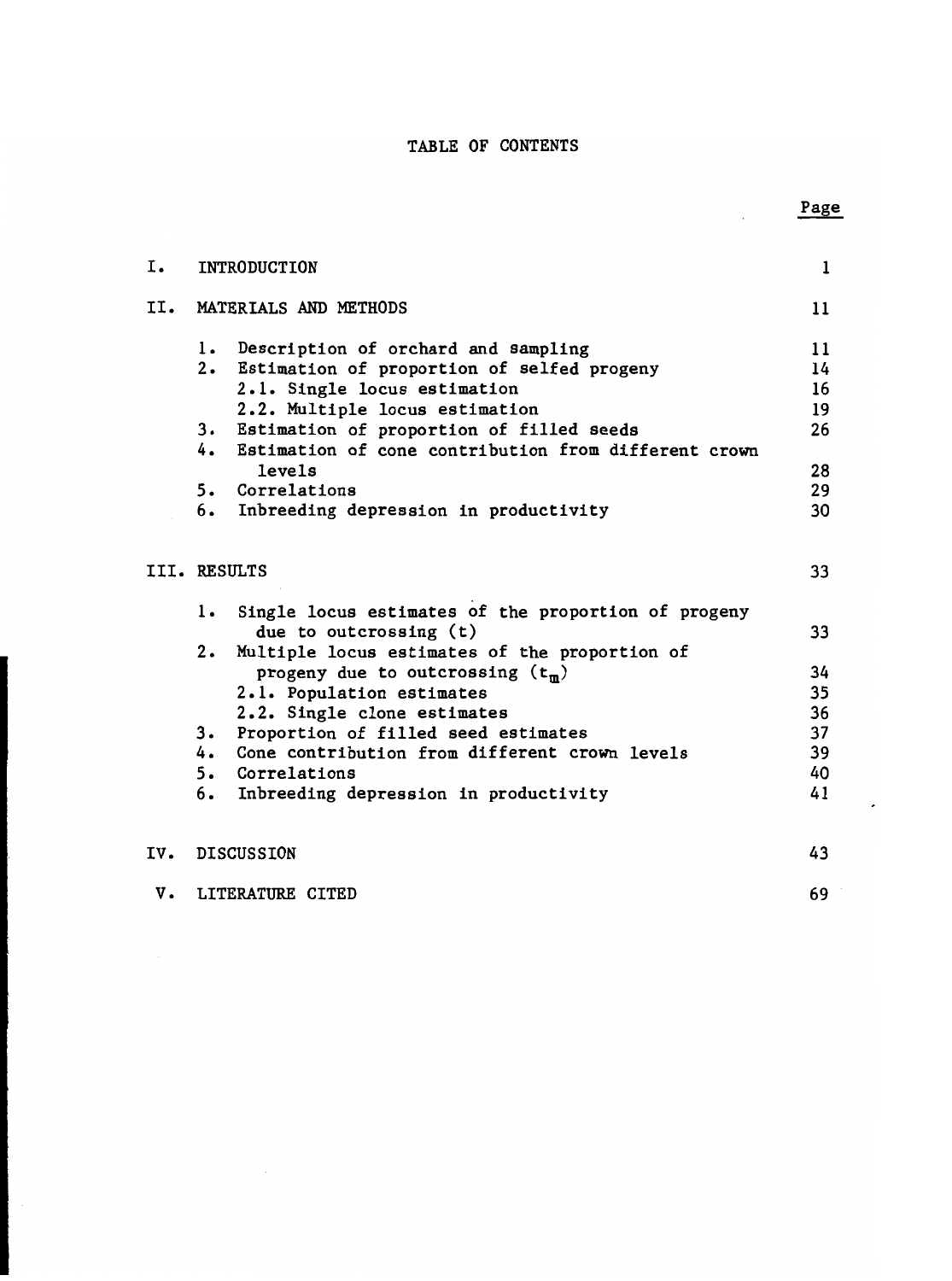# TABLE OF CONTENTS

| | Page |
|---|---|
| I. INTRODUCTION | 1 |
| II. MATERIALS AND METHODS | 11 |
| 1. Description of orchard and sampling | 11 |
| 2. Estimation of proportion of selfed progeny | 14 |
| 2.1. Single locus estimation | 16 |
| 2.2. Multiple locus estimation | 19 |
| 3. Estimation of proportion of filled seeds | 26 |
| 4. Estimation of cone contribution from different crown levels | 28 |
| 5. Correlations | 29 |
| 6. Inbreeding depression in productivity | 30 |
| III. RESULTS | 33 |
| 1. Single locus estimates of the proportion of progeny due to outcrossing (t) | 33 |
| 2. Multiple locus estimates of the proportion of progeny due to outcrossing ($t_m$) | 34 |
| 2.1. Population estimates | 35 |
| 2.2. Single clone estimates | 36 |
| 3. Proportion of filled seed estimates | 37 |
| 4. Cone contribution from different crown levels | 39 |
| 5. Correlations | 40 |
| 6. Inbreeding depression in productivity | 41 |
| IV. DISCUSSION | 43 |
| V. LITERATURE CITED | 69 |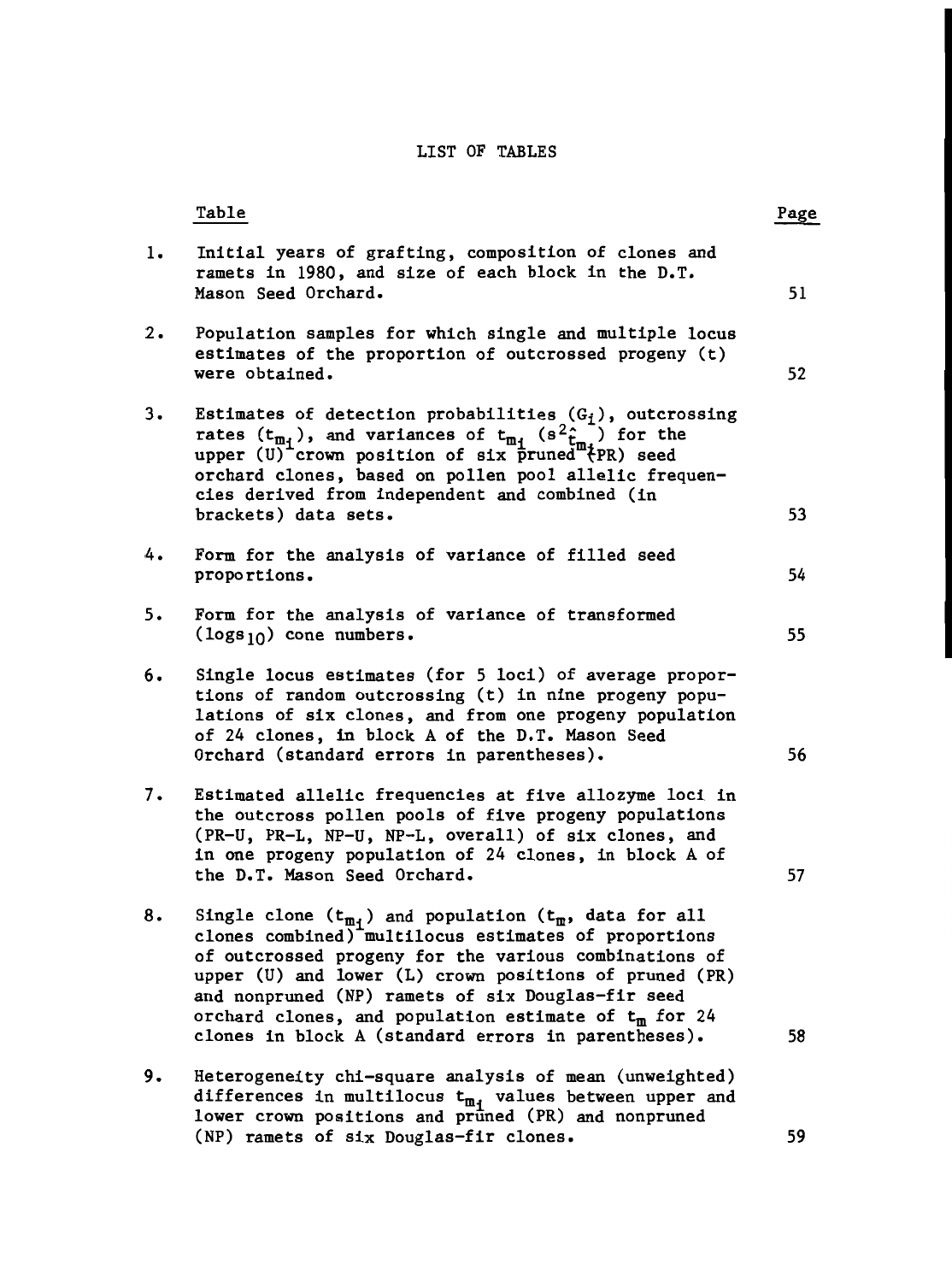# LIST OF TABLES

| Table | | Page |
|---|---|---|
| 1. | Initial years of grafting, composition of clones and ramets in 1980, and size of each block in the D.T. Mason Seed Orchard. | 51 |
| 2. | Population samples for which single and multiple locus estimates of the proportion of outcrossed progeny (t) were obtained. | 52 |
| 3. | Estimates of detection probabilities ($G_i$), outcrossing rates ($t_{m_i}$), and variances of $t_{m_i}$ ($s^2_{\hat{t}_{m_i}}$) for the upper (U) crown position of six pruned (PR) seed orchard clones, based on pollen pool allelic frequencies derived from independent and combined (in brackets) data sets. | 53 |
| 4. | Form for the analysis of variance of filled seed proportions. | 54 |
| 5. | Form for the analysis of variance of transformed ($\log_{10}$) cone numbers. | 55 |
| 6. | Single locus estimates (for 5 loci) of average proportions of random outcrossing (t) in nine progeny populations of six clones, and from one progeny population of 24 clones, in block A of the D.T. Mason Seed Orchard (standard errors in parentheses). | 56 |
| 7. | Estimated allelic frequencies at five allozyme loci in the outcross pollen pools of five progeny populations (PR-U, PR-L, NP-U, NP-L, overall) of six clones, and in one progeny population of 24 clones, in block A of the D.T. Mason Seed Orchard. | 57 |
| 8. | Single clone ($t_{m_i}$) and population ($t_m$, data for all clones combined) multilocus estimates of proportions of outcrossed progeny for the various combinations of upper (U) and lower (L) crown positions of pruned (PR) and nonpruned (NP) ramets of six Douglas-fir seed orchard clones, and population estimate of $t_m$ for 24 clones in block A (standard errors in parentheses). | 58 |
| 9. | Heterogeneity chi-square analysis of mean (unweighted) differences in multilocus $t_{m_i}$ values between upper and lower crown positions and pruned (PR) and nonpruned (NP) ramets of six Douglas-fir clones. | 59 |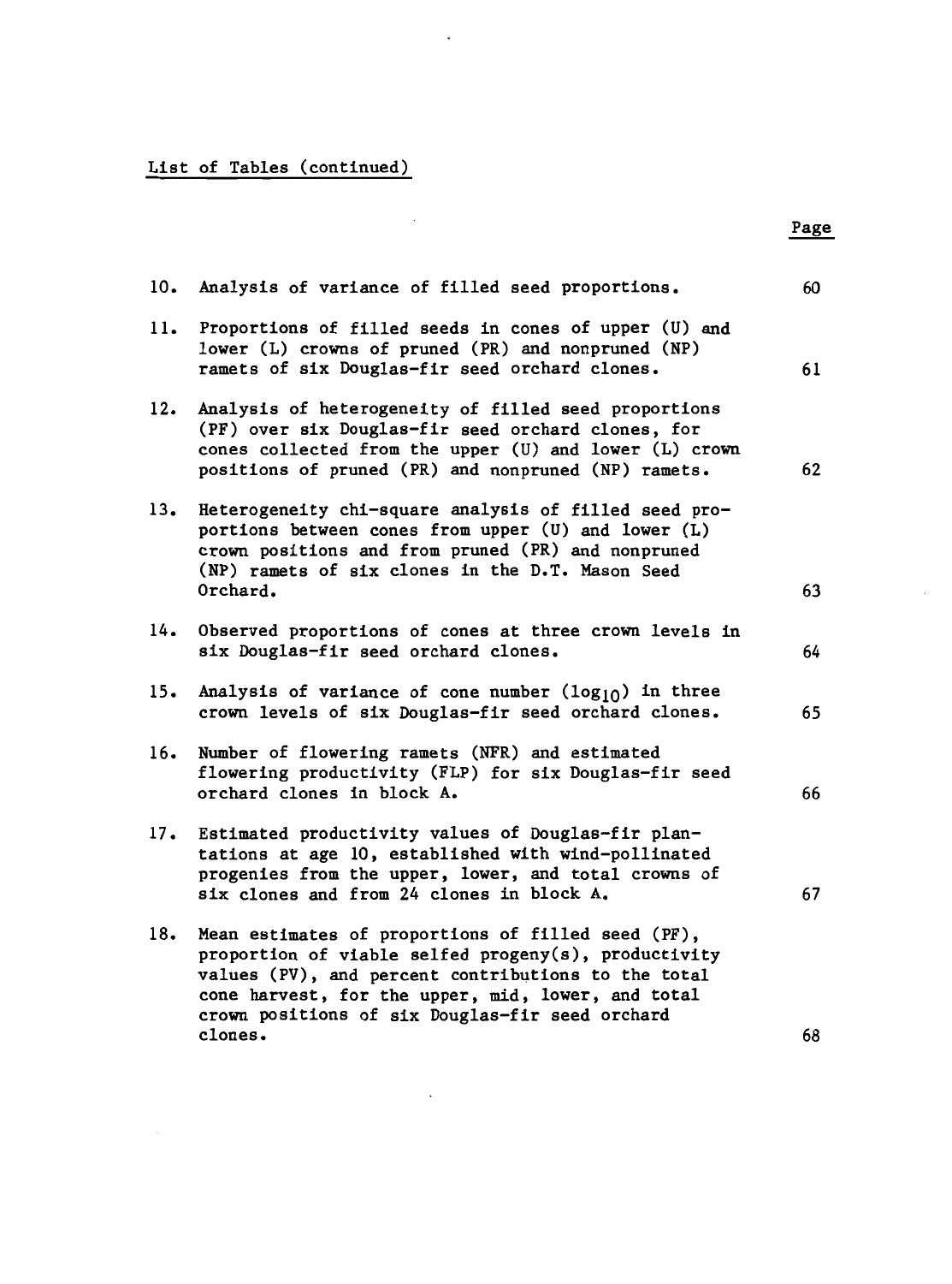List of Tables (continued)

| | | Page |
|---|---|---|
| 10. | Analysis of variance of filled seed proportions. | 60 |
| 11. | Proportions of filled seeds in cones of upper (U) and lower (L) crowns of pruned (PR) and nonpruned (NP) ramets of six Douglas-fir seed orchard clones. | 61 |
| 12. | Analysis of heterogeneity of filled seed proportions (PF) over six Douglas-fir seed orchard clones, for cones collected from the upper (U) and lower (L) crown positions of pruned (PR) and nonpruned (NP) ramets. | 62 |
| 13. | Heterogeneity chi-square analysis of filled seed proportions between cones from upper (U) and lower (L) crown positions and from pruned (PR) and nonpruned (NP) ramets of six clones in the D.T. Mason Seed Orchard. | 63 |
| 14. | Observed proportions of cones at three crown levels in six Douglas-fir seed orchard clones. | 64 |
| 15. | Analysis of variance of cone number ($\log_{10}$) in three crown levels of six Douglas-fir seed orchard clones. | 65 |
| 16. | Number of flowering ramets (NFR) and estimated flowering productivity (FLP) for six Douglas-fir seed orchard clones in block A. | 66 |
| 17. | Estimated productivity values of Douglas-fir plantations at age 10, established with wind-pollinated progenies from the upper, lower, and total crowns of six clones and from 24 clones in block A. | 67 |
| 18. | Mean estimates of proportions of filled seed (PF), proportion of viable selfed progeny(s), productivity values (PV), and percent contributions to the total cone harvest, for the upper, mid, lower, and total crown positions of six Douglas-fir seed orchard clones. | 68 |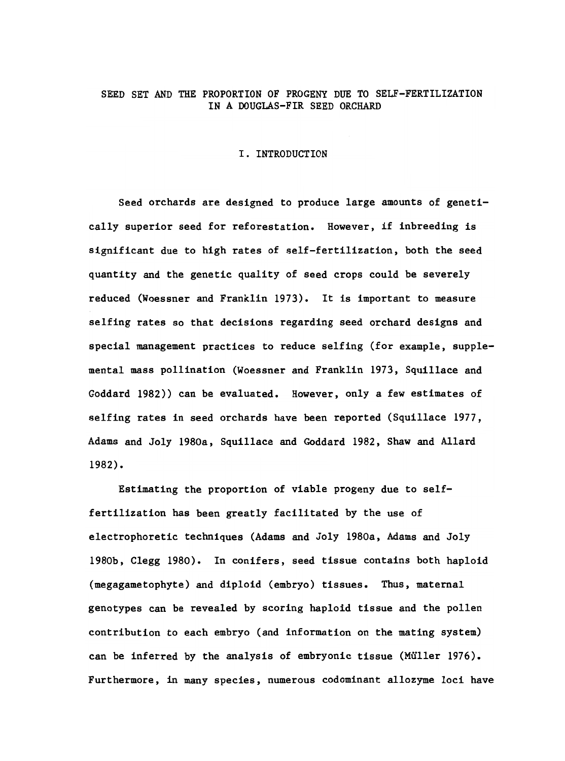# SEED SET AND THE PROPORTION OF PROGENY DUE TO SELF-FERTILIZATION IN A DOUGLAS-FIR SEED ORCHARD

## I. INTRODUCTION

Seed orchards are designed to produce large amounts of genetically superior seed for reforestation. However, if inbreeding is significant due to high rates of self-fertilization, both the seed quantity and the genetic quality of seed crops could be severely reduced (Woessner and Franklin 1973). It is important to measure selfing rates so that decisions regarding seed orchard designs and special management practices to reduce selfing (for example, supplemental mass pollination (Woessner and Franklin 1973, Squillace and Goddard 1982)) can be evaluated. However, only a few estimates of selfing rates in seed orchards have been reported (Squillace 1977, Adams and Joly 1980a, Squillace and Goddard 1982, Shaw and Allard 1982).

Estimating the proportion of viable progeny due to self-fertilization has been greatly facilitated by the use of electrophoretic techniques (Adams and Joly 1980a, Adams and Joly 1980b, Clegg 1980). In conifers, seed tissue contains both haploid (megagametophyte) and diploid (embryo) tissues. Thus, maternal genotypes can be revealed by scoring haploid tissue and the pollen contribution to each embryo (and information on the mating system) can be inferred by the analysis of embryonic tissue (Müller 1976). Furthermore, in many species, numerous codominant allozyme loci have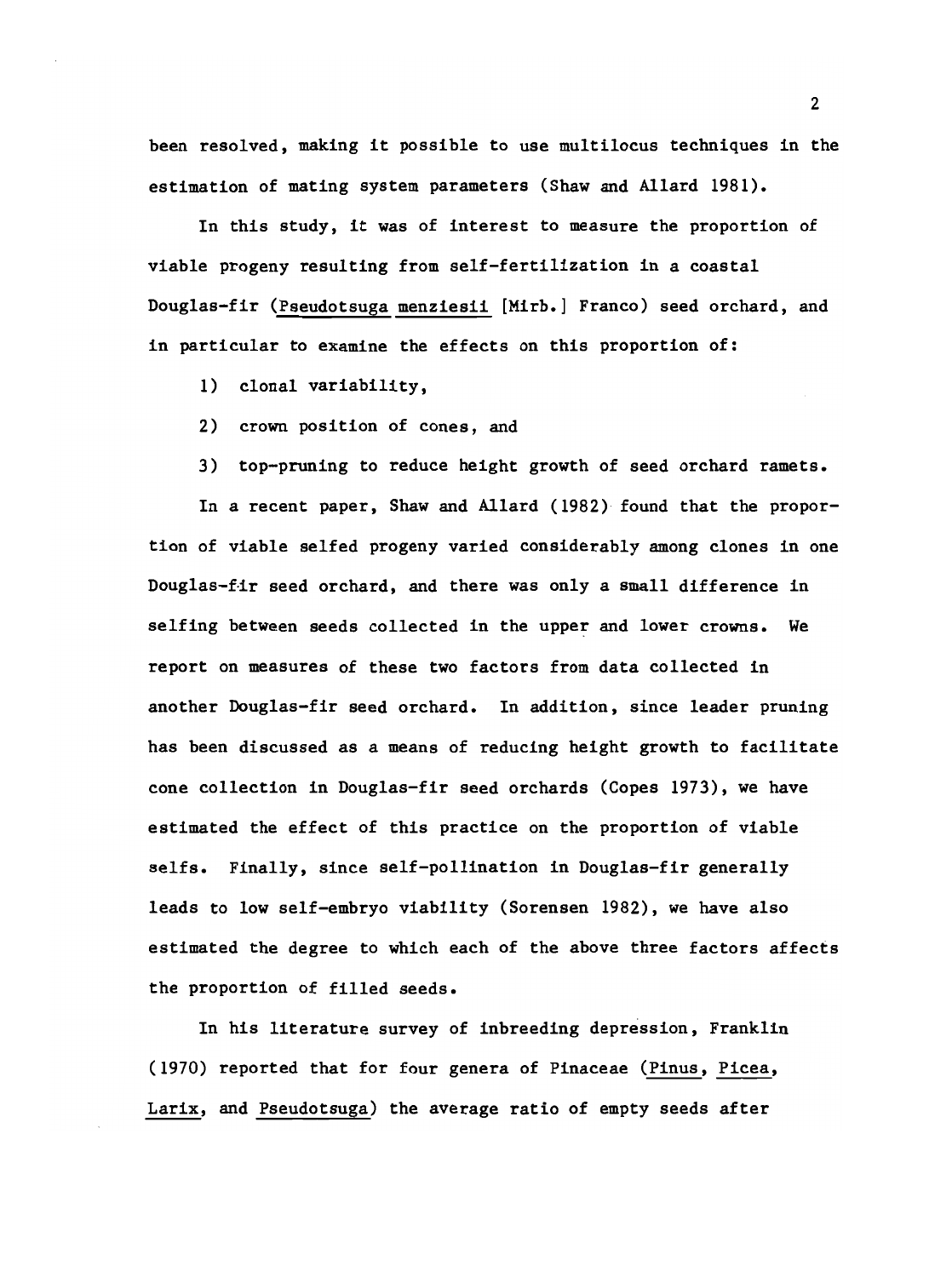been resolved, making it possible to use multilocus techniques in the estimation of mating system parameters (Shaw and Allard 1981).

In this study, it was of interest to measure the proportion of viable progeny resulting from self-fertilization in a coastal Douglas-fir (Pseudotsuga menziesii [Mirb.] Franco) seed orchard, and in particular to examine the effects on this proportion of:

1) clonal variability,
2) crown position of cones, and
3) top-pruning to reduce height growth of seed orchard ramets.

In a recent paper, Shaw and Allard (1982) found that the proportion of viable selfed progeny varied considerably among clones in one Douglas-fir seed orchard, and there was only a small difference in selfing between seeds collected in the upper and lower crowns. We report on measures of these two factors from data collected in another Douglas-fir seed orchard. In addition, since leader pruning has been discussed as a means of reducing height growth to facilitate cone collection in Douglas-fir seed orchards (Copes 1973), we have estimated the effect of this practice on the proportion of viable selfs. Finally, since self-pollination in Douglas-fir generally leads to low self-embryo viability (Sorensen 1982), we have also estimated the degree to which each of the above three factors affects the proportion of filled seeds.

In his literature survey of inbreeding depression, Franklin (1970) reported that for four genera of Pinaceae (Pinus, Picea, Larix, and Pseudotsuga) the average ratio of empty seeds after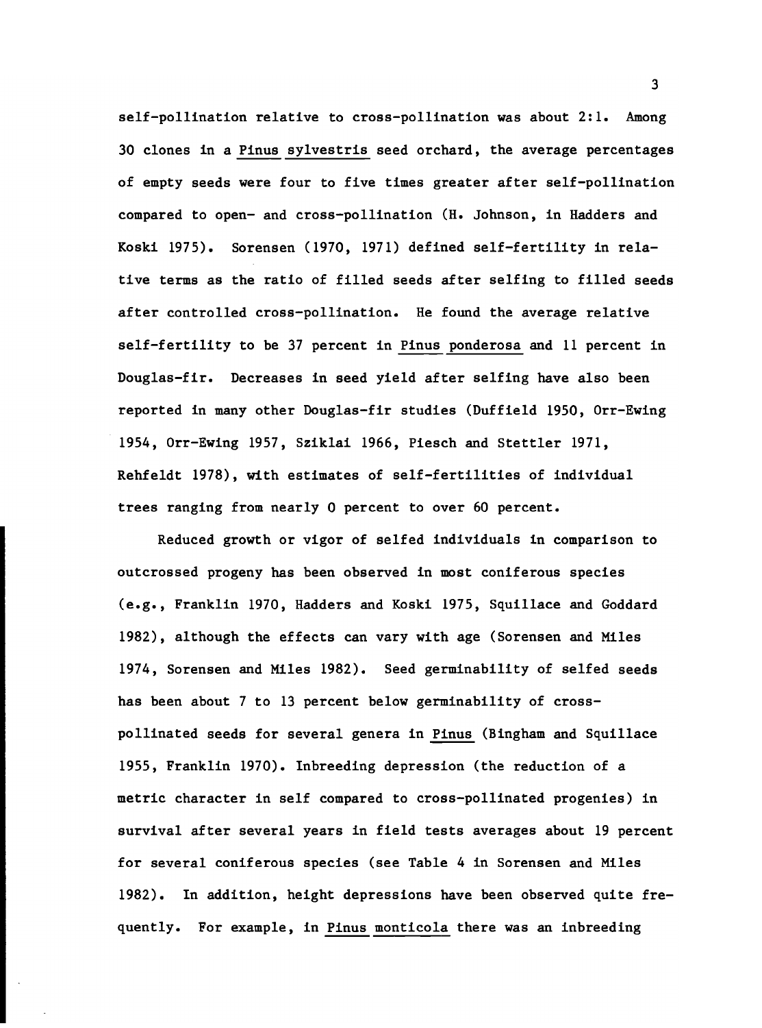self-pollination relative to cross-pollination was about 2:1. Among 30 clones in a *Pinus sylvestris* seed orchard, the average percentages of empty seeds were four to five times greater after self-pollination compared to open- and cross-pollination (H. Johnson, in Hadders and Koski 1975). Sorensen (1970, 1971) defined self-fertility in relative terms as the ratio of filled seeds after selfing to filled seeds after controlled cross-pollination. He found the average relative self-fertility to be 37 percent in *Pinus ponderosa* and 11 percent in Douglas-fir. Decreases in seed yield after selfing have also been reported in many other Douglas-fir studies (Duffield 1950, Orr-Ewing 1954, Orr-Ewing 1957, Sziklai 1966, Piesch and Stettler 1971, Rehfeldt 1978), with estimates of self-fertilities of individual trees ranging from nearly 0 percent to over 60 percent.

Reduced growth or vigor of selfed individuals in comparison to outcrossed progeny has been observed in most coniferous species (e.g., Franklin 1970, Hadders and Koski 1975, Squillace and Goddard 1982), although the effects can vary with age (Sorensen and Miles 1974, Sorensen and Miles 1982). Seed germinability of selfed seeds has been about 7 to 13 percent below germinability of cross-pollinated seeds for several genera in *Pinus* (Bingham and Squillace 1955, Franklin 1970). Inbreeding depression (the reduction of a metric character in self compared to cross-pollinated progenies) in survival after several years in field tests averages about 19 percent for several coniferous species (see Table 4 in Sorensen and Miles 1982). In addition, height depressions have been observed quite frequently. For example, in *Pinus monticola* there was an inbreeding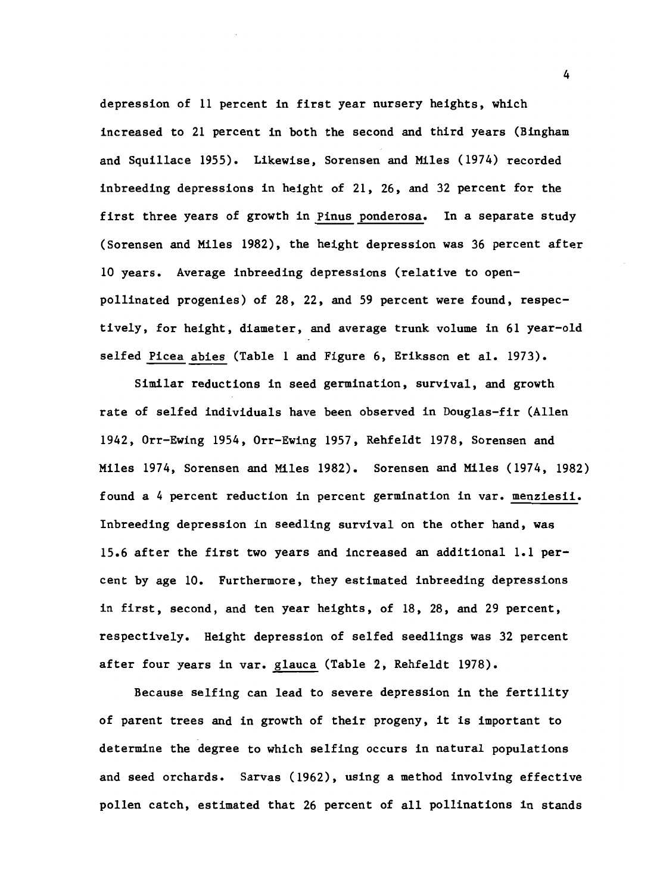depression of 11 percent in first year nursery heights, which increased to 21 percent in both the second and third years (Bingham and Squillace 1955). Likewise, Sorensen and Miles (1974) recorded inbreeding depressions in height of 21, 26, and 32 percent for the first three years of growth in *Pinus ponderosa*. In a separate study (Sorensen and Miles 1982), the height depression was 36 percent after 10 years. Average inbreeding depressions (relative to open-pollinated progenies) of 28, 22, and 59 percent were found, respectively, for height, diameter, and average trunk volume in 61 year-old selfed *Picea abies* (Table 1 and Figure 6, Eriksson et al. 1973).

Similar reductions in seed germination, survival, and growth rate of selfed individuals have been observed in Douglas-fir (Allen 1942, Orr-Ewing 1954, Orr-Ewing 1957, Rehfeldt 1978, Sorensen and Miles 1974, Sorensen and Miles 1982). Sorensen and Miles (1974, 1982) found a 4 percent reduction in percent germination in var. *menziesii*. Inbreeding depression in seedling survival on the other hand, was 15.6 after the first two years and increased an additional 1.1 percent by age 10. Furthermore, they estimated inbreeding depressions in first, second, and ten year heights, of 18, 28, and 29 percent, respectively. Height depression of selfed seedlings was 32 percent after four years in var. *glauca* (Table 2, Rehfeldt 1978).

Because selfing can lead to severe depression in the fertility of parent trees and in growth of their progeny, it is important to determine the degree to which selfing occurs in natural populations and seed orchards. Sarvas (1962), using a method involving effective pollen catch, estimated that 26 percent of all pollinations in stands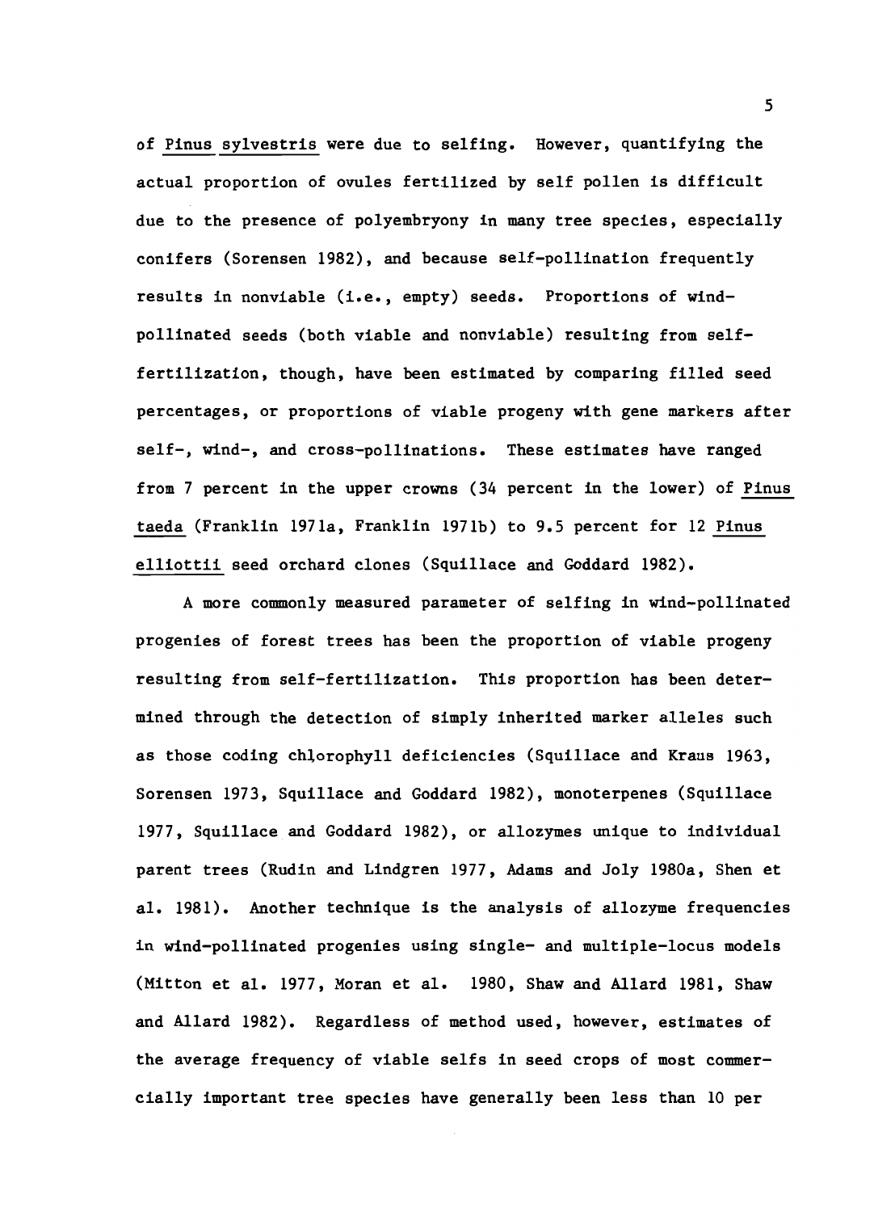of *Pinus sylvestris* were due to selfing. However, quantifying the actual proportion of ovules fertilized by self pollen is difficult due to the presence of polyembryony in many tree species, especially conifers (Sorensen 1982), and because self-pollination frequently results in nonviable (i.e., empty) seeds. Proportions of wind-pollinated seeds (both viable and nonviable) resulting from self-fertilization, though, have been estimated by comparing filled seed percentages, or proportions of viable progeny with gene markers after self-, wind-, and cross-pollinations. These estimates have ranged from 7 percent in the upper crowns (34 percent in the lower) of *Pinus taeda* (Franklin 1971a, Franklin 1971b) to 9.5 percent for 12 *Pinus elliottii* seed orchard clones (Squillace and Goddard 1982).

A more commonly measured parameter of selfing in wind-pollinated progenies of forest trees has been the proportion of viable progeny resulting from self-fertilization. This proportion has been determined through the detection of simply inherited marker alleles such as those coding chlorophyll deficiencies (Squillace and Kraus 1963, Sorensen 1973, Squillace and Goddard 1982), monoterpenes (Squillace 1977, Squillace and Goddard 1982), or allozymes unique to individual parent trees (Rudin and Lindgren 1977, Adams and Joly 1980a, Shen et al. 1981). Another technique is the analysis of allozyme frequencies in wind-pollinated progenies using single- and multiple-locus models (Mitton et al. 1977, Moran et al. 1980, Shaw and Allard 1981, Shaw and Allard 1982). Regardless of method used, however, estimates of the average frequency of viable selfs in seed crops of most commercially important tree species have generally been less than 10 per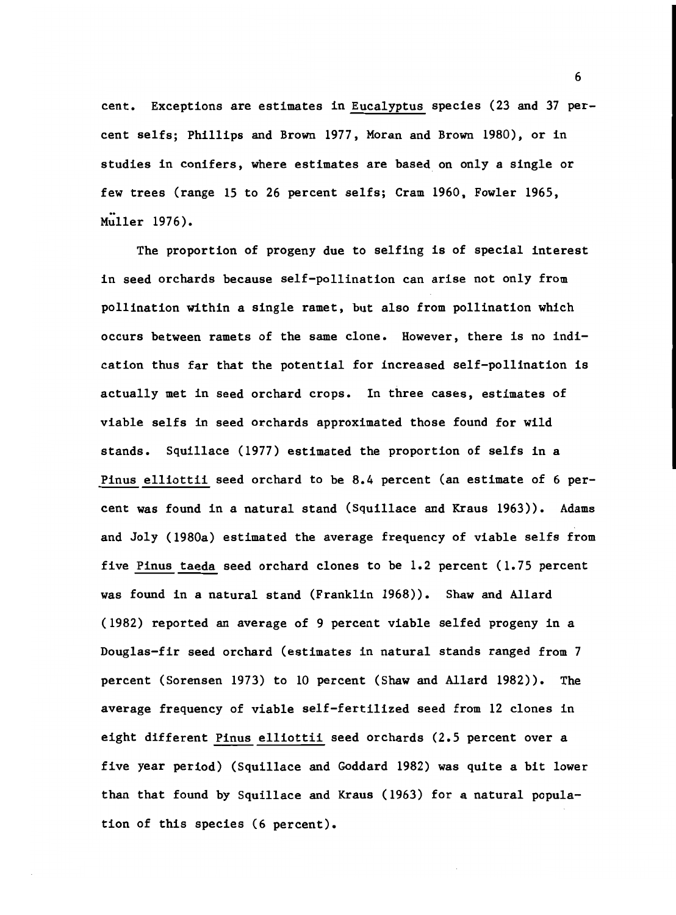cent. Exceptions are estimates in *Eucalyptus* species (23 and 37 percent selfs; Phillips and Brown 1977, Moran and Brown 1980), or in studies in conifers, where estimates are based on only a single or few trees (range 15 to 26 percent selfs; Cram 1960, Fowler 1965, Müller 1976).

The proportion of progeny due to selfing is of special interest in seed orchards because self-pollination can arise not only from pollination within a single ramet, but also from pollination which occurs between ramets of the same clone. However, there is no indication thus far that the potential for increased self-pollination is actually met in seed orchard crops. In three cases, estimates of viable selfs in seed orchards approximated those found for wild stands. Squillace (1977) estimated the proportion of selfs in a *Pinus elliottii* seed orchard to be 8.4 percent (an estimate of 6 percent was found in a natural stand (Squillace and Kraus 1963)). Adams and Joly (1980a) estimated the average frequency of viable selfs from five *Pinus taeda* seed orchard clones to be 1.2 percent (1.75 percent was found in a natural stand (Franklin 1968)). Shaw and Allard (1982) reported an average of 9 percent viable selfed progeny in a Douglas-fir seed orchard (estimates in natural stands ranged from 7 percent (Sorensen 1973) to 10 percent (Shaw and Allard 1982)). The average frequency of viable self-fertilized seed from 12 clones in eight different *Pinus elliottii* seed orchards (2.5 percent over a five year period) (Squillace and Goddard 1982) was quite a bit lower than that found by Squillace and Kraus (1963) for a natural population of this species (6 percent).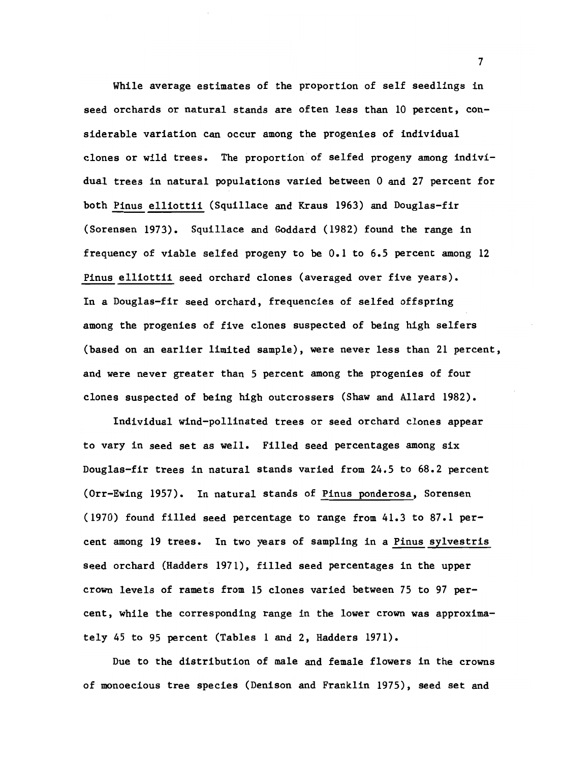While average estimates of the proportion of self seedlings in seed orchards or natural stands are often less than 10 percent, considerable variation can occur among the progenies of individual clones or wild trees. The proportion of selfed progeny among individual trees in natural populations varied between 0 and 27 percent for both *Pinus elliottii* (Squillace and Kraus 1963) and Douglas-fir (Sorensen 1973). Squillace and Goddard (1982) found the range in frequency of viable selfed progeny to be 0.1 to 6.5 percent among 12 *Pinus elliottii* seed orchard clones (averaged over five years). In a Douglas-fir seed orchard, frequencies of selfed offspring among the progenies of five clones suspected of being high selfers (based on an earlier limited sample), were never less than 21 percent, and were never greater than 5 percent among the progenies of four clones suspected of being high outcrossers (Shaw and Allard 1982).

Individual wind-pollinated trees or seed orchard clones appear to vary in seed set as well. Filled seed percentages among six Douglas-fir trees in natural stands varied from 24.5 to 68.2 percent (Orr-Ewing 1957). In natural stands of *Pinus ponderosa*, Sorensen (1970) found filled seed percentage to range from 41.3 to 87.1 percent among 19 trees. In two years of sampling in a *Pinus sylvestris* seed orchard (Hadders 1971), filled seed percentages in the upper crown levels of ramets from 15 clones varied between 75 to 97 percent, while the corresponding range in the lower crown was approximately 45 to 95 percent (Tables 1 and 2, Hadders 1971).

Due to the distribution of male and female flowers in the crowns of monoecious tree species (Denison and Franklin 1975), seed set and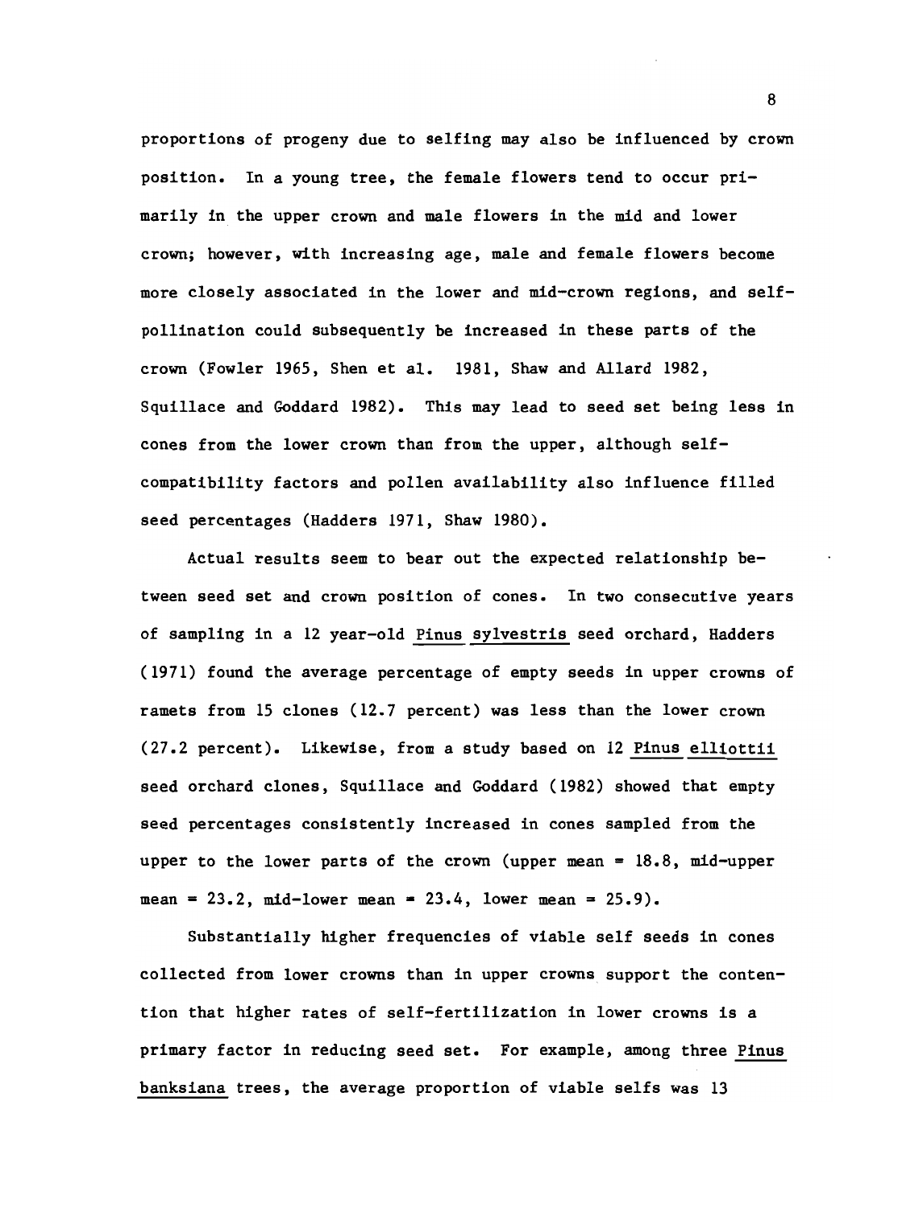proportions of progeny due to selfing may also be influenced by crown position. In a young tree, the female flowers tend to occur primarily in the upper crown and male flowers in the mid and lower crown; however, with increasing age, male and female flowers become more closely associated in the lower and mid-crown regions, and self-pollination could subsequently be increased in these parts of the crown (Fowler 1965, Shen et al. 1981, Shaw and Allard 1982, Squillace and Goddard 1982). This may lead to seed set being less in cones from the lower crown than from the upper, although self-compatibility factors and pollen availability also influence filled seed percentages (Hadders 1971, Shaw 1980).

Actual results seem to bear out the expected relationship between seed set and crown position of cones. In two consecutive years of sampling in a 12 year-old *Pinus sylvestris* seed orchard, Hadders (1971) found the average percentage of empty seeds in upper crowns of ramets from 15 clones (12.7 percent) was less than the lower crown (27.2 percent). Likewise, from a study based on 12 *Pinus elliottii* seed orchard clones, Squillace and Goddard (1982) showed that empty seed percentages consistently increased in cones sampled from the upper to the lower parts of the crown (upper mean = 18.8, mid-upper mean = 23.2, mid-lower mean = 23.4, lower mean = 25.9).

Substantially higher frequencies of viable self seeds in cones collected from lower crowns than in upper crowns support the contention that higher rates of self-fertilization in lower crowns is a primary factor in reducing seed set. For example, among three *Pinus banksiana* trees, the average proportion of viable selfs was 13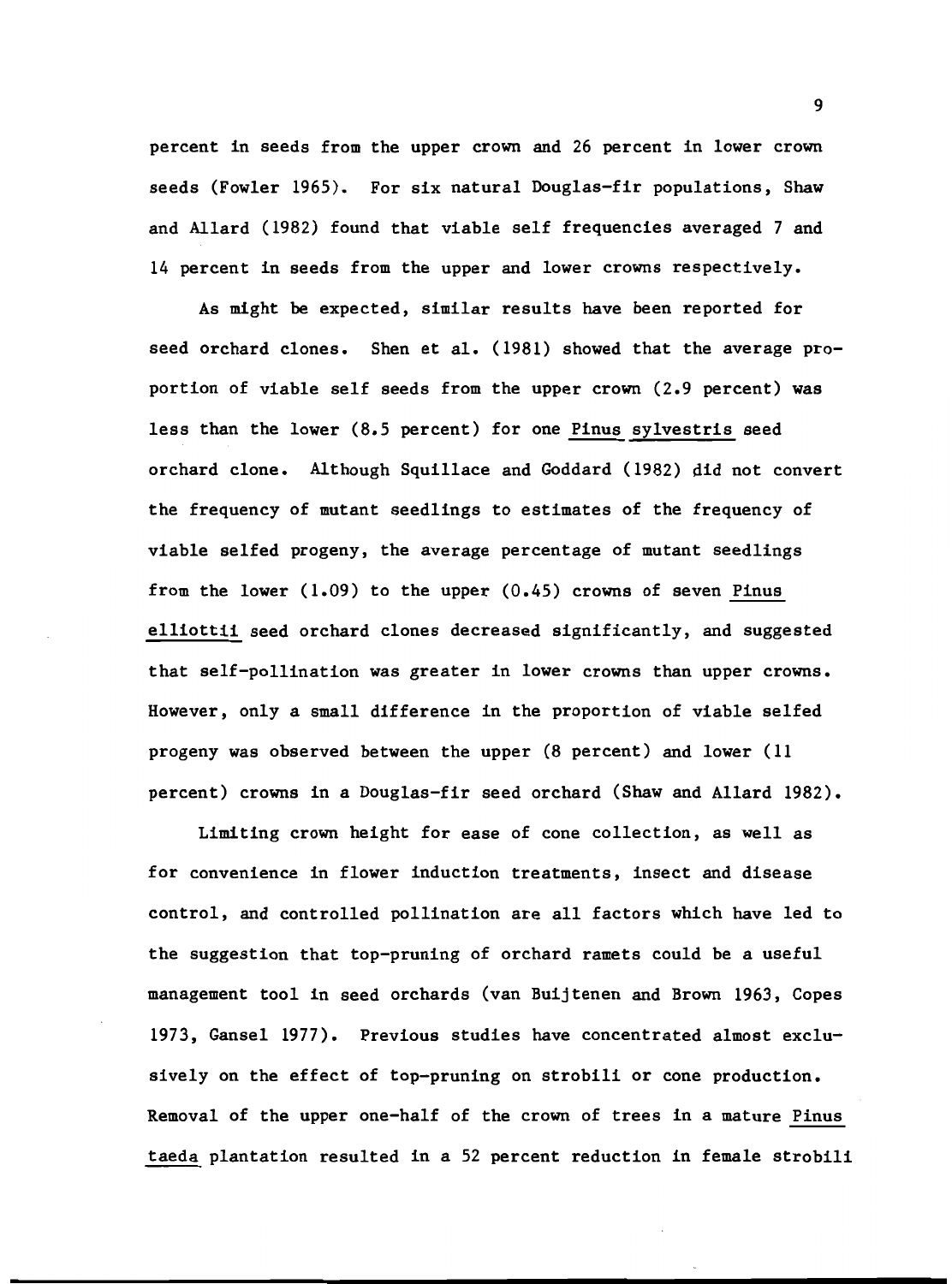percent in seeds from the upper crown and 26 percent in lower crown seeds (Fowler 1965). For six natural Douglas-fir populations, Shaw and Allard (1982) found that viable self frequencies averaged 7 and 14 percent in seeds from the upper and lower crowns respectively.

As might be expected, similar results have been reported for seed orchard clones. Shen et al. (1981) showed that the average proportion of viable self seeds from the upper crown (2.9 percent) was less than the lower (8.5 percent) for one *Pinus sylvestris* seed orchard clone. Although Squillace and Goddard (1982) did not convert the frequency of mutant seedlings to estimates of the frequency of viable selfed progeny, the average percentage of mutant seedlings from the lower (1.09) to the upper (0.45) crowns of seven *Pinus elliottii* seed orchard clones decreased significantly, and suggested that self-pollination was greater in lower crowns than upper crowns. However, only a small difference in the proportion of viable selfed progeny was observed between the upper (8 percent) and lower (11 percent) crowns in a Douglas-fir seed orchard (Shaw and Allard 1982).

Limiting crown height for ease of cone collection, as well as for convenience in flower induction treatments, insect and disease control, and controlled pollination are all factors which have led to the suggestion that top-pruning of orchard ramets could be a useful management tool in seed orchards (van Buijtenen and Brown 1963, Copes 1973, Gansel 1977). Previous studies have concentrated almost exclusively on the effect of top-pruning on strobili or cone production. Removal of the upper one-half of the crown of trees in a mature *Pinus taeda* plantation resulted in a 52 percent reduction in female strobili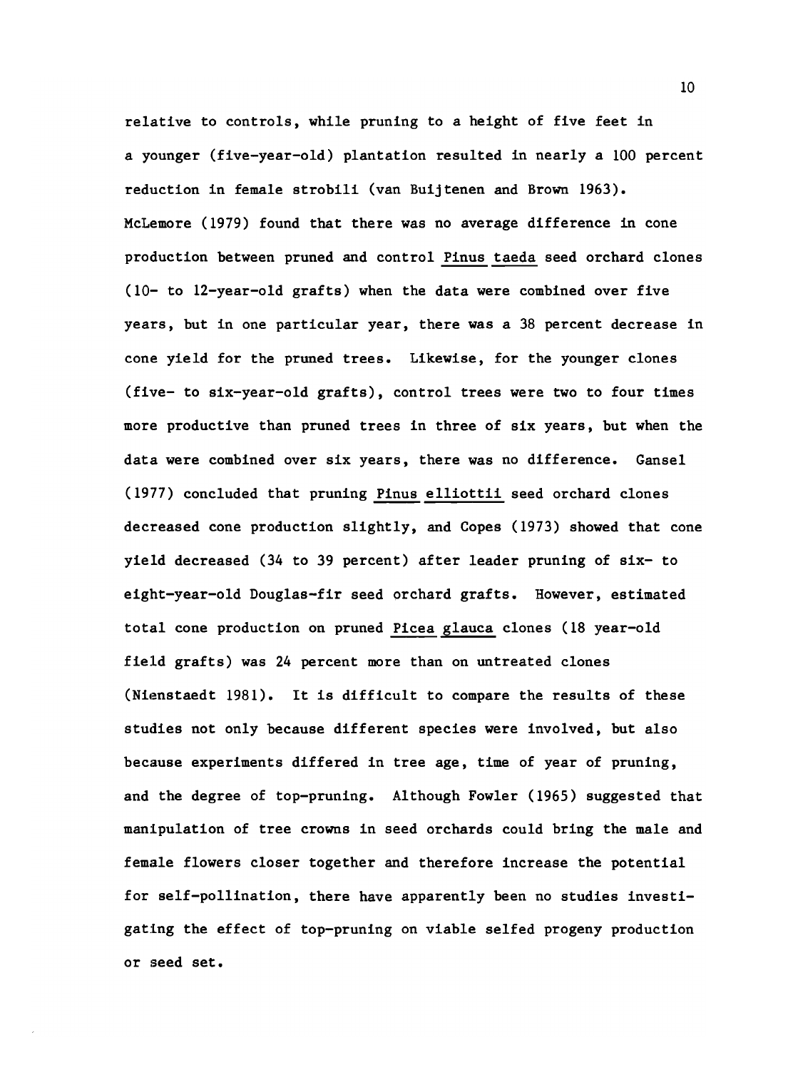relative to controls, while pruning to a height of five feet in a younger (five-year-old) plantation resulted in nearly a 100 percent reduction in female strobili (van Buijtenen and Brown 1963). McLemore (1979) found that there was no average difference in cone production between pruned and control *Pinus taeda* seed orchard clones (10- to 12-year-old grafts) when the data were combined over five years, but in one particular year, there was a 38 percent decrease in cone yield for the pruned trees. Likewise, for the younger clones (five- to six-year-old grafts), control trees were two to four times more productive than pruned trees in three of six years, but when the data were combined over six years, there was no difference. Gansel (1977) concluded that pruning *Pinus elliottii* seed orchard clones decreased cone production slightly, and Copes (1973) showed that cone yield decreased (34 to 39 percent) after leader pruning of six- to eight-year-old Douglas-fir seed orchard grafts. However, estimated total cone production on pruned *Picea glauca* clones (18 year-old field grafts) was 24 percent more than on untreated clones (Nienstaedt 1981). It is difficult to compare the results of these studies not only because different species were involved, but also because experiments differed in tree age, time of year of pruning, and the degree of top-pruning. Although Fowler (1965) suggested that manipulation of tree crowns in seed orchards could bring the male and female flowers closer together and therefore increase the potential for self-pollination, there have apparently been no studies investigating the effect of top-pruning on viable selfed progeny production or seed set.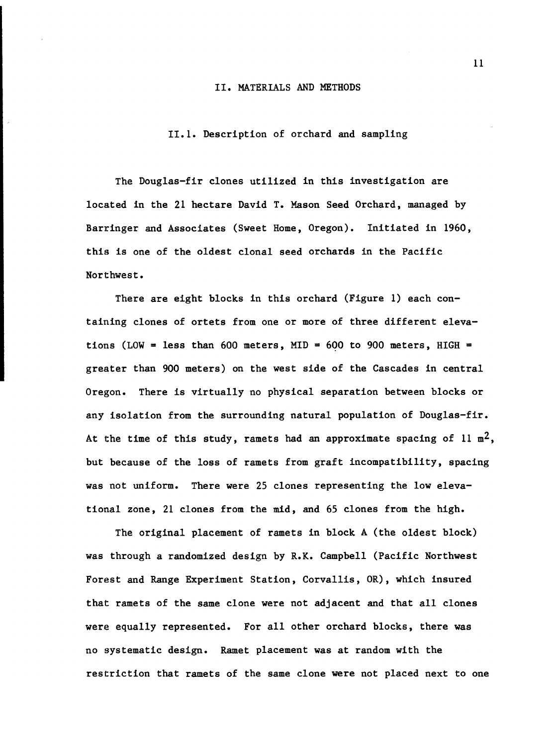# II. MATERIALS AND METHODS

## II.1. Description of orchard and sampling

The Douglas-fir clones utilized in this investigation are located in the 21 hectare David T. Mason Seed Orchard, managed by Barringer and Associates (Sweet Home, Oregon). Initiated in 1960, this is one of the oldest clonal seed orchards in the Pacific Northwest.

There are eight blocks in this orchard (Figure 1) each containing clones of ortets from one or more of three different elevations (LOW = less than 600 meters, MID = 600 to 900 meters, HIGH = greater than 900 meters) on the west side of the Cascades in central Oregon. There is virtually no physical separation between blocks or any isolation from the surrounding natural population of Douglas-fir. At the time of this study, ramets had an approximate spacing of 11 $m^2$, but because of the loss of ramets from graft incompatibility, spacing was not uniform. There were 25 clones representing the low elevational zone, 21 clones from the mid, and 65 clones from the high.

The original placement of ramets in block A (the oldest block) was through a randomized design by R.K. Campbell (Pacific Northwest Forest and Range Experiment Station, Corvallis, OR), which insured that ramets of the same clone were not adjacent and that all clones were equally represented. For all other orchard blocks, there was no systematic design. Ramet placement was at random with the restriction that ramets of the same clone were not placed next to one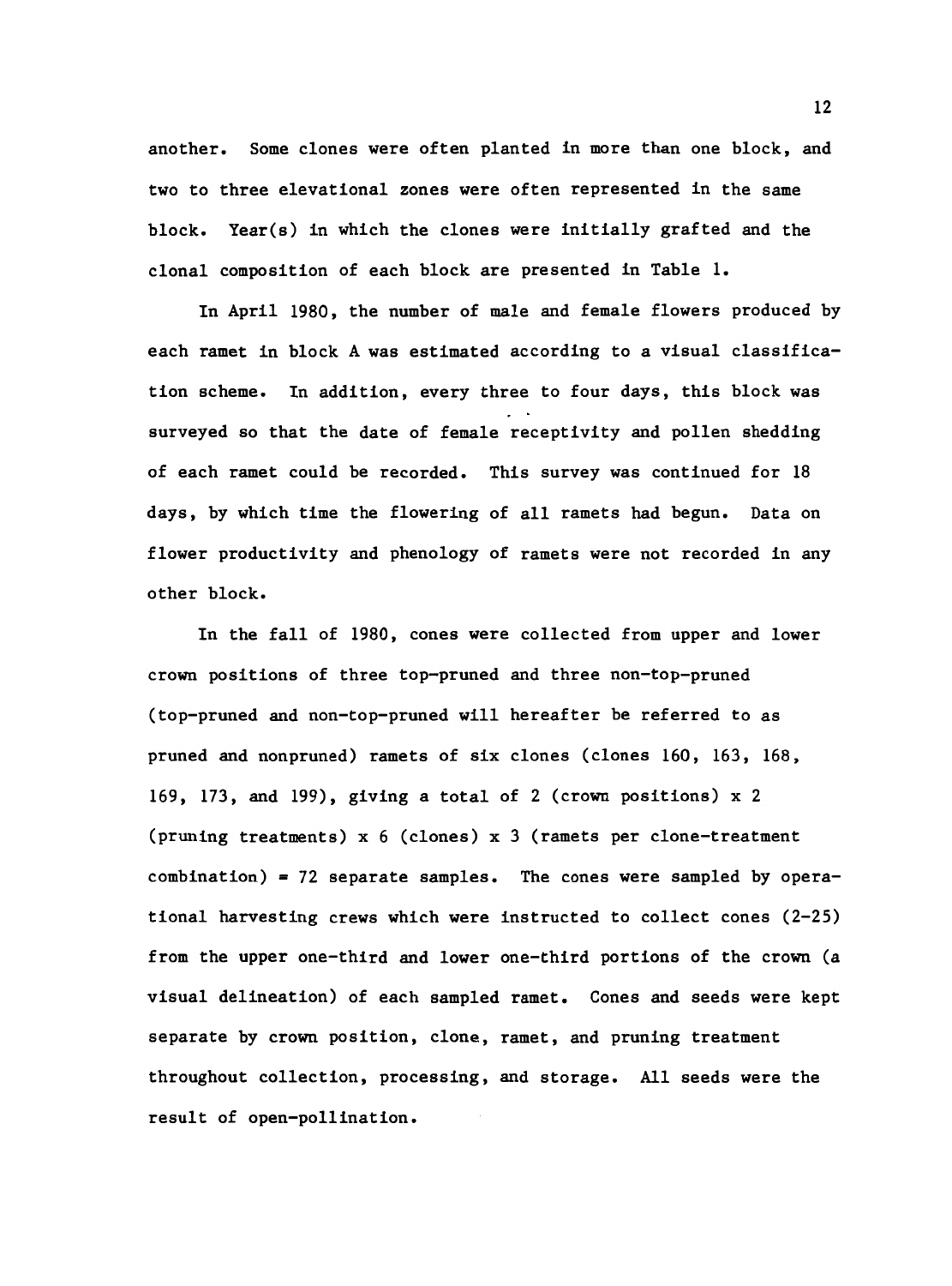another. Some clones were often planted in more than one block, and two to three elevational zones were often represented in the same block. Year(s) in which the clones were initially grafted and the clonal composition of each block are presented in Table 1.

In April 1980, the number of male and female flowers produced by each ramet in block A was estimated according to a visual classification scheme. In addition, every three to four days, this block was surveyed so that the date of female receptivity and pollen shedding of each ramet could be recorded. This survey was continued for 18 days, by which time the flowering of all ramets had begun. Data on flower productivity and phenology of ramets were not recorded in any other block.

In the fall of 1980, cones were collected from upper and lower crown positions of three top-pruned and three non-top-pruned (top-pruned and non-top-pruned will hereafter be referred to as pruned and nonpruned) ramets of six clones (clones 160, 163, 168, 169, 173, and 199), giving a total of 2 (crown positions) x 2 (pruning treatments) x 6 (clones) x 3 (ramets per clone-treatment combination) = 72 separate samples. The cones were sampled by operational harvesting crews which were instructed to collect cones (2-25) from the upper one-third and lower one-third portions of the crown (a visual delineation) of each sampled ramet. Cones and seeds were kept separate by crown position, clone, ramet, and pruning treatment throughout collection, processing, and storage. All seeds were the result of open-pollination.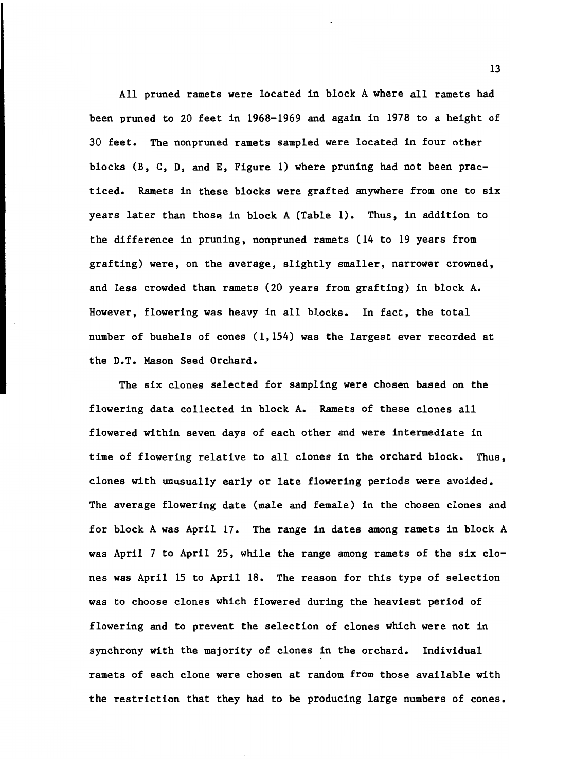All pruned ramets were located in block A where all ramets had been pruned to 20 feet in 1968-1969 and again in 1978 to a height of 30 feet. The nonpruned ramets sampled were located in four other blocks (B, C, D, and E, Figure 1) where pruning had not been practiced. Ramets in these blocks were grafted anywhere from one to six years later than those in block A (Table 1). Thus, in addition to the difference in pruning, nonpruned ramets (14 to 19 years from grafting) were, on the average, slightly smaller, narrower crowned, and less crowded than ramets (20 years from grafting) in block A. However, flowering was heavy in all blocks. In fact, the total number of bushels of cones (1,154) was the largest ever recorded at the D.T. Mason Seed Orchard.

The six clones selected for sampling were chosen based on the flowering data collected in block A. Ramets of these clones all flowered within seven days of each other and were intermediate in time of flowering relative to all clones in the orchard block. Thus, clones with unusually early or late flowering periods were avoided. The average flowering date (male and female) in the chosen clones and for block A was April 17. The range in dates among ramets in block A was April 7 to April 25, while the range among ramets of the six clones was April 15 to April 18. The reason for this type of selection was to choose clones which flowered during the heaviest period of flowering and to prevent the selection of clones which were not in synchrony with the majority of clones in the orchard. Individual ramets of each clone were chosen at random from those available with the restriction that they had to be producing large numbers of cones.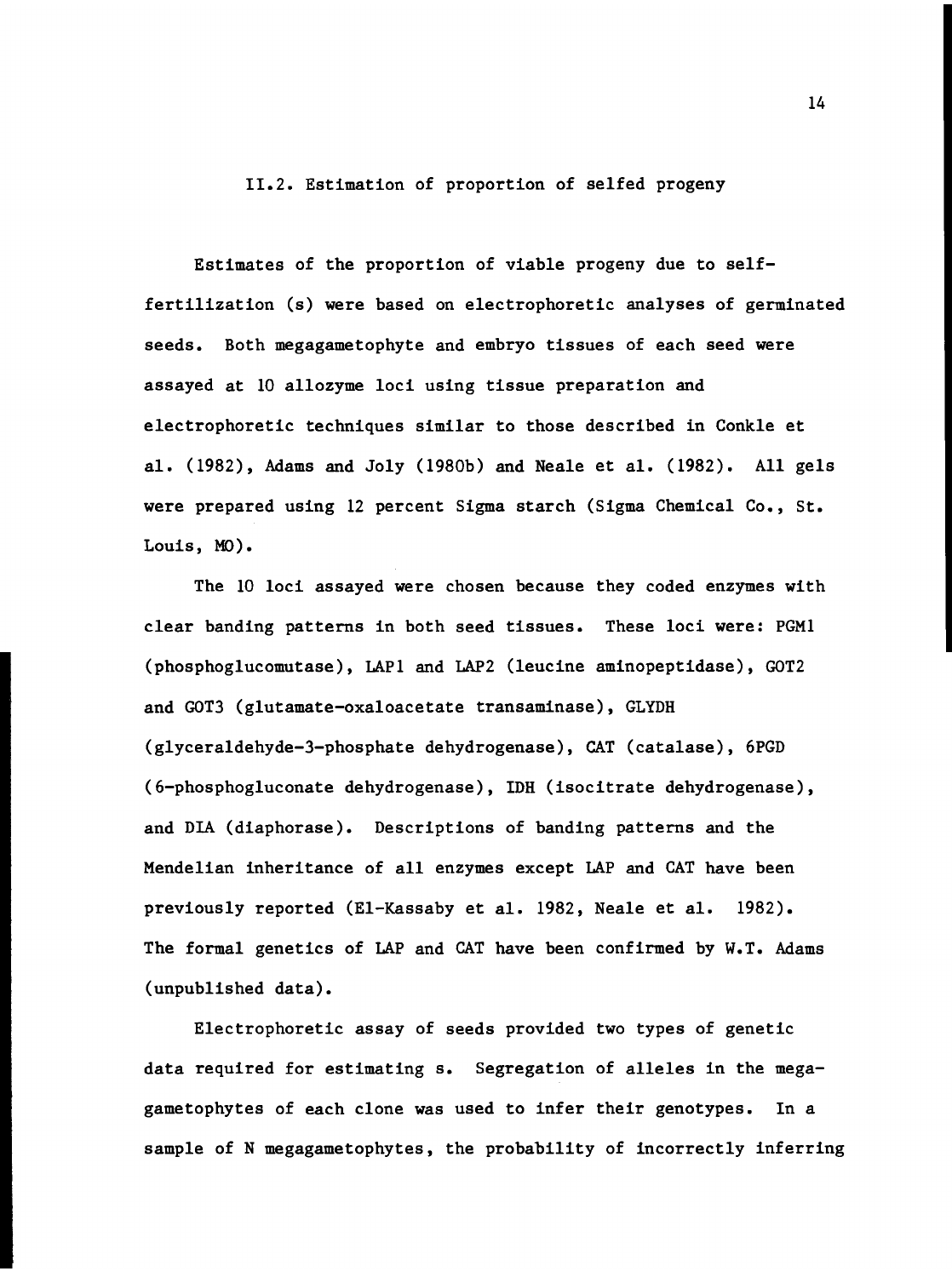## II.2. Estimation of proportion of selfed progeny

Estimates of the proportion of viable progeny due to self-fertilization (s) were based on electrophoretic analyses of germinated seeds. Both megagametophyte and embryo tissues of each seed were assayed at 10 allozyme loci using tissue preparation and electrophoretic techniques similar to those described in Conkle et al. (1982), Adams and Joly (1980b) and Neale et al. (1982). All gels were prepared using 12 percent Sigma starch (Sigma Chemical Co., St. Louis, MO).

The 10 loci assayed were chosen because they coded enzymes with clear banding patterns in both seed tissues. These loci were: PGM1 (phosphoglucomutase), LAP1 and LAP2 (leucine aminopeptidase), GOT2 and GOT3 (glutamate-oxaloacetate transaminase), GLYDH (glyceraldehyde-3-phosphate dehydrogenase), CAT (catalase), 6PGD (6-phosphogluconate dehydrogenase), IDH (isocitrate dehydrogenase), and DIA (diaphorase). Descriptions of banding patterns and the Mendelian inheritance of all enzymes except LAP and CAT have been previously reported (El-Kassaby et al. 1982, Neale et al. 1982). The formal genetics of LAP and CAT have been confirmed by W.T. Adams (unpublished data).

Electrophoretic assay of seeds provided two types of genetic data required for estimating s. Segregation of alleles in the megagametophytes of each clone was used to infer their genotypes. In a sample of N megagametophytes, the probability of incorrectly inferring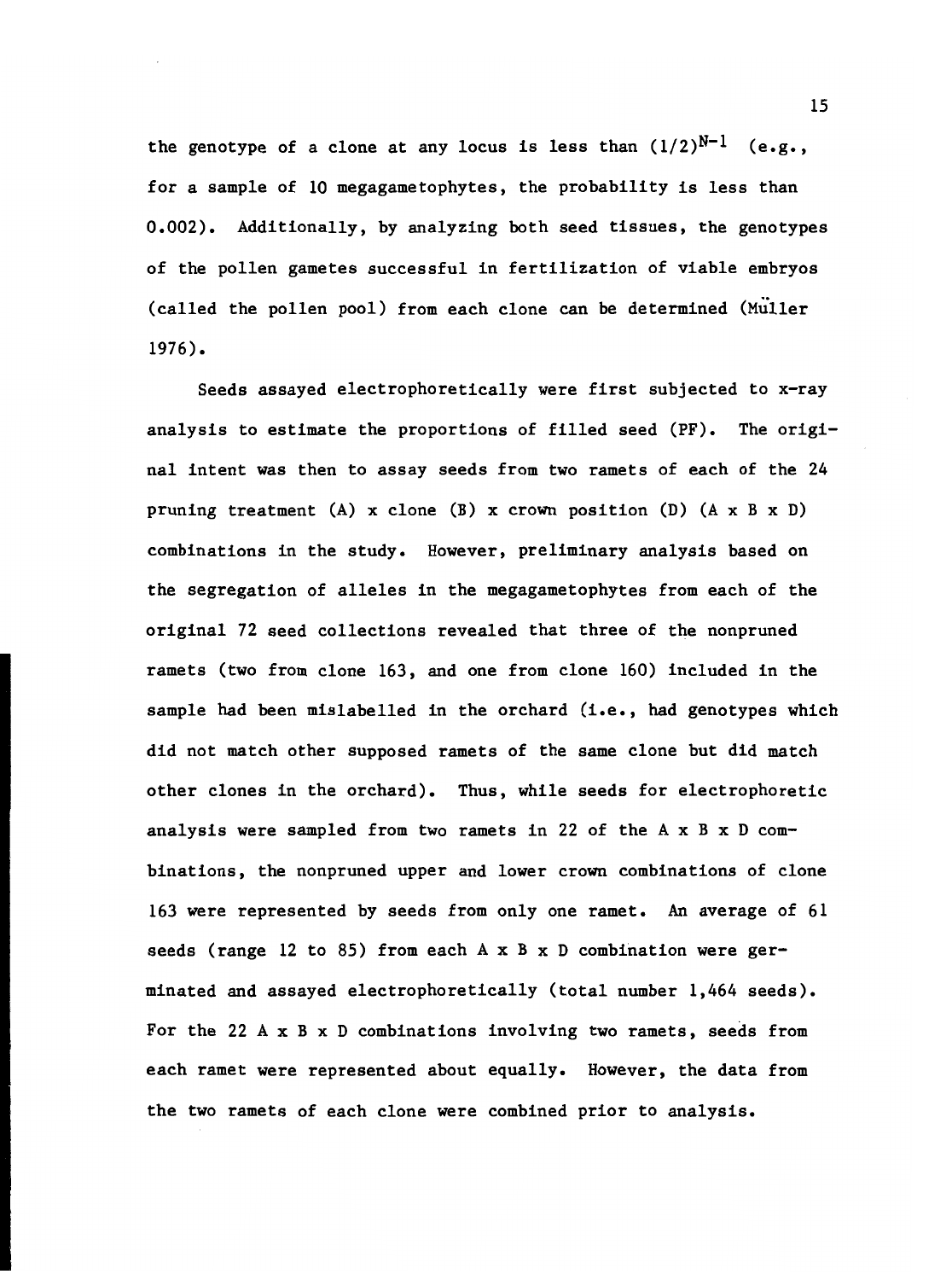the genotype of a clone at any locus is less than $(1/2)^{N-1}$ (e.g., for a sample of 10 megagametophytes, the probability is less than 0.002). Additionally, by analyzing both seed tissues, the genotypes of the pollen gametes successful in fertilization of viable embryos (called the pollen pool) from each clone can be determined (Müller 1976).

Seeds assayed electrophoretically were first subjected to x-ray analysis to estimate the proportions of filled seed (PF). The original intent was then to assay seeds from two ramets of each of the 24 pruning treatment (A) x clone (B) x crown position (D) (A x B x D) combinations in the study. However, preliminary analysis based on the segregation of alleles in the megagametophytes from each of the original 72 seed collections revealed that three of the nonpruned ramets (two from clone 163, and one from clone 160) included in the sample had been mislabelled in the orchard (i.e., had genotypes which did not match other supposed ramets of the same clone but did match other clones in the orchard). Thus, while seeds for electrophoretic analysis were sampled from two ramets in 22 of the A x B x D combinations, the nonpruned upper and lower crown combinations of clone 163 were represented by seeds from only one ramet. An average of 61 seeds (range 12 to 85) from each A x B x D combination were germinated and assayed electrophoretically (total number 1,464 seeds). For the 22 A x B x D combinations involving two ramets, seeds from each ramet were represented about equally. However, the data from the two ramets of each clone were combined prior to analysis.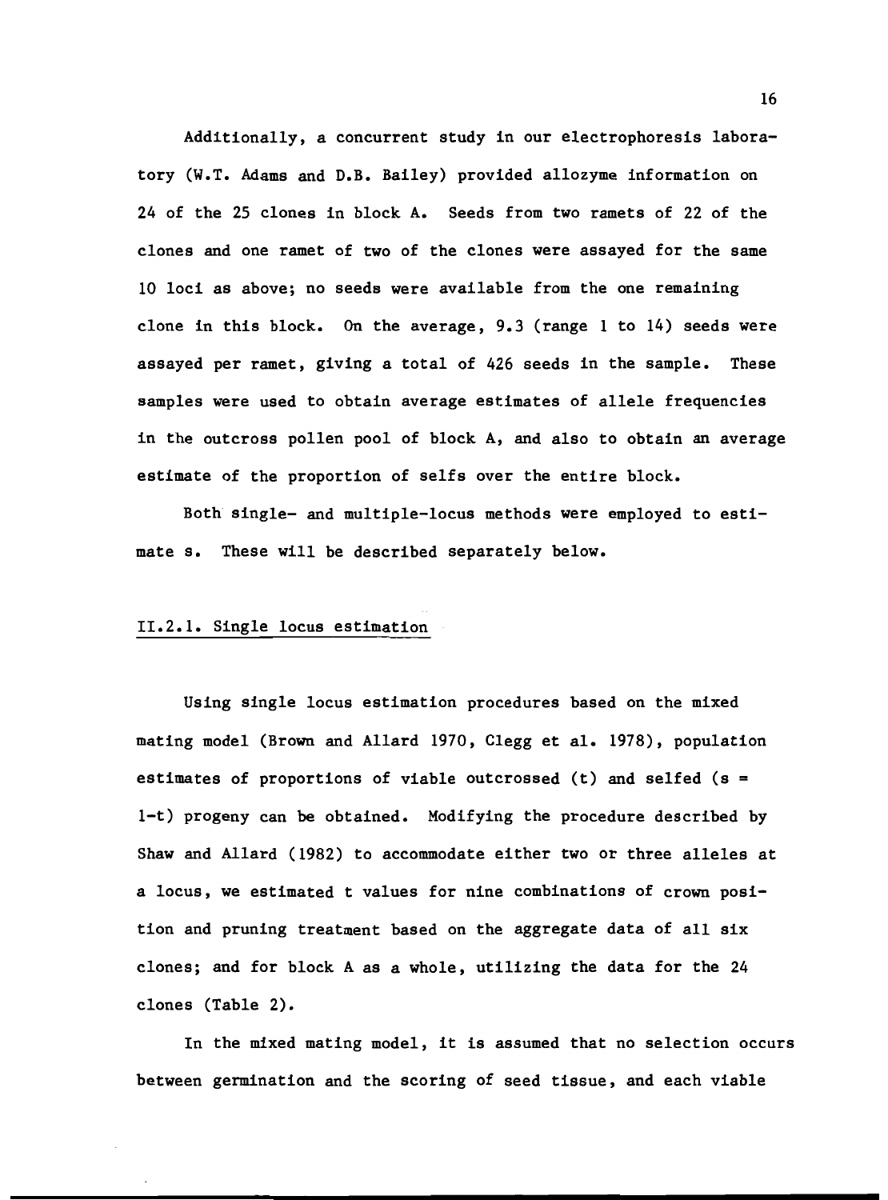Additionally, a concurrent study in our electrophoresis laboratory (W.T. Adams and D.B. Bailey) provided allozyme information on 24 of the 25 clones in block A. Seeds from two ramets of 22 of the clones and one ramet of two of the clones were assayed for the same 10 loci as above; no seeds were available from the one remaining clone in this block. On the average, 9.3 (range 1 to 14) seeds were assayed per ramet, giving a total of 426 seeds in the sample. These samples were used to obtain average estimates of allele frequencies in the outcross pollen pool of block A, and also to obtain an average estimate of the proportion of selfs over the entire block.

Both single- and multiple-locus methods were employed to estimate s. These will be described separately below.

## II.2.1. Single locus estimation

Using single locus estimation procedures based on the mixed mating model (Brown and Allard 1970, Clegg et al. 1978), population estimates of proportions of viable outcrossed (t) and selfed ($s = 1-t$) progeny can be obtained. Modifying the procedure described by Shaw and Allard (1982) to accommodate either two or three alleles at a locus, we estimated t values for nine combinations of crown position and pruning treatment based on the aggregate data of all six clones; and for block A as a whole, utilizing the data for the 24 clones (Table 2).

In the mixed mating model, it is assumed that no selection occurs between germination and the scoring of seed tissue, and each viable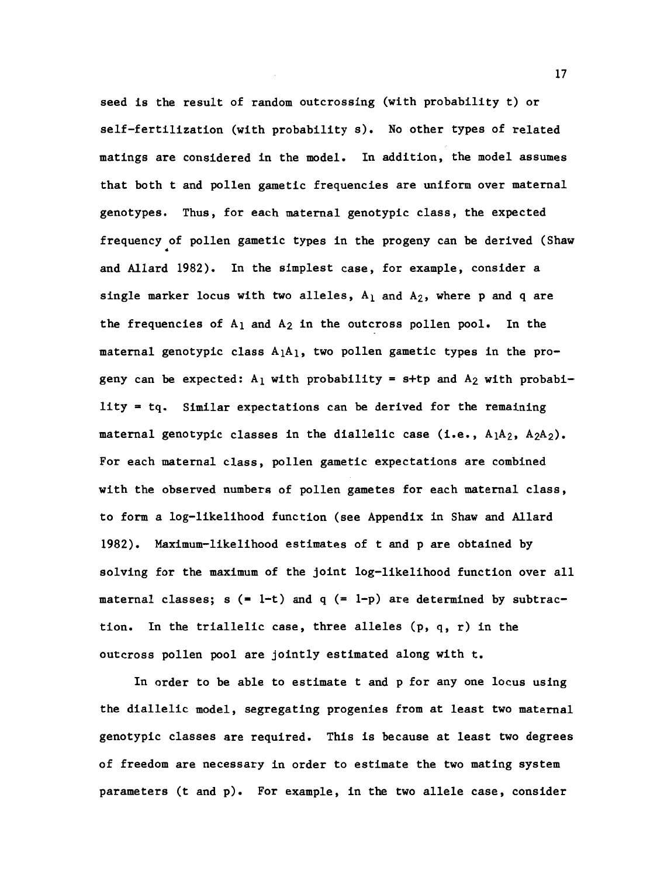seed is the result of random outcrossing (with probability t) or self-fertilization (with probability s). No other types of related matings are considered in the model. In addition, the model assumes that both t and pollen gametic frequencies are uniform over maternal genotypes. Thus, for each maternal genotypic class, the expected frequency of pollen gametic types in the progeny can be derived (Shaw and Allard 1982). In the simplest case, for example, consider a single marker locus with two alleles, $A_1$ and $A_2$, where p and q are the frequencies of $A_1$ and $A_2$ in the outcross pollen pool. In the maternal genotypic class $A_1A_1$, two pollen gametic types in the progeny can be expected: $A_1$ with probability = s+tp and $A_2$ with probability = tq. Similar expectations can be derived for the remaining maternal genotypic classes in the diallelic case (i.e., $A_1A_2$, $A_2A_2$). For each maternal class, pollen gametic expectations are combined with the observed numbers of pollen gametes for each maternal class, to form a log-likelihood function (see Appendix in Shaw and Allard 1982). Maximum-likelihood estimates of t and p are obtained by solving for the maximum of the joint log-likelihood function over all maternal classes; s (= 1-t) and q (= 1-p) are determined by subtraction. In the triallelic case, three alleles (p, q, r) in the outcross pollen pool are jointly estimated along with t.

In order to be able to estimate t and p for any one locus using the diallelic model, segregating progenies from at least two maternal genotypic classes are required. This is because at least two degrees of freedom are necessary in order to estimate the two mating system parameters (t and p). For example, in the two allele case, consider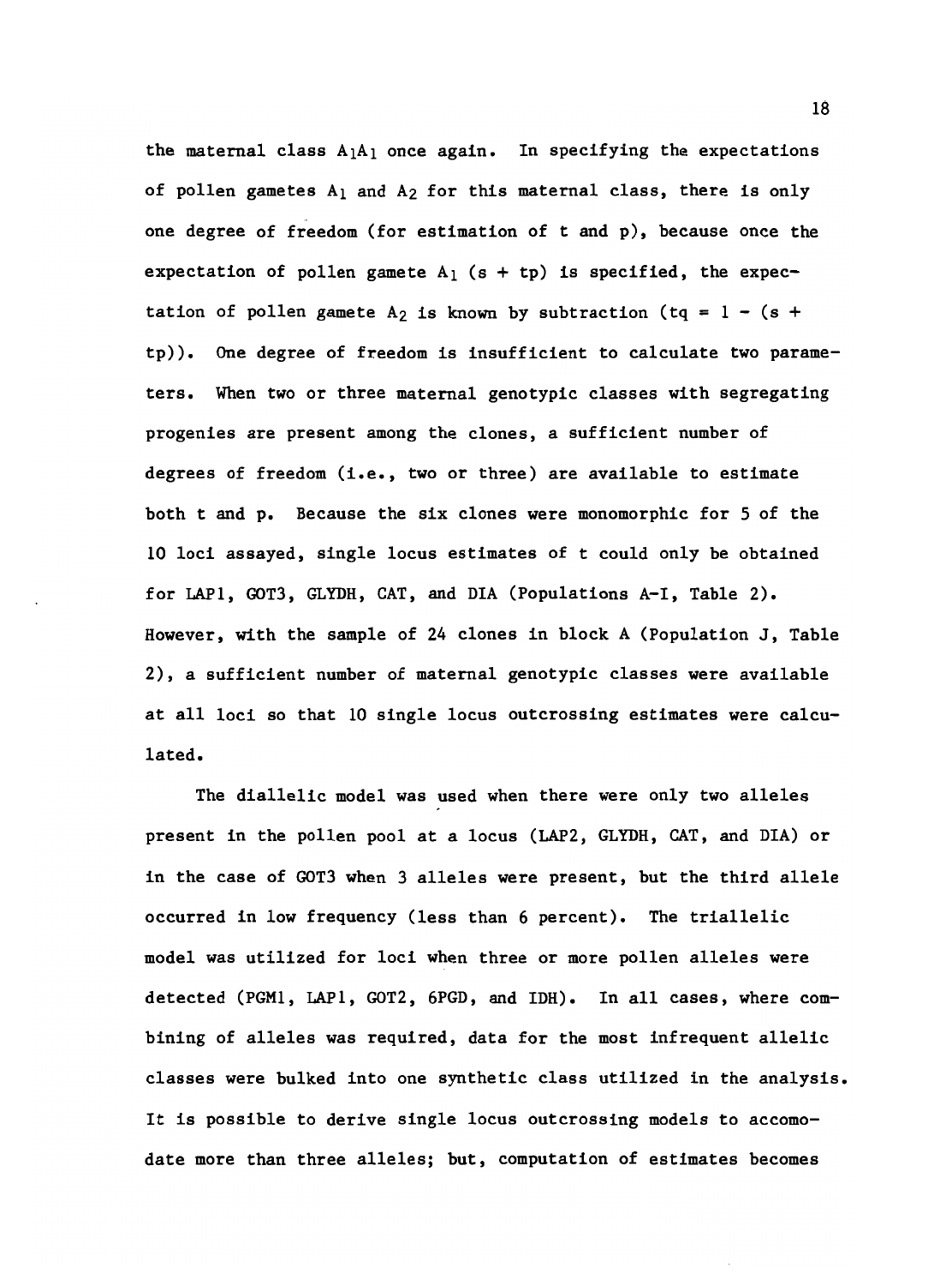the maternal class $A_1A_1$ once again. In specifying the expectations of pollen gametes $A_1$ and $A_2$ for this maternal class, there is only one degree of freedom (for estimation of t and p), because once the expectation of pollen gamete $A_1$ $(s + tp)$ is specified, the expectation of pollen gamete $A_2$ is known by subtraction $(tq = 1 - (s + tp))$. One degree of freedom is insufficient to calculate two parameters. When two or three maternal genotypic classes with segregating progenies are present among the clones, a sufficient number of degrees of freedom (i.e., two or three) are available to estimate both t and p. Because the six clones were monomorphic for 5 of the 10 loci assayed, single locus estimates of t could only be obtained for LAP1, GOT3, GLYDH, CAT, and DIA (Populations A-I, Table 2). However, with the sample of 24 clones in block A (Population J, Table 2), a sufficient number of maternal genotypic classes were available at all loci so that 10 single locus outcrossing estimates were calculated.

The diallelic model was used when there were only two alleles present in the pollen pool at a locus (LAP2, GLYDH, CAT, and DIA) or in the case of GOT3 when 3 alleles were present, but the third allele occurred in low frequency (less than 6 percent). The triallelic model was utilized for loci when three or more pollen alleles were detected (PGM1, LAP1, GOT2, 6PGD, and IDH). In all cases, where combining of alleles was required, data for the most infrequent allelic classes were bulked into one synthetic class utilized in the analysis. It is possible to derive single locus outcrossing models to accomodate more than three alleles; but, computation of estimates becomes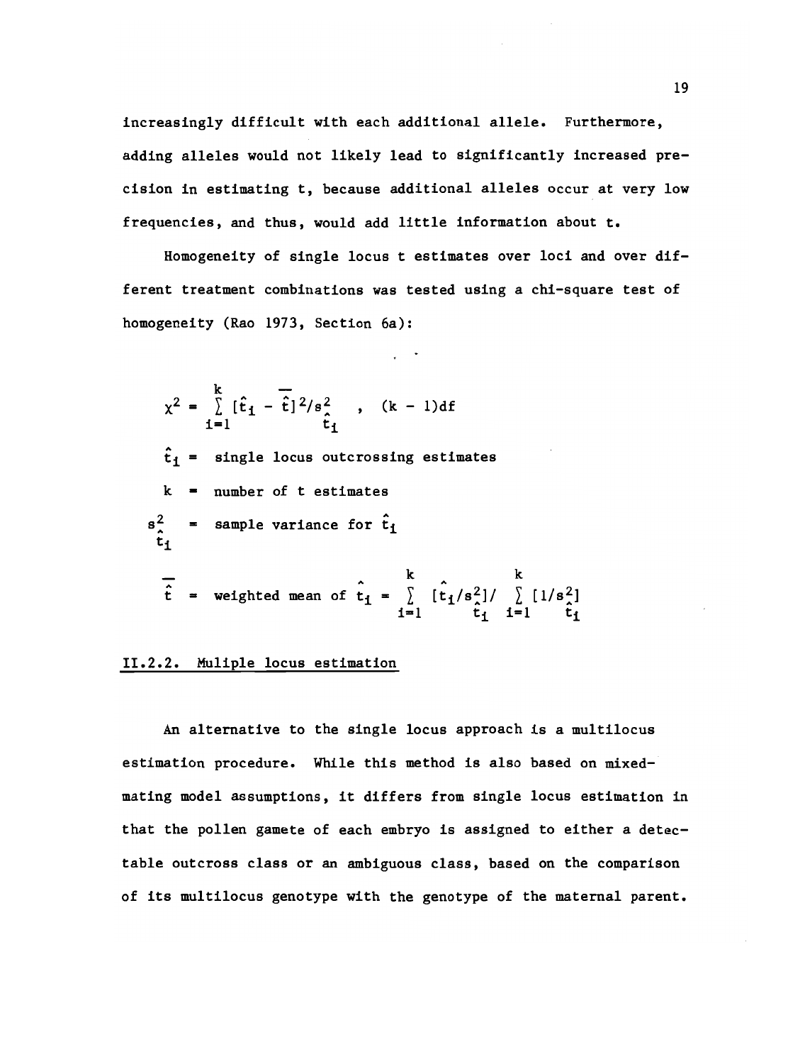increasingly difficult with each additional allele. Furthermore, adding alleles would not likely lead to significantly increased precision in estimating t, because additional alleles occur at very low frequencies, and thus, would add little information about t.

Homogeneity of single locus t estimates over loci and over different treatment combinations was tested using a chi-square test of homogeneity (Rao 1973, Section 6a):

$$\chi^2 = \sum_{i=1}^{k} [\hat{t}_i - \bar{\hat{t}}]^2 / s^2_{\hat{t}_i} \quad , \quad (k - 1)\text{df}$$

$\hat{t}_i$ = single locus outcrossing estimates

$k$ = number of t estimates

$s^2_{\hat{t}_i}$ = sample variance for $\hat{t}_i$

$\bar{\hat{t}}$ = weighted mean of $\hat{t}_i = \sum_{i=1}^{k} [\hat{t}_i / s^2_{\hat{t}_i}] / \sum_{i=1}^{k} [1/s^2_{\hat{t}_i}]$

### II.2.2. Muliple locus estimation

An alternative to the single locus approach is a multilocus estimation procedure. While this method is also based on mixed-mating model assumptions, it differs from single locus estimation in that the pollen gamete of each embryo is assigned to either a detectable outcross class or an ambiguous class, based on the comparison of its multilocus genotype with the genotype of the maternal parent.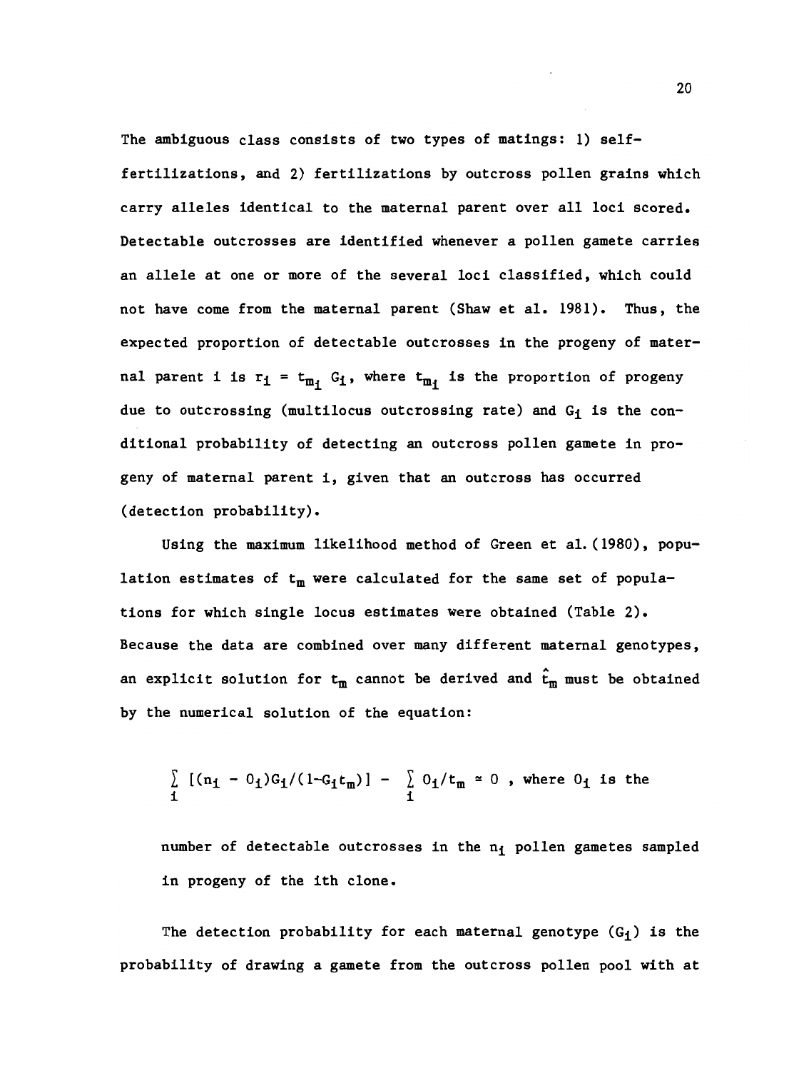The ambiguous class consists of two types of matings: 1) self-fertilizations, and 2) fertilizations by outcross pollen grains which carry alleles identical to the maternal parent over all loci scored. Detectable outcrosses are identified whenever a pollen gamete carries an allele at one or more of the several loci classified, which could not have come from the maternal parent (Shaw et al. 1981). Thus, the expected proportion of detectable outcrosses in the progeny of maternal parent i is $r_i = t_{m_i} G_i$, where $t_{m_i}$ is the proportion of progeny due to outcrossing (multilocus outcrossing rate) and $G_i$ is the conditional probability of detecting an outcross pollen gamete in progeny of maternal parent i, given that an outcross has occurred (detection probability).

Using the maximum likelihood method of Green et al. (1980), population estimates of $t_m$ were calculated for the same set of populations for which single locus estimates were obtained (Table 2). Because the data are combined over many different maternal genotypes, an explicit solution for $t_m$ cannot be derived and $\hat{t}_m$ must be obtained by the numerical solution of the equation:

$$\sum_i [(n_i - O_i)G_i/(1-G_i t_m)] - \sum_i O_i/t_m \simeq 0$$

, where $O_i$ is the number of detectable outcrosses in the $n_i$ pollen gametes sampled in progeny of the ith clone.

The detection probability for each maternal genotype ($G_i$) is the probability of drawing a gamete from the outcross pollen pool with at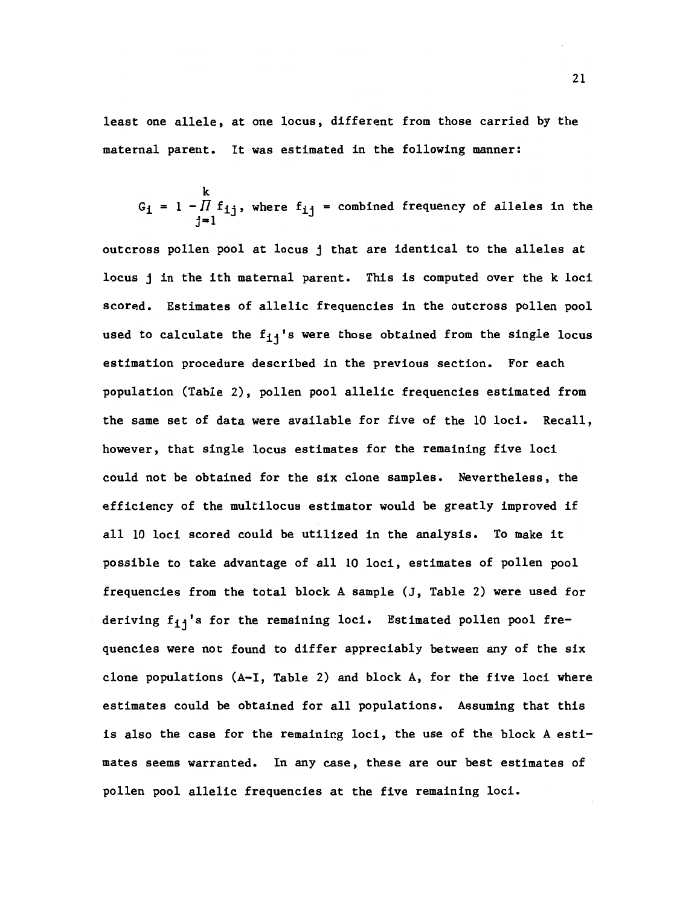least one allele, at one locus, different from those carried by the maternal parent. It was estimated in the following manner:

$$G_i = 1 - \prod_{j=1}^{k} f_{ij}, \text{ where } f_{ij} = \text{combined frequency of alleles in the}$$

outcross pollen pool at locus j that are identical to the alleles at locus j in the ith maternal parent. This is computed over the k loci scored. Estimates of allelic frequencies in the outcross pollen pool used to calculate the $f_{ij}$'s were those obtained from the single locus estimation procedure described in the previous section. For each population (Table 2), pollen pool allelic frequencies estimated from the same set of data were available for five of the 10 loci. Recall, however, that single locus estimates for the remaining five loci could not be obtained for the six clone samples. Nevertheless, the efficiency of the multilocus estimator would be greatly improved if all 10 loci scored could be utilized in the analysis. To make it possible to take advantage of all 10 loci, estimates of pollen pool frequencies from the total block A sample (J, Table 2) were used for deriving $f_{ij}$'s for the remaining loci. Estimated pollen pool frequencies were not found to differ appreciably between any of the six clone populations (A-I, Table 2) and block A, for the five loci where estimates could be obtained for all populations. Assuming that this is also the case for the remaining loci, the use of the block A estimates seems warranted. In any case, these are our best estimates of pollen pool allelic frequencies at the five remaining loci.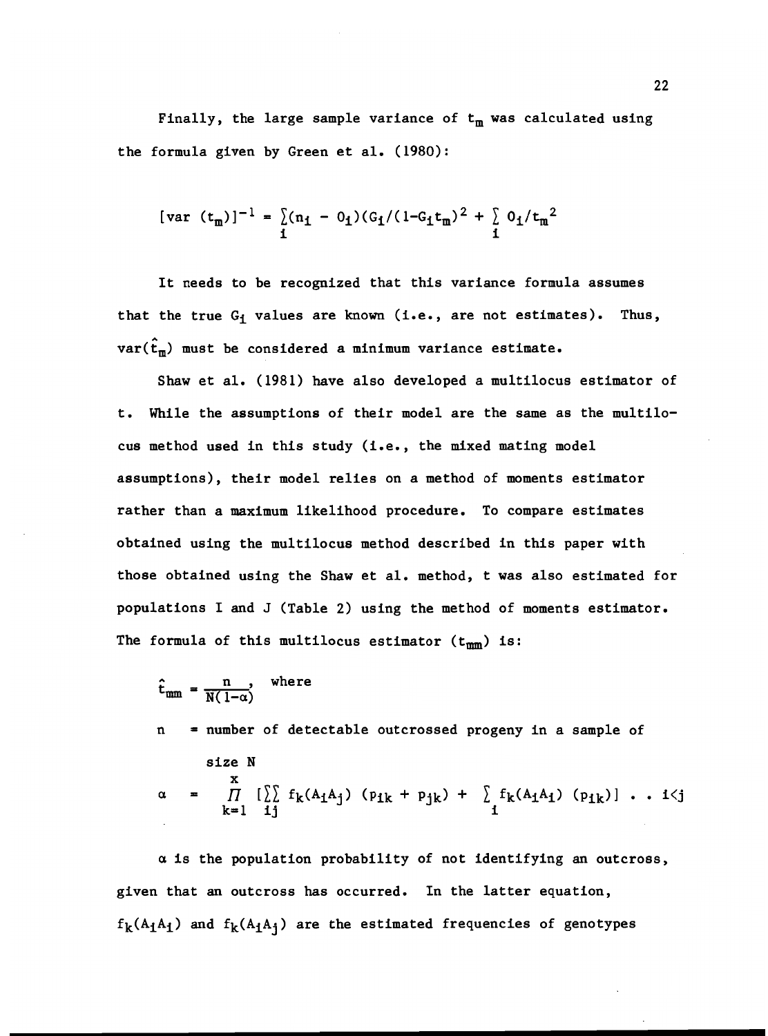Finally, the large sample variance of $t_m$ was calculated using the formula given by Green et al. (1980):

$$[\text{var }(t_m)]^{-1} = \sum_i (n_i - O_i)(G_i/(1-G_i t_m)^2 + \sum_i O_i/t_m^2$$

It needs to be recognized that this variance formula assumes that the true $G_i$ values are known (i.e., are not estimates). Thus, $\text{var}(\hat{t}_m)$ must be considered a minimum variance estimate.

Shaw et al. (1981) have also developed a multilocus estimator of t. While the assumptions of their model are the same as the multilocus method used in this study (i.e., the mixed mating model assumptions), their model relies on a method of moments estimator rather than a maximum likelihood procedure. To compare estimates obtained using the multilocus method described in this paper with those obtained using the Shaw et al. method, t was also estimated for populations I and J (Table 2) using the method of moments estimator. The formula of this multilocus estimator ($t_{mm}$) is:

$$\hat{t}_{mm} = \frac{n}{N(1-\alpha)}, \quad \text{where}$$

n = number of detectable outcrossed progeny in a sample of size N

$$\alpha = \prod_{k=1}^{x} \left[\sum_{i}\sum_{j} f_k(A_iA_j)\,(p_{ik} + p_{jk}) + \sum_i f_k(A_iA_i)\,(p_{ik})\right] \;.\;.\; i<j$$

$\alpha$ is the population probability of not identifying an outcross, given that an outcross has occurred. In the latter equation, $f_k(A_iA_i)$ and $f_k(A_iA_j)$ are the estimated frequencies of genotypes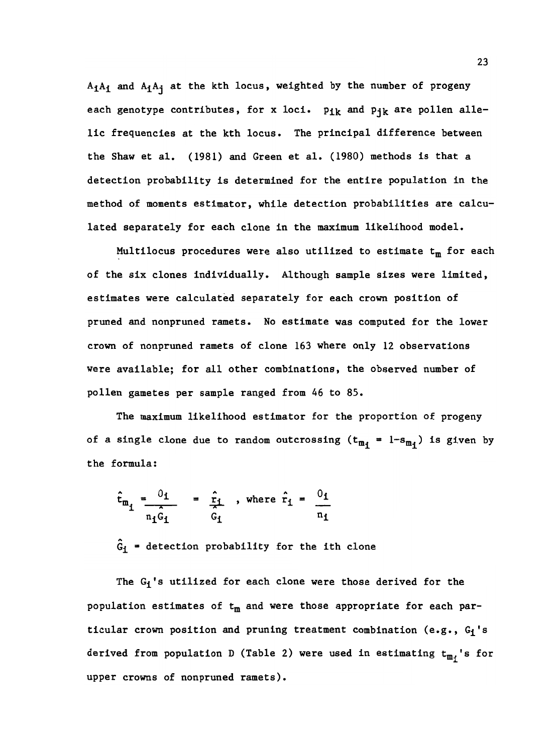$A_iA_i$ and $A_iA_j$ at the kth locus, weighted by the number of progeny each genotype contributes, for x loci. $p_{ik}$ and $p_{jk}$ are pollen allelic frequencies at the kth locus. The principal difference between the Shaw et al. (1981) and Green et al. (1980) methods is that a detection probability is determined for the entire population in the method of moments estimator, while detection probabilities are calculated separately for each clone in the maximum likelihood model.

Multilocus procedures were also utilized to estimate $t_m$ for each of the six clones individually. Although sample sizes were limited, estimates were calculated separately for each crown position of pruned and nonpruned ramets. No estimate was computed for the lower crown of nonpruned ramets of clone 163 where only 12 observations were available; for all other combinations, the observed number of pollen gametes per sample ranged from 46 to 85.

The maximum likelihood estimator for the proportion of progeny of a single clone due to random outcrossing ($t_{m_i} = 1-s_{m_i}$) is given by the formula:

$$\hat{t}_{m_i} = \frac{O_i}{n_i \hat{G}_i} = \frac{\hat{r}_i}{\hat{G}_i}, \text{ where } \hat{r}_i = \frac{O_i}{n_i}$$

$\hat{G}_i$ = detection probability for the ith clone

The $G_i$'s utilized for each clone were those derived for the population estimates of $t_m$ and were those appropriate for each particular crown position and pruning treatment combination (e.g., $G_i$'s derived from population D (Table 2) were used in estimating $t_{m_i}$'s for upper crowns of nonpruned ramets).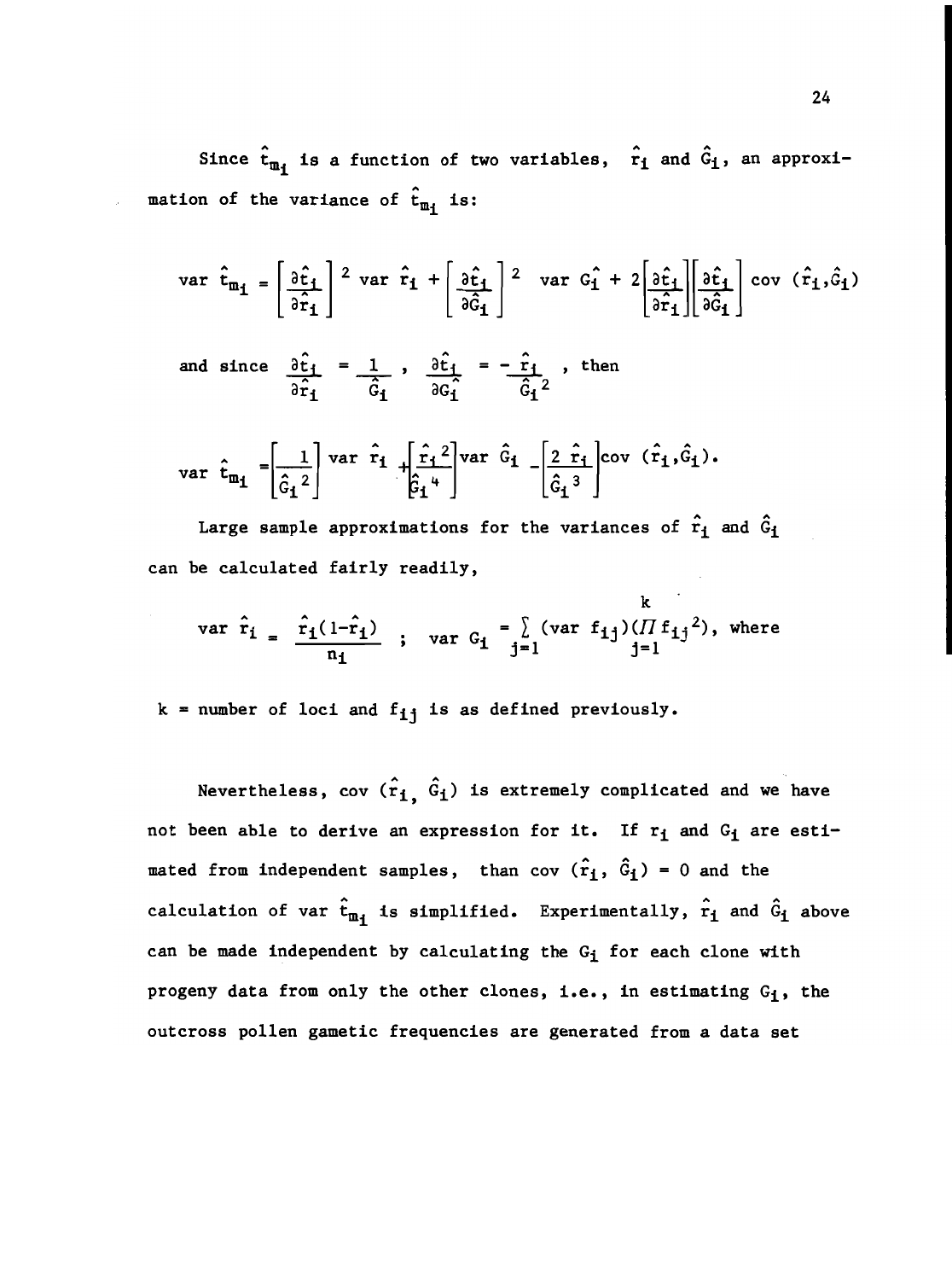Since $\hat{t}_{m_i}$ is a function of two variables, $\hat{r}_i$ and $\hat{G}_i$, an approximation of the variance of $\hat{t}_{m_i}$ is:

$$\text{var } \hat{t}_{m_i} = \left[\frac{\partial \hat{t}_i}{\partial \hat{r}_i}\right]^2 \text{var } \hat{r}_i + \left[\frac{\partial \hat{t}_i}{\partial \hat{G}_i}\right]^2 \text{ var } \hat{G_i} + 2\left[\frac{\partial \hat{t}_i}{\partial \hat{r}_i}\right]\left[\frac{\partial \hat{t}_i}{\partial \hat{G}_i}\right] \text{cov } (\hat{r}_i, \hat{G}_i)$$

and since $\frac{\partial \hat{t}_i}{\partial \hat{r}_i} = \frac{1}{\hat{G}_i}$ , $\frac{\partial \hat{t}_i}{\partial \hat{G_i}} = -\frac{\hat{r}_i}{\hat{G}_i{}^2}$ , then

$$\text{var } \hat{t}_{m_i} = \left[\frac{1}{\hat{G}_i{}^2}\right] \text{var } \hat{r}_i + \left[\frac{\hat{r}_i{}^2}{\hat{G}_i{}^4}\right] \text{var } \hat{G}_i - \left[\frac{2\ \hat{r}_i}{\hat{G}_i{}^3}\right] \text{cov } (\hat{r}_i, \hat{G}_i).$$

Large sample approximations for the variances of $\hat{r}_i$ and $\hat{G}_i$ can be calculated fairly readily,

$$\text{var } \hat{r}_i = \frac{\hat{r}_i(1-\hat{r}_i)}{n_i} \quad ; \quad \text{var } G_i = \sum_{j=1}^{k} (\text{var } f_{ij})(\Pi f_{ij}{}^2), \text{ where}$$

$k$ = number of loci and $f_{ij}$ is as defined previously.

Nevertheless, cov $(\hat{r}_i, \hat{G}_i)$ is extremely complicated and we have not been able to derive an expression for it. If $r_i$ and $G_i$ are estimated from independent samples, than cov $(\hat{r}_i, \hat{G}_i) = 0$ and the calculation of var $\hat{t}_{m_i}$ is simplified. Experimentally, $\hat{r}_i$ and $\hat{G}_i$ above can be made independent by calculating the $G_i$ for each clone with progeny data from only the other clones, i.e., in estimating $G_i$, the outcross pollen gametic frequencies are generated from a data set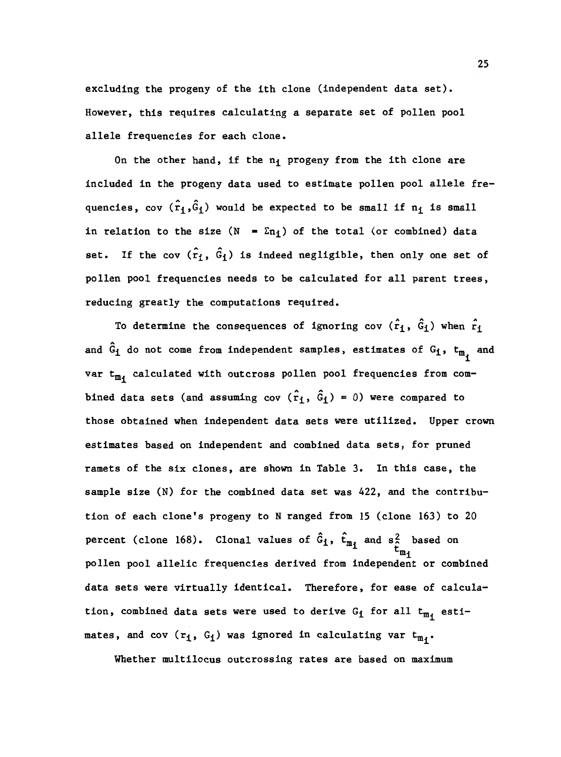excluding the progeny of the ith clone (independent data set). However, this requires calculating a separate set of pollen pool allele frequencies for each clone.

On the other hand, if the $n_i$ progeny from the ith clone are included in the progeny data used to estimate pollen pool allele frequencies, cov $(\hat{r}_i, \hat{G}_i)$ would be expected to be small if $n_i$ is small in relation to the size ($N = \Sigma n_i$) of the total (or combined) data set. If the cov $(\hat{r}_i, \hat{G}_i)$ is indeed negligible, then only one set of pollen pool frequencies needs to be calculated for all parent trees, reducing greatly the computations required.

To determine the consequences of ignoring cov $(\hat{r}_i, \hat{G}_i)$ when $\hat{r}_i$ and $\hat{G}_i$ do not come from independent samples, estimates of $G_i$, $t_{m_i}$ and var $t_{m_i}$ calculated with outcross pollen pool frequencies from combined data sets (and assuming cov $(\hat{r}_i, \hat{G}_i) = 0$) were compared to those obtained when independent data sets were utilized. Upper crown estimates based on independent and combined data sets, for pruned ramets of the six clones, are shown in Table 3. In this case, the sample size (N) for the combined data set was 422, and the contribution of each clone's progeny to N ranged from 15 (clone 163) to 20 percent (clone 168). Clonal values of $\hat{G}_i$, $\hat{t}_{m_i}$ and $s^2_{\hat{t}_{m_i}}$ based on pollen pool allelic frequencies derived from independent or combined data sets were virtually identical. Therefore, for ease of calculation, combined data sets were used to derive $G_i$ for all $t_{m_i}$ estimates, and cov $(r_i, G_i)$ was ignored in calculating var $t_{m_i}$.

Whether multilocus outcrossing rates are based on maximum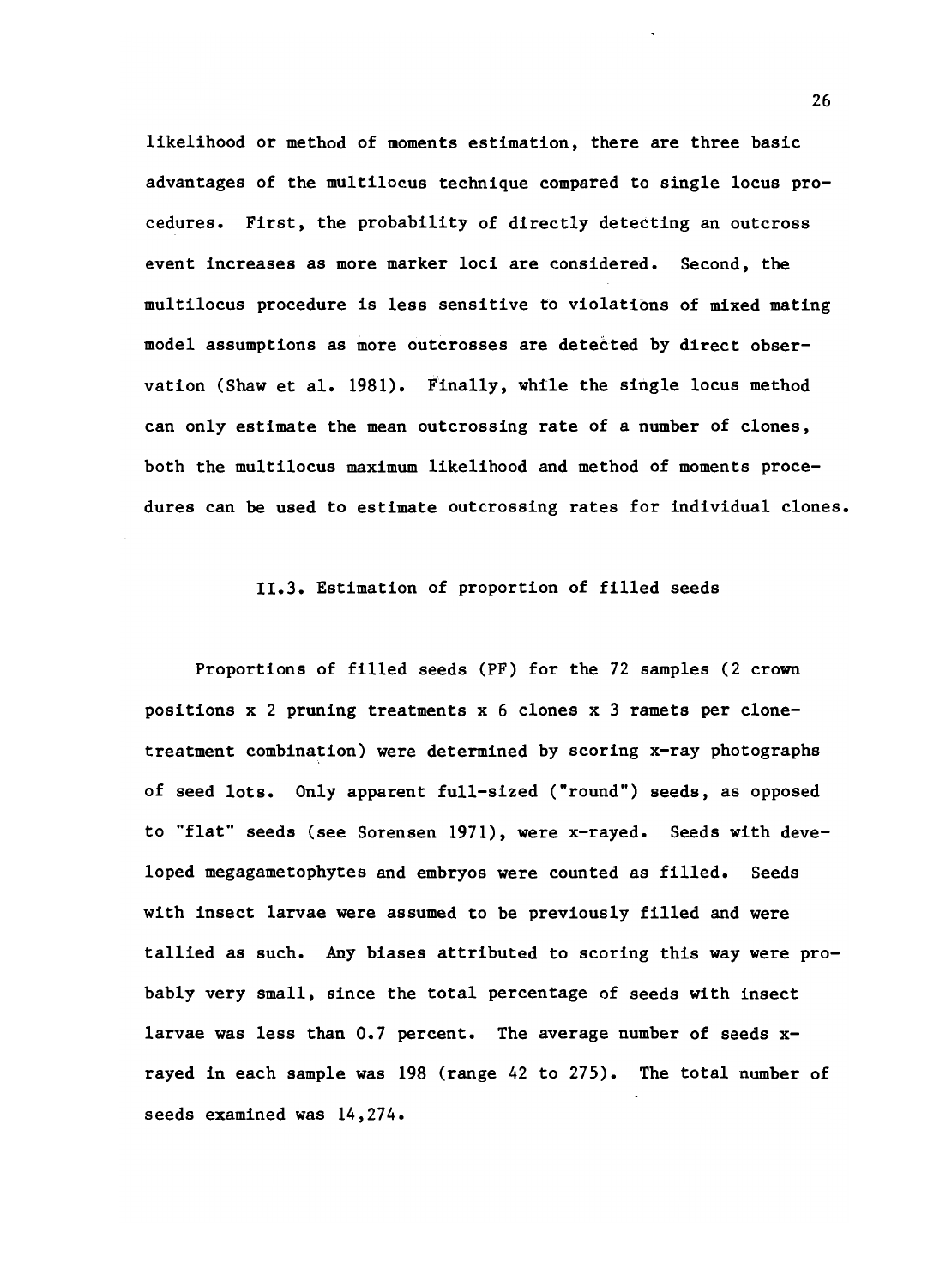likelihood or method of moments estimation, there are three basic advantages of the multilocus technique compared to single locus procedures. First, the probability of directly detecting an outcross event increases as more marker loci are considered. Second, the multilocus procedure is less sensitive to violations of mixed mating model assumptions as more outcrosses are detected by direct observation (Shaw et al. 1981). Finally, while the single locus method can only estimate the mean outcrossing rate of a number of clones, both the multilocus maximum likelihood and method of moments procedures can be used to estimate outcrossing rates for individual clones.

### II.3. Estimation of proportion of filled seeds

Proportions of filled seeds (PF) for the 72 samples (2 crown positions x 2 pruning treatments x 6 clones x 3 ramets per clone-treatment combination) were determined by scoring x-ray photographs of seed lots. Only apparent full-sized ("round") seeds, as opposed to "flat" seeds (see Sorensen 1971), were x-rayed. Seeds with developed megagametophytes and embryos were counted as filled. Seeds with insect larvae were assumed to be previously filled and were tallied as such. Any biases attributed to scoring this way were probably very small, since the total percentage of seeds with insect larvae was less than 0.7 percent. The average number of seeds x-rayed in each sample was 198 (range 42 to 275). The total number of seeds examined was 14,274.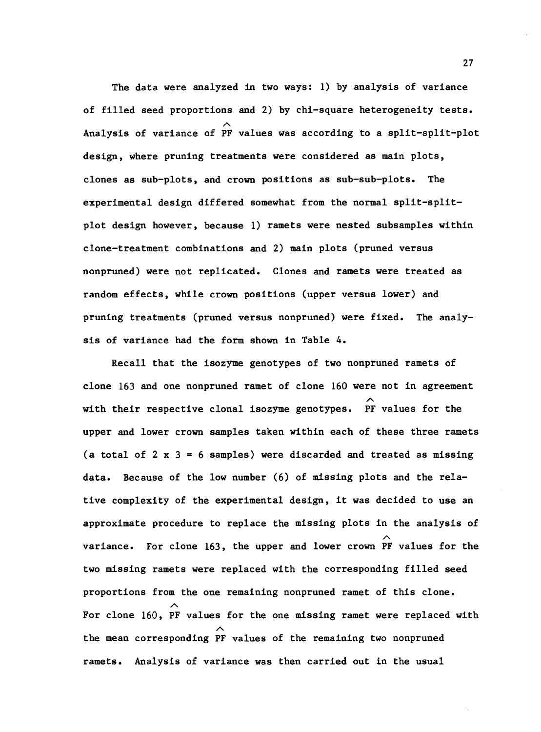The data were analyzed in two ways: 1) by analysis of variance of filled seed proportions and 2) by chi-square heterogeneity tests. Analysis of variance of $\widehat{PF}$ values was according to a split-split-plot design, where pruning treatments were considered as main plots, clones as sub-plots, and crown positions as sub-sub-plots. The experimental design differed somewhat from the normal split-split-plot design however, because 1) ramets were nested subsamples within clone-treatment combinations and 2) main plots (pruned versus nonpruned) were not replicated. Clones and ramets were treated as random effects, while crown positions (upper versus lower) and pruning treatments (pruned versus nonpruned) were fixed. The analysis of variance had the form shown in Table 4.

Recall that the isozyme genotypes of two nonpruned ramets of clone 163 and one nonpruned ramet of clone 160 were not in agreement with their respective clonal isozyme genotypes. $\widehat{PF}$ values for the upper and lower crown samples taken within each of these three ramets (a total of $2 \times 3 = 6$ samples) were discarded and treated as missing data. Because of the low number (6) of missing plots and the relative complexity of the experimental design, it was decided to use an approximate procedure to replace the missing plots in the analysis of variance. For clone 163, the upper and lower crown $\widehat{PF}$ values for the two missing ramets were replaced with the corresponding filled seed proportions from the one remaining nonpruned ramet of this clone. For clone 160, $\widehat{PF}$ values for the one missing ramet were replaced with the mean corresponding $\widehat{PF}$ values of the remaining two nonpruned ramets. Analysis of variance was then carried out in the usual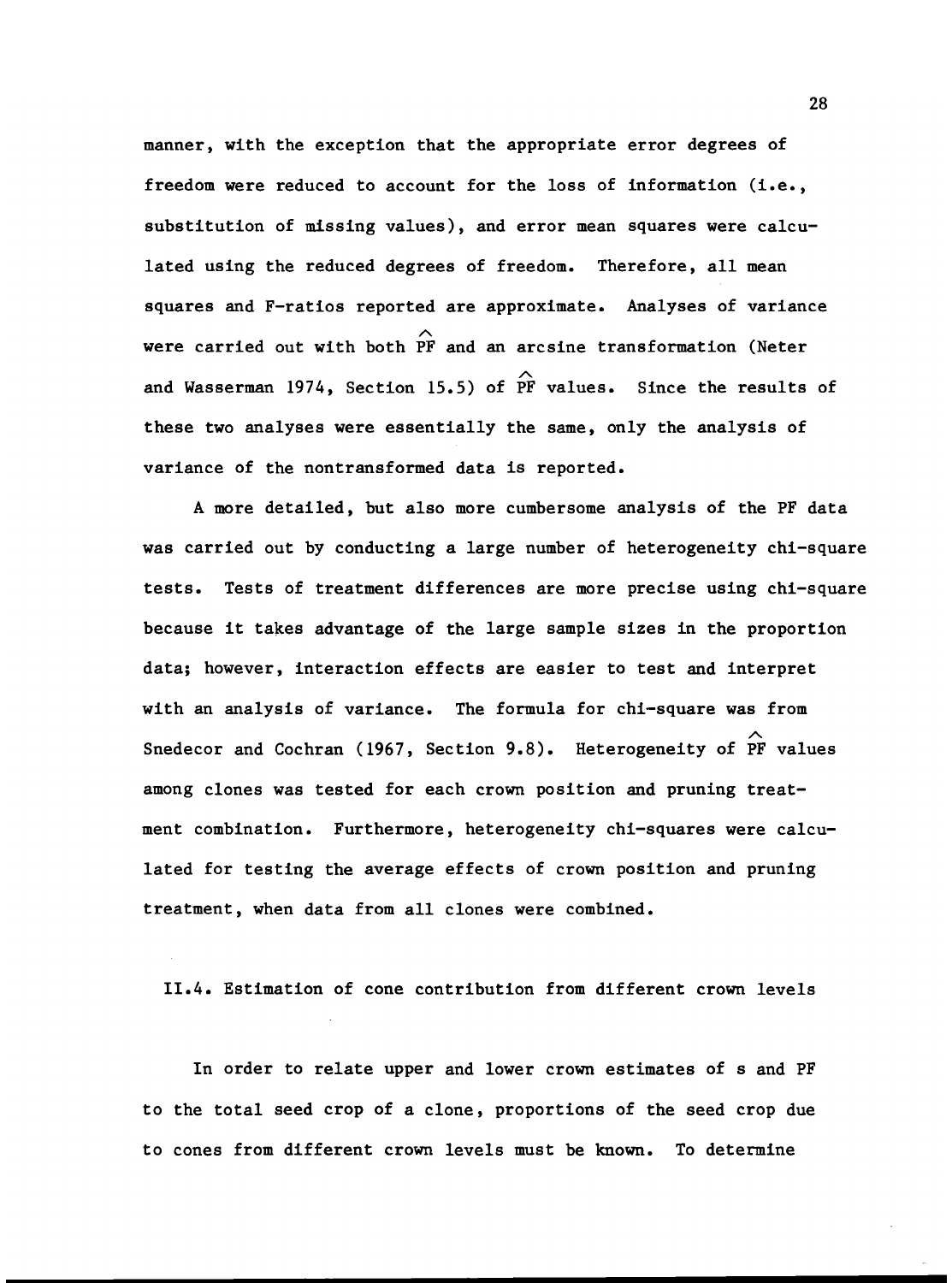manner, with the exception that the appropriate error degrees of freedom were reduced to account for the loss of information (i.e., substitution of missing values), and error mean squares were calculated using the reduced degrees of freedom. Therefore, all mean squares and F-ratios reported are approximate. Analyses of variance were carried out with both $\widehat{PF}$ and an arcsine transformation (Neter and Wasserman 1974, Section 15.5) of $\widehat{PF}$ values. Since the results of these two analyses were essentially the same, only the analysis of variance of the nontransformed data is reported.

A more detailed, but also more cumbersome analysis of the PF data was carried out by conducting a large number of heterogeneity chi-square tests. Tests of treatment differences are more precise using chi-square because it takes advantage of the large sample sizes in the proportion data; however, interaction effects are easier to test and interpret with an analysis of variance. The formula for chi-square was from Snedecor and Cochran (1967, Section 9.8). Heterogeneity of $\widehat{PF}$ values among clones was tested for each crown position and pruning treatment combination. Furthermore, heterogeneity chi-squares were calculated for testing the average effects of crown position and pruning treatment, when data from all clones were combined.

## II.4. Estimation of cone contribution from different crown levels

In order to relate upper and lower crown estimates of s and PF to the total seed crop of a clone, proportions of the seed crop due to cones from different crown levels must be known. To determine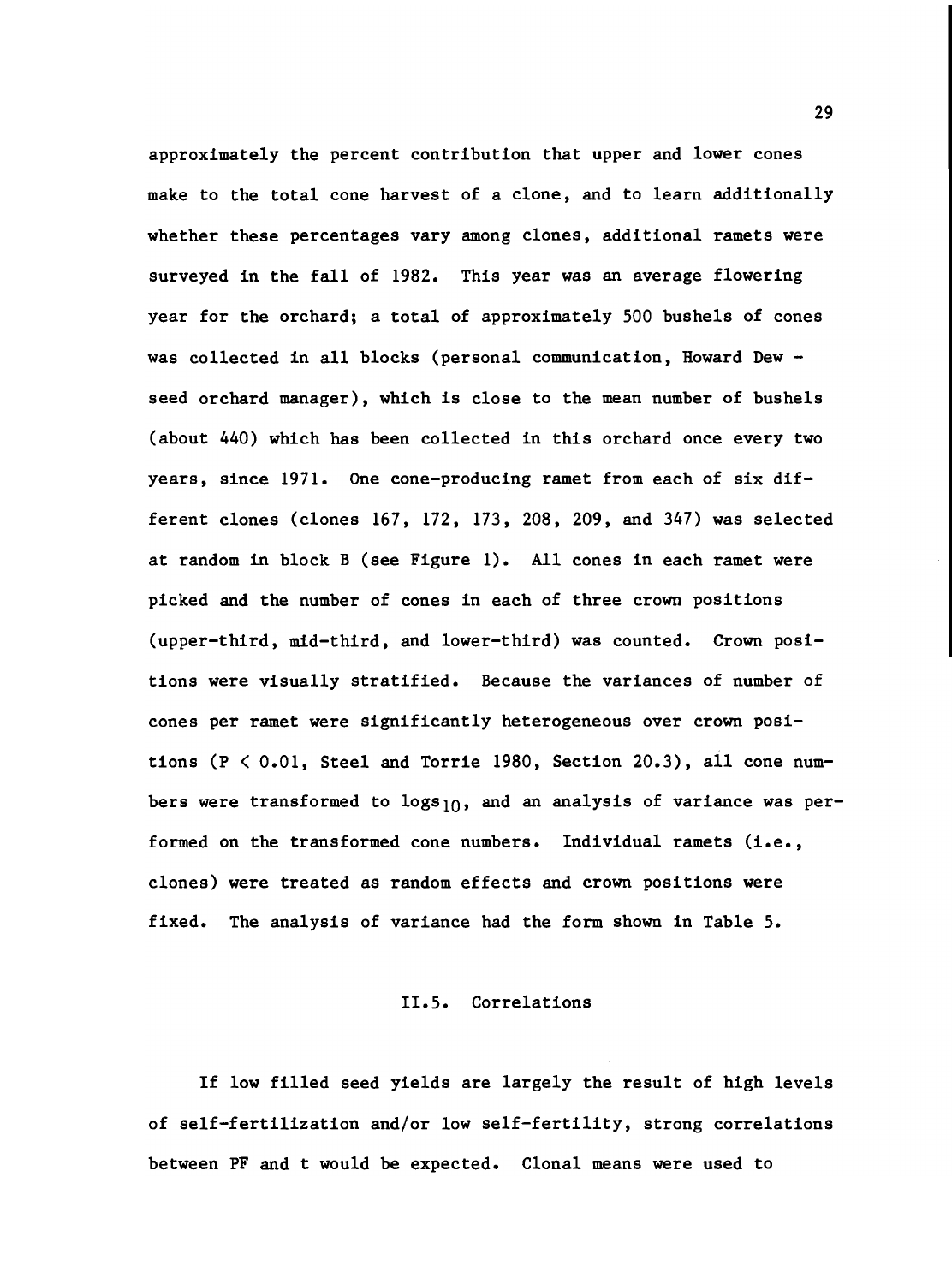approximately the percent contribution that upper and lower cones make to the total cone harvest of a clone, and to learn additionally whether these percentages vary among clones, additional ramets were surveyed in the fall of 1982. This year was an average flowering year for the orchard; a total of approximately 500 bushels of cones was collected in all blocks (personal communication, Howard Dew - seed orchard manager), which is close to the mean number of bushels (about 440) which has been collected in this orchard once every two years, since 1971. One cone-producing ramet from each of six different clones (clones 167, 172, 173, 208, 209, and 347) was selected at random in block B (see Figure 1). All cones in each ramet were picked and the number of cones in each of three crown positions (upper-third, mid-third, and lower-third) was counted. Crown positions were visually stratified. Because the variances of number of cones per ramet were significantly heterogeneous over crown positions ($P < 0.01$, Steel and Torrie 1980, Section 20.3), all cone numbers were transformed to $\log s_{10}$, and an analysis of variance was performed on the transformed cone numbers. Individual ramets (i.e., clones) were treated as random effects and crown positions were fixed. The analysis of variance had the form shown in Table 5.

## II.5. Correlations

If low filled seed yields are largely the result of high levels of self-fertilization and/or low self-fertility, strong correlations between PF and t would be expected. Clonal means were used to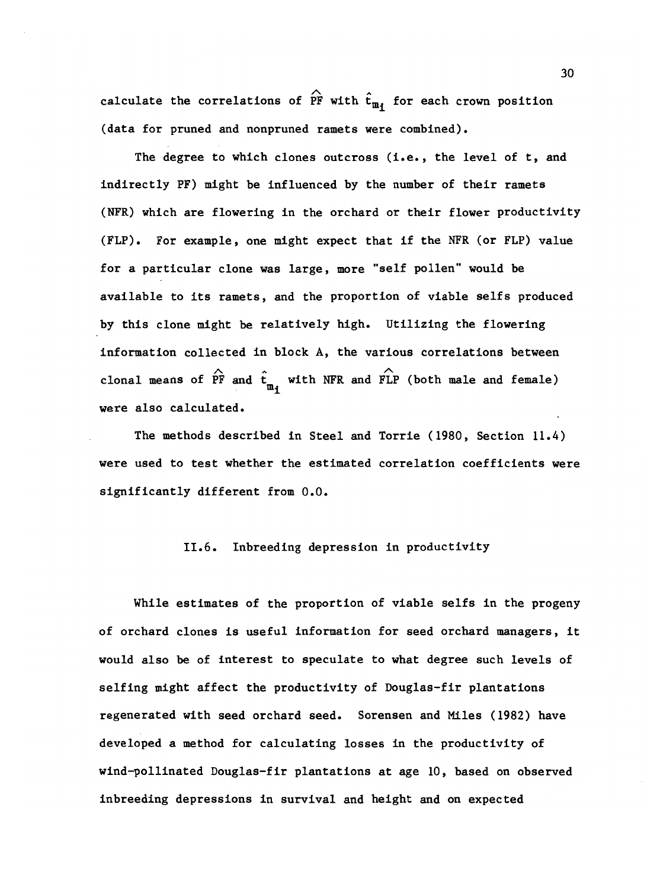calculate the correlations of $\widehat{PF}$ with $\hat{t}_{m_i}$ for each crown position (data for pruned and nonpruned ramets were combined).

The degree to which clones outcross (i.e., the level of t, and indirectly PF) might be influenced by the number of their ramets (NFR) which are flowering in the orchard or their flower productivity (FLP). For example, one might expect that if the NFR (or FLP) value for a particular clone was large, more "self pollen" would be available to its ramets, and the proportion of viable selfs produced by this clone might be relatively high. Utilizing the flowering information collected in block A, the various correlations between clonal means of $\widehat{PF}$ and $\hat{t}_{m_i}$ with NFR and $\widehat{FLP}$ (both male and female) were also calculated.

The methods described in Steel and Torrie (1980, Section 11.4) were used to test whether the estimated correlation coefficients were significantly different from 0.0.

## II.6. Inbreeding depression in productivity

While estimates of the proportion of viable selfs in the progeny of orchard clones is useful information for seed orchard managers, it would also be of interest to speculate to what degree such levels of selfing might affect the productivity of Douglas-fir plantations regenerated with seed orchard seed. Sorensen and Miles (1982) have developed a method for calculating losses in the productivity of wind-pollinated Douglas-fir plantations at age 10, based on observed inbreeding depressions in survival and height and on expected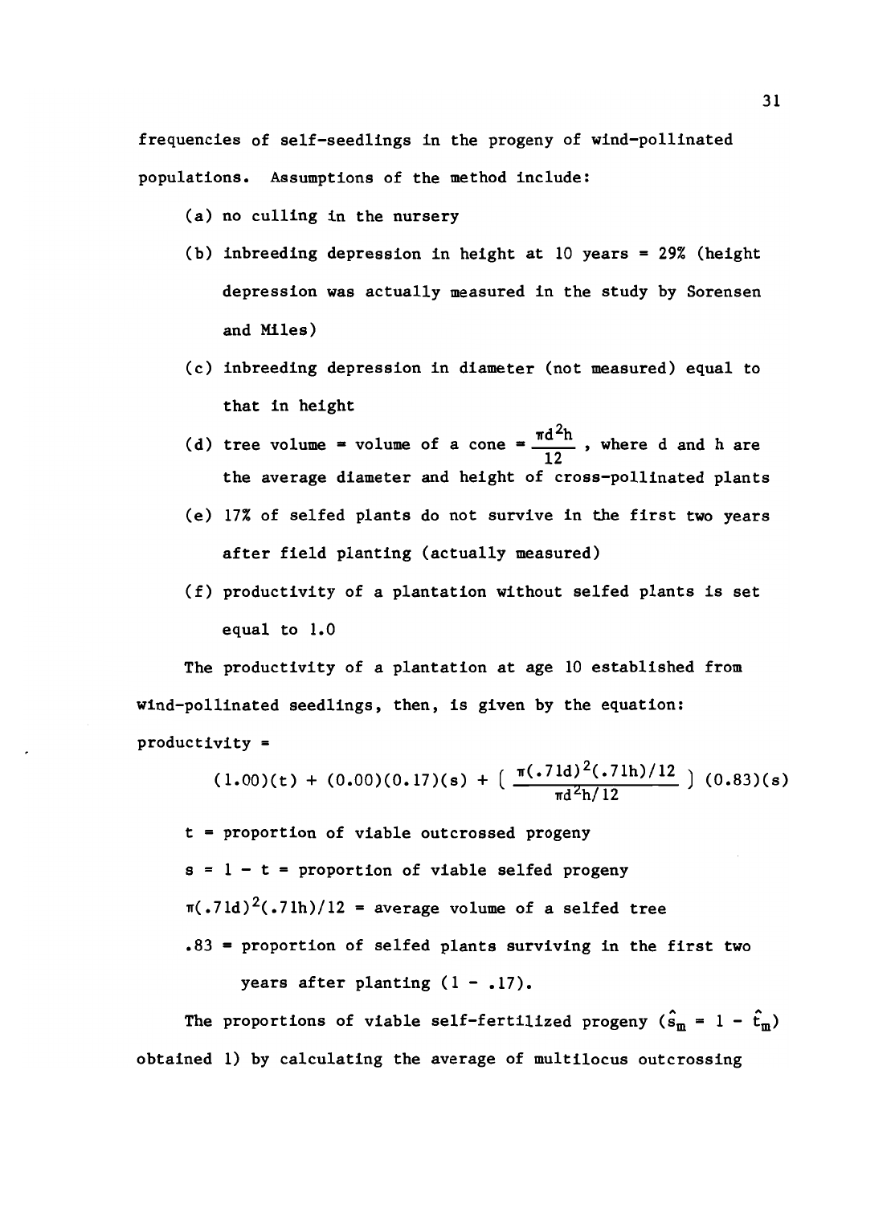frequencies of self-seedlings in the progeny of wind-pollinated populations. Assumptions of the method include:

(a) no culling in the nursery

(b) inbreeding depression in height at 10 years = 29% (height depression was actually measured in the study by Sorensen and Miles)

(c) inbreeding depression in diameter (not measured) equal to that in height

(d) tree volume = volume of a cone = $\frac{\pi d^2 h}{12}$ , where d and h are the average diameter and height of cross-pollinated plants

(e) 17% of selfed plants do not survive in the first two years after field planting (actually measured)

(f) productivity of a plantation without selfed plants is set equal to 1.0

The productivity of a plantation at age 10 established from wind-pollinated seedlings, then, is given by the equation:

productivity =

$$(1.00)(t) + (0.00)(0.17)(s) + \left( \frac{\pi(.71d)^2(.71h)/12}{\pi d^2 h/12} \right) (0.83)(s)$$

$t$ = proportion of viable outcrossed progeny

$s = 1 - t$ = proportion of viable selfed progeny

$\pi(.71d)^2(.71h)/12$ = average volume of a selfed tree

.83 = proportion of selfed plants surviving in the first two years after planting (1 - .17).

The proportions of viable self-fertilized progeny ($\hat{s}_m = 1 - \hat{t}_m$) obtained 1) by calculating the average of multilocus outcrossing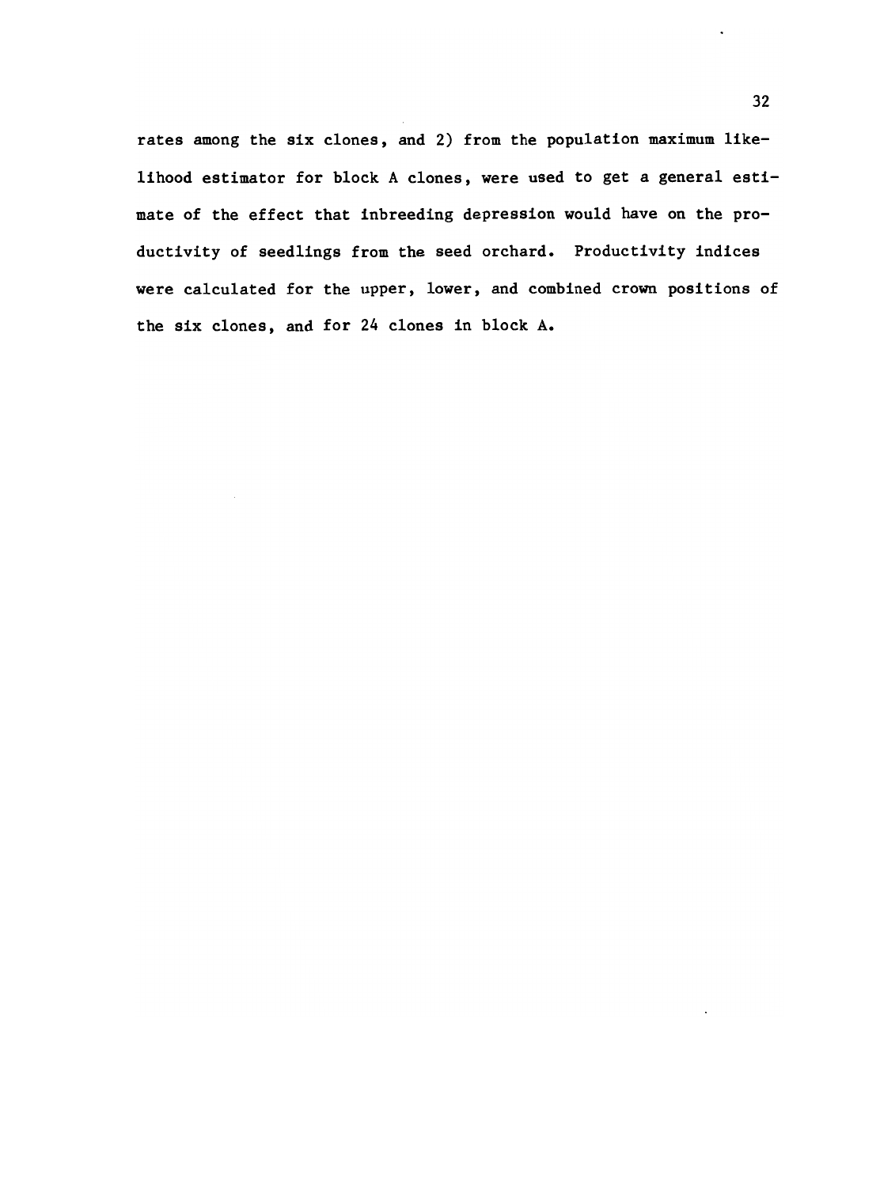rates among the six clones, and 2) from the population maximum likelihood estimator for block A clones, were used to get a general estimate of the effect that inbreeding depression would have on the productivity of seedlings from the seed orchard. Productivity indices were calculated for the upper, lower, and combined crown positions of the six clones, and for 24 clones in block A.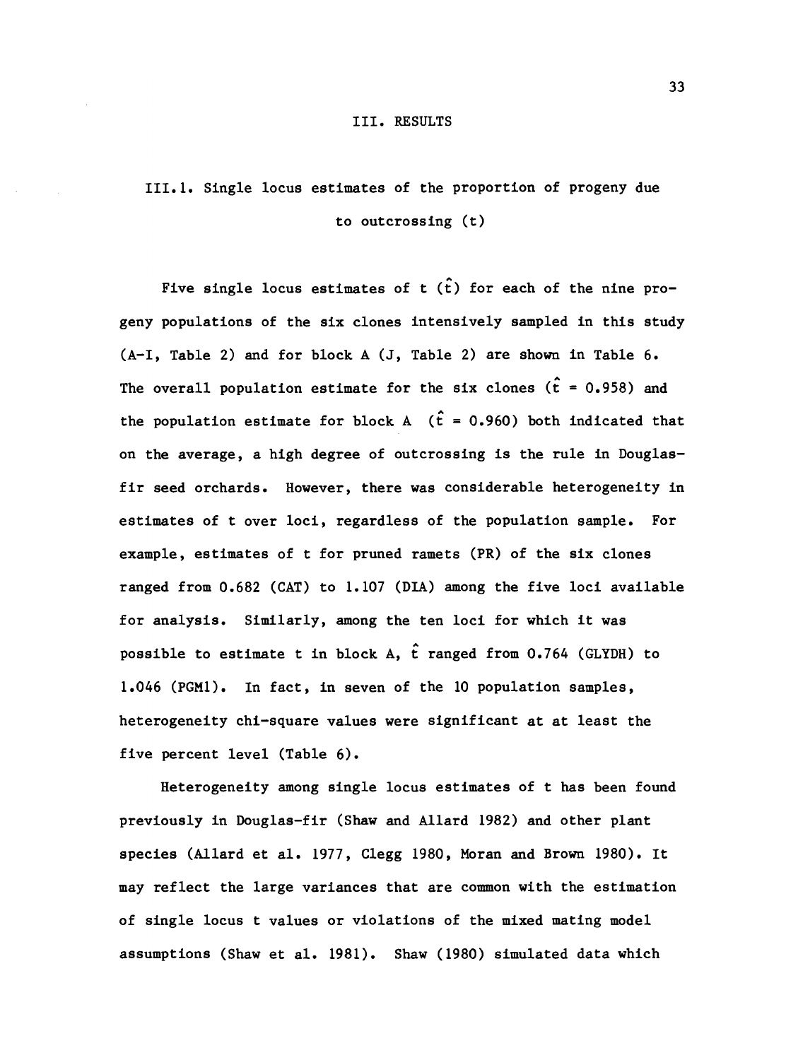# III. RESULTS

## III.1. Single locus estimates of the proportion of progeny due to outcrossing (t)

Five single locus estimates of t ($\hat{t}$) for each of the nine progeny populations of the six clones intensively sampled in this study (A-I, Table 2) and for block A (J, Table 2) are shown in Table 6. The overall population estimate for the six clones ($\hat{t}$ = 0.958) and the population estimate for block A ($\hat{t}$ = 0.960) both indicated that on the average, a high degree of outcrossing is the rule in Douglas-fir seed orchards. However, there was considerable heterogeneity in estimates of t over loci, regardless of the population sample. For example, estimates of t for pruned ramets (PR) of the six clones ranged from 0.682 (CAT) to 1.107 (DIA) among the five loci available for analysis. Similarly, among the ten loci for which it was possible to estimate t in block A, $\hat{t}$ ranged from 0.764 (GLYDH) to 1.046 (PGM1). In fact, in seven of the 10 population samples, heterogeneity chi-square values were significant at at least the five percent level (Table 6).

Heterogeneity among single locus estimates of t has been found previously in Douglas-fir (Shaw and Allard 1982) and other plant species (Allard et al. 1977, Clegg 1980, Moran and Brown 1980). It may reflect the large variances that are common with the estimation of single locus t values or violations of the mixed mating model assumptions (Shaw et al. 1981). Shaw (1980) simulated data which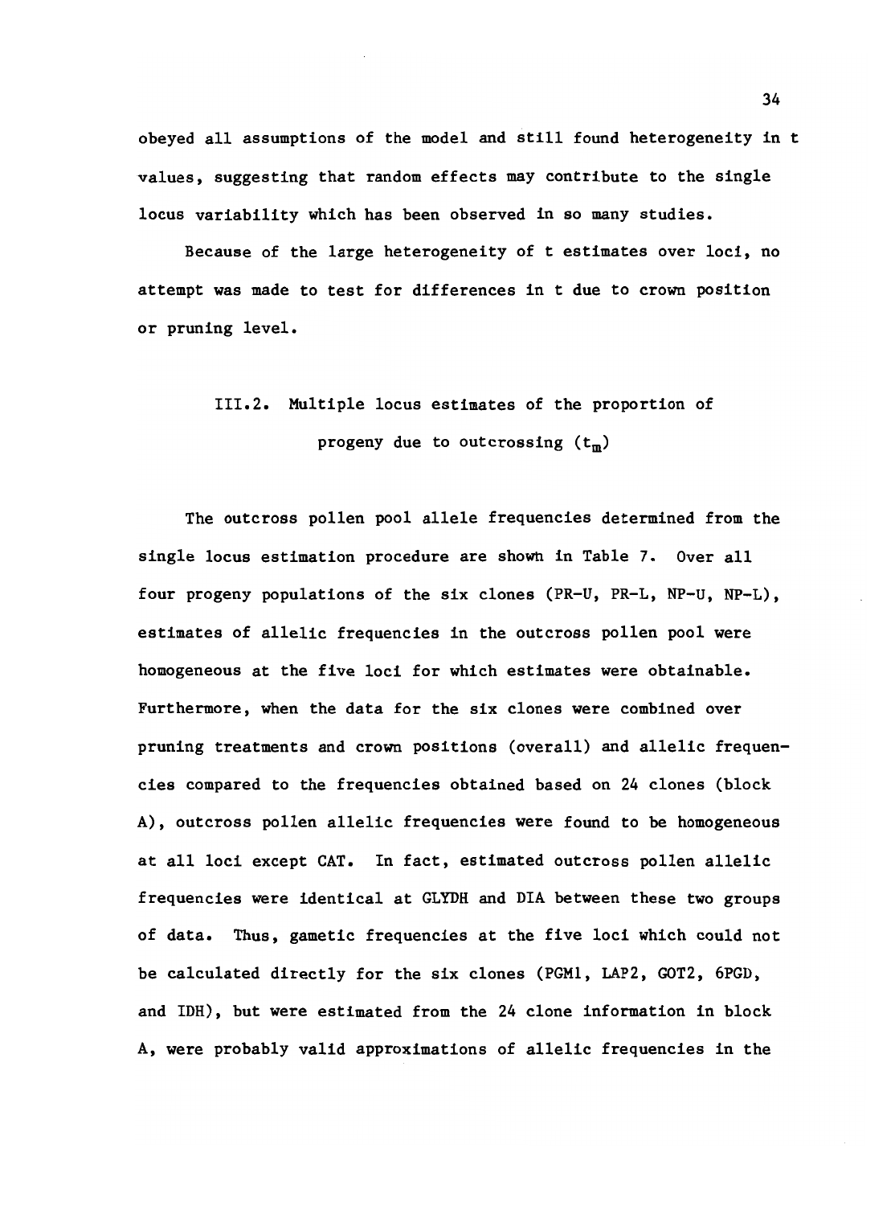obeyed all assumptions of the model and still found heterogeneity in t values, suggesting that random effects may contribute to the single locus variability which has been observed in so many studies.

Because of the large heterogeneity of t estimates over loci, no attempt was made to test for differences in t due to crown position or pruning level.

## III.2. Multiple locus estimates of the proportion of progeny due to outcrossing ($t_m$)

The outcross pollen pool allele frequencies determined from the single locus estimation procedure are shown in Table 7. Over all four progeny populations of the six clones (PR-U, PR-L, NP-U, NP-L), estimates of allelic frequencies in the outcross pollen pool were homogeneous at the five loci for which estimates were obtainable. Furthermore, when the data for the six clones were combined over pruning treatments and crown positions (overall) and allelic frequencies compared to the frequencies obtained based on 24 clones (block A), outcross pollen allelic frequencies were found to be homogeneous at all loci except CAT. In fact, estimated outcross pollen allelic frequencies were identical at GLYDH and DIA between these two groups of data. Thus, gametic frequencies at the five loci which could not be calculated directly for the six clones (PGM1, LAP2, GOT2, 6PGD, and IDH), but were estimated from the 24 clone information in block A, were probably valid approximations of allelic frequencies in the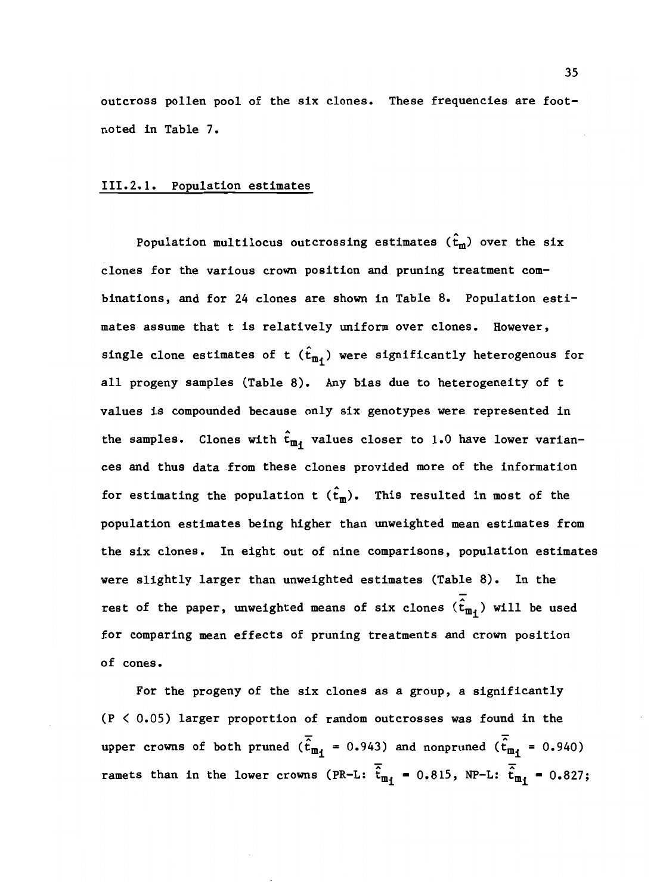outcross pollen pool of the six clones. These frequencies are footnoted in Table 7.

### III.2.1. Population estimates

Population multilocus outcrossing estimates ($\hat{t}_m$) over the six clones for the various crown position and pruning treatment combinations, and for 24 clones are shown in Table 8. Population estimates assume that t is relatively uniform over clones. However, single clone estimates of t ($\hat{t}_{m_i}$) were significantly heterogenous for all progeny samples (Table 8). Any bias due to heterogeneity of t values is compounded because only six genotypes were represented in the samples. Clones with $\hat{t}_{m_i}$ values closer to 1.0 have lower variances and thus data from these clones provided more of the information for estimating the population t ($\hat{t}_m$). This resulted in most of the population estimates being higher than unweighted mean estimates from the six clones. In eight out of nine comparisons, population estimates were slightly larger than unweighted estimates (Table 8). In the rest of the paper, unweighted means of six clones ($\bar{\hat{t}}_{m_i}$) will be used for comparing mean effects of pruning treatments and crown position of cones.

For the progeny of the six clones as a group, a significantly ($P < 0.05$) larger proportion of random outcrosses was found in the upper crowns of both pruned ($\bar{\hat{t}}_{m_i} = 0.943$) and nonpruned ($\bar{\hat{t}}_{m_i} = 0.940$) ramets than in the lower crowns (PR-L: $\bar{\hat{t}}_{m_i} = 0.815$, NP-L: $\bar{\hat{t}}_{m_i} = 0.827$;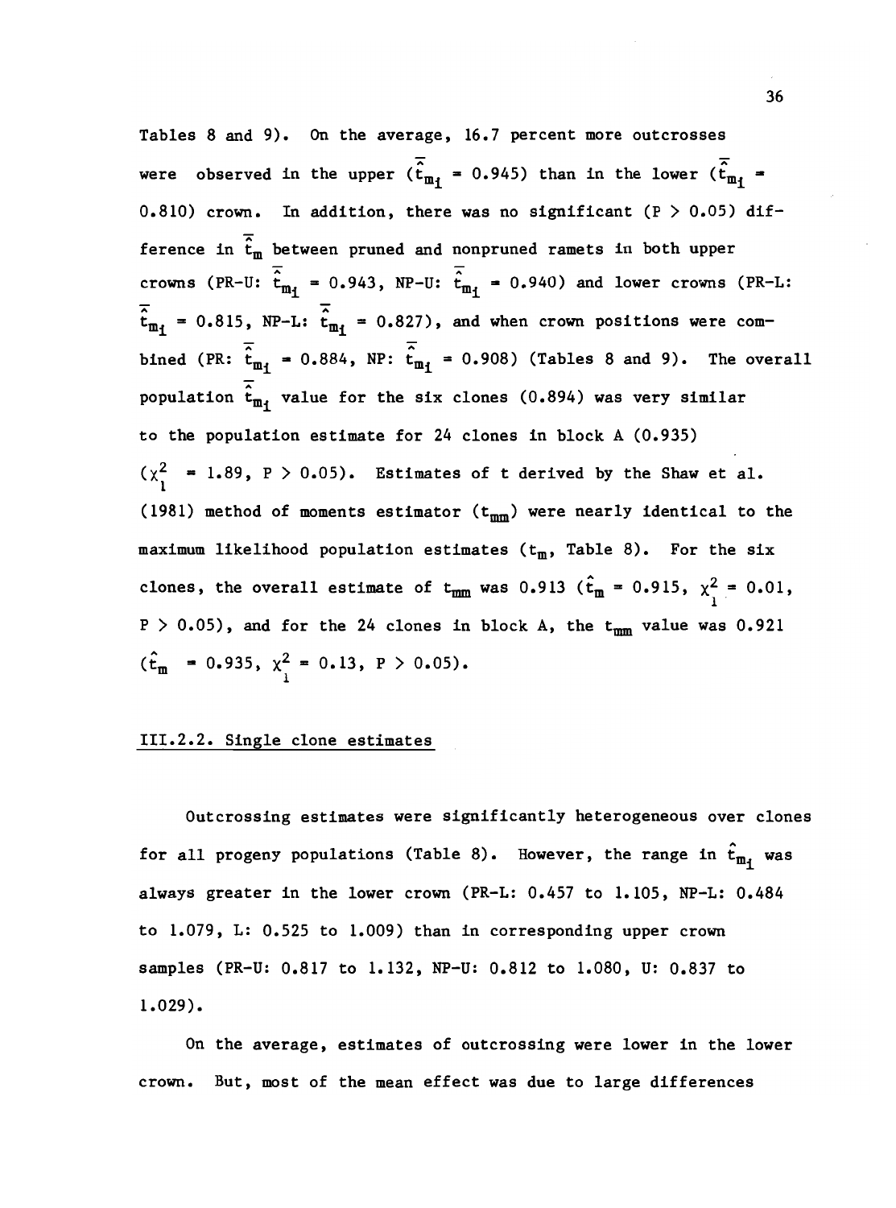Tables 8 and 9). On the average, 16.7 percent more outcrosses were observed in the upper ($\bar{\hat{t}}_{m_i} = 0.945$) than in the lower ($\bar{\hat{t}}_{m_i} = 0.810$) crown. In addition, there was no significant ($P > 0.05$) difference in $\bar{\hat{t}}_m$ between pruned and nonpruned ramets in both upper crowns (PR-U: $\bar{\hat{t}}_{m_i} = 0.943$, NP-U: $\bar{\hat{t}}_{m_i} = 0.940$) and lower crowns (PR-L: $\bar{\hat{t}}_{m_i} = 0.815$, NP-L: $\bar{\hat{t}}_{m_i} = 0.827$), and when crown positions were combined (PR: $\bar{\hat{t}}_{m_i} = 0.884$, NP: $\bar{\hat{t}}_{m_i} = 0.908$) (Tables 8 and 9). The overall population $\bar{\hat{t}}_{m_i}$ value for the six clones (0.894) was very similar to the population estimate for 24 clones in block A (0.935) ($\chi^2_1 = 1.89$, $P > 0.05$). Estimates of t derived by the Shaw et al. (1981) method of moments estimator ($t_{mm}$) were nearly identical to the maximum likelihood population estimates ($t_m$, Table 8). For the six clones, the overall estimate of $t_{mm}$ was 0.913 ($\hat{t}_m = 0.915$, $\chi^2_1 = 0.01$, $P > 0.05$), and for the 24 clones in block A, the $t_{mm}$ value was 0.921 ($\hat{t}_m = 0.935$, $\chi^2_1 = 0.13$, $P > 0.05$).

### III.2.2. Single clone estimates

Outcrossing estimates were significantly heterogeneous over clones for all progeny populations (Table 8). However, the range in $\hat{t}_{m_i}$ was always greater in the lower crown (PR-L: 0.457 to 1.105, NP-L: 0.484 to 1.079, L: 0.525 to 1.009) than in corresponding upper crown samples (PR-U: 0.817 to 1.132, NP-U: 0.812 to 1.080, U: 0.837 to 1.029).

On the average, estimates of outcrossing were lower in the lower crown. But, most of the mean effect was due to large differences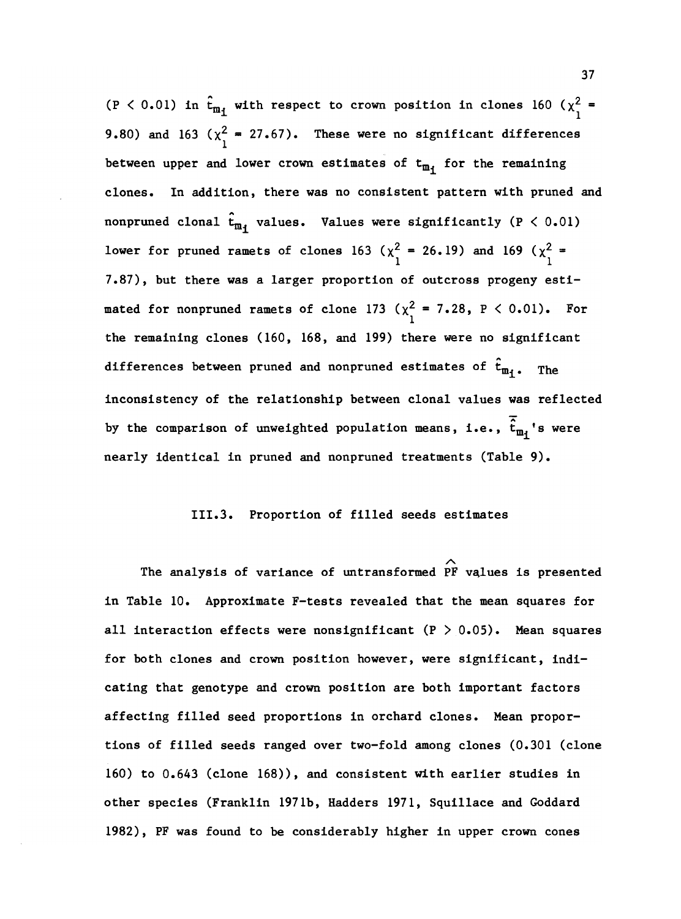($P < 0.01$) in $\hat{t}_{m_i}$ with respect to crown position in clones 160 ($\chi^2_1$ = 9.80) and 163 ($\chi^2_1$ = 27.67). These were no significant differences between upper and lower crown estimates of $t_{m_i}$ for the remaining clones. In addition, there was no consistent pattern with pruned and nonpruned clonal $\hat{t}_{m_i}$ values. Values were significantly ($P < 0.01$) lower for pruned ramets of clones 163 ($\chi^2_1$ = 26.19) and 169 ($\chi^2_1$ = 7.87), but there was a larger proportion of outcross progeny estimated for nonpruned ramets of clone 173 ($\chi^2_1$ = 7.28, $P < 0.01$). For the remaining clones (160, 168, and 199) there were no significant differences between pruned and nonpruned estimates of $\hat{t}_{m_i}$. The inconsistency of the relationship between clonal values was reflected by the comparison of unweighted population means, i.e., $\bar{\hat{t}}_{m_i}$'s were nearly identical in pruned and nonpruned treatments (Table 9).

### III.3. Proportion of filled seeds estimates

The analysis of variance of untransformed $\widehat{PF}$ values is presented in Table 10. Approximate F-tests revealed that the mean squares for all interaction effects were nonsignificant ($P > 0.05$). Mean squares for both clones and crown position however, were significant, indicating that genotype and crown position are both important factors affecting filled seed proportions in orchard clones. Mean proportions of filled seeds ranged over two-fold among clones (0.301 (clone 160) to 0.643 (clone 168)), and consistent with earlier studies in other species (Franklin 1971b, Hadders 1971, Squillace and Goddard 1982), PF was found to be considerably higher in upper crown cones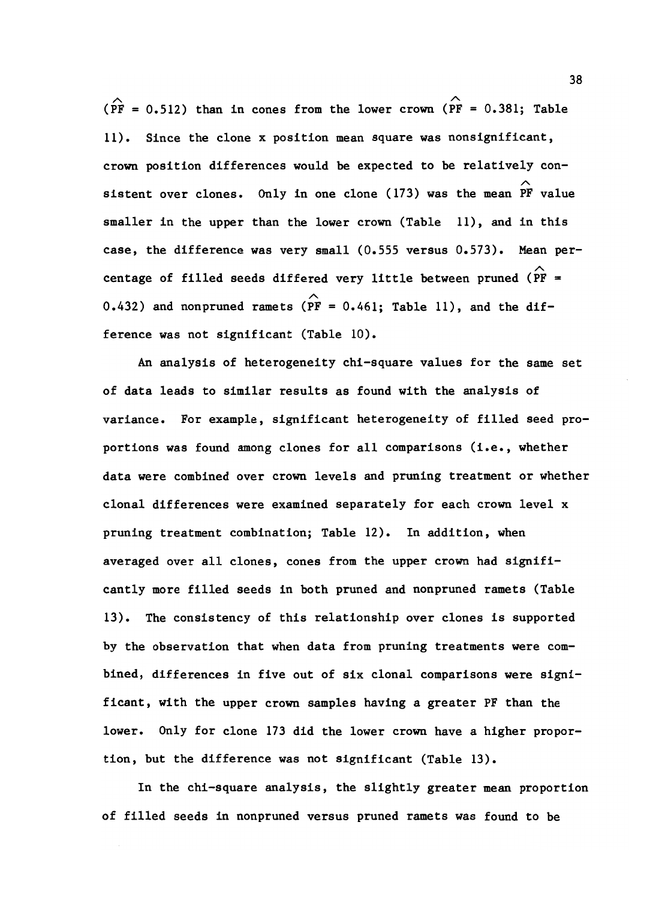($\widehat{PF} = 0.512$) than in cones from the lower crown ($\widehat{PF} = 0.381$; Table 11). Since the clone x position mean square was nonsignificant, crown position differences would be expected to be relatively consistent over clones. Only in one clone (173) was the mean $\widehat{PF}$ value smaller in the upper than the lower crown (Table 11), and in this case, the difference was very small (0.555 versus 0.573). Mean percentage of filled seeds differed very little between pruned ($\widehat{PF} = 0.432$) and nonpruned ramets ($\widehat{PF} = 0.461$; Table 11), and the difference was not significant (Table 10).

An analysis of heterogeneity chi-square values for the same set of data leads to similar results as found with the analysis of variance. For example, significant heterogeneity of filled seed proportions was found among clones for all comparisons (i.e., whether data were combined over crown levels and pruning treatment or whether clonal differences were examined separately for each crown level x pruning treatment combination; Table 12). In addition, when averaged over all clones, cones from the upper crown had significantly more filled seeds in both pruned and nonpruned ramets (Table 13). The consistency of this relationship over clones is supported by the observation that when data from pruning treatments were combined, differences in five out of six clonal comparisons were significant, with the upper crown samples having a greater PF than the lower. Only for clone 173 did the lower crown have a higher proportion, but the difference was not significant (Table 13).

In the chi-square analysis, the slightly greater mean proportion of filled seeds in nonpruned versus pruned ramets was found to be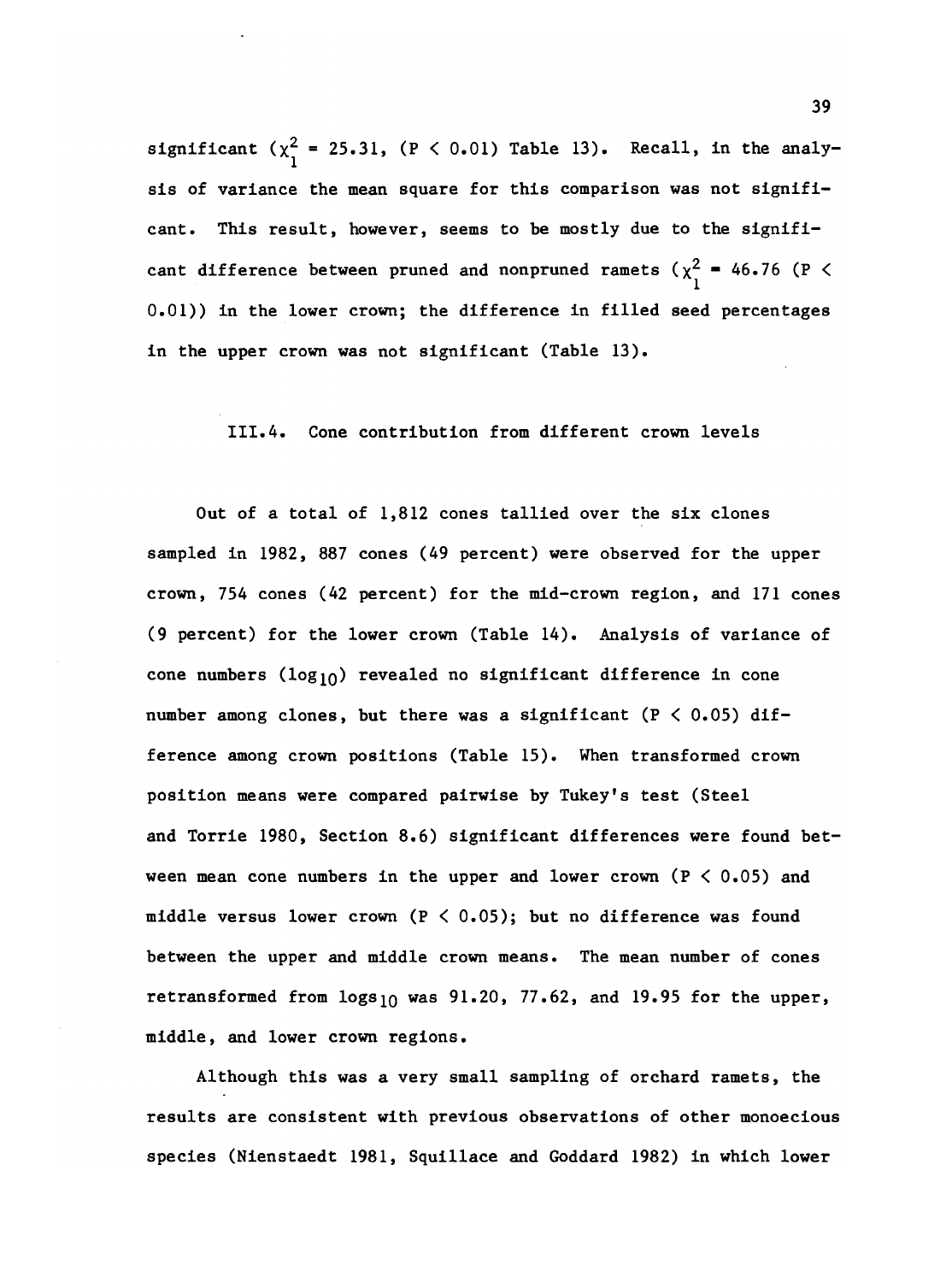significant ($\chi^2_1$ = 25.31, (P < 0.01) Table 13). Recall, in the analysis of variance the mean square for this comparison was not significant. This result, however, seems to be mostly due to the significant difference between pruned and nonpruned ramets ($\chi^2_1$ = 46.76 (P < 0.01)) in the lower crown; the difference in filled seed percentages in the upper crown was not significant (Table 13).

### III.4. Cone contribution from different crown levels

Out of a total of 1,812 cones tallied over the six clones sampled in 1982, 887 cones (49 percent) were observed for the upper crown, 754 cones (42 percent) for the mid-crown region, and 171 cones (9 percent) for the lower crown (Table 14). Analysis of variance of cone numbers ($\log_{10}$) revealed no significant difference in cone number among clones, but there was a significant (P < 0.05) difference among crown positions (Table 15). When transformed crown position means were compared pairwise by Tukey's test (Steel and Torrie 1980, Section 8.6) significant differences were found between mean cone numbers in the upper and lower crown (P < 0.05) and middle versus lower crown (P < 0.05); but no difference was found between the upper and middle crown means. The mean number of cones retransformed from $\text{logs}_{10}$ was 91.20, 77.62, and 19.95 for the upper, middle, and lower crown regions.

Although this was a very small sampling of orchard ramets, the results are consistent with previous observations of other monoecious species (Nienstaedt 1981, Squillace and Goddard 1982) in which lower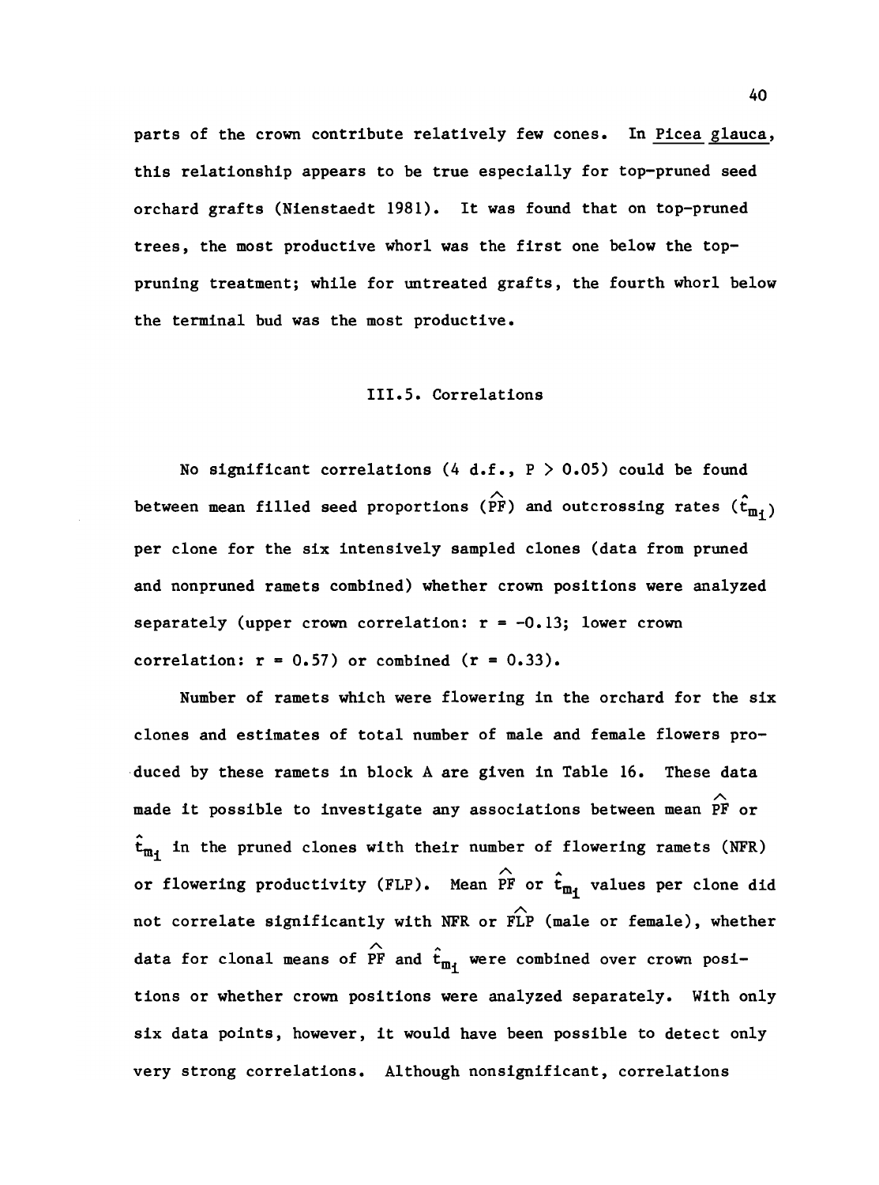parts of the crown contribute relatively few cones. In *Picea glauca*, this relationship appears to be true especially for top-pruned seed orchard grafts (Nienstaedt 1981). It was found that on top-pruned trees, the most productive whorl was the first one below the top-pruning treatment; while for untreated grafts, the fourth whorl below the terminal bud was the most productive.

### III.5. Correlations

No significant correlations (4 d.f., $P > 0.05$) could be found between mean filled seed proportions ($\widehat{PF}$) and outcrossing rates ($\hat{t}_{m_i}$) per clone for the six intensively sampled clones (data from pruned and nonpruned ramets combined) whether crown positions were analyzed separately (upper crown correlation: $r = -0.13$; lower crown correlation: $r = 0.57$) or combined ($r = 0.33$).

Number of ramets which were flowering in the orchard for the six clones and estimates of total number of male and female flowers produced by these ramets in block A are given in Table 16. These data made it possible to investigate any associations between mean $\widehat{PF}$ or $\hat{t}_{m_i}$ in the pruned clones with their number of flowering ramets (NFR) or flowering productivity (FLP). Mean $\widehat{PF}$ or $\hat{t}_{m_i}$ values per clone did not correlate significantly with NFR or $\widehat{FLP}$ (male or female), whether data for clonal means of $\widehat{PF}$ and $\hat{t}_{m_i}$ were combined over crown positions or whether crown positions were analyzed separately. With only six data points, however, it would have been possible to detect only very strong correlations. Although nonsignificant, correlations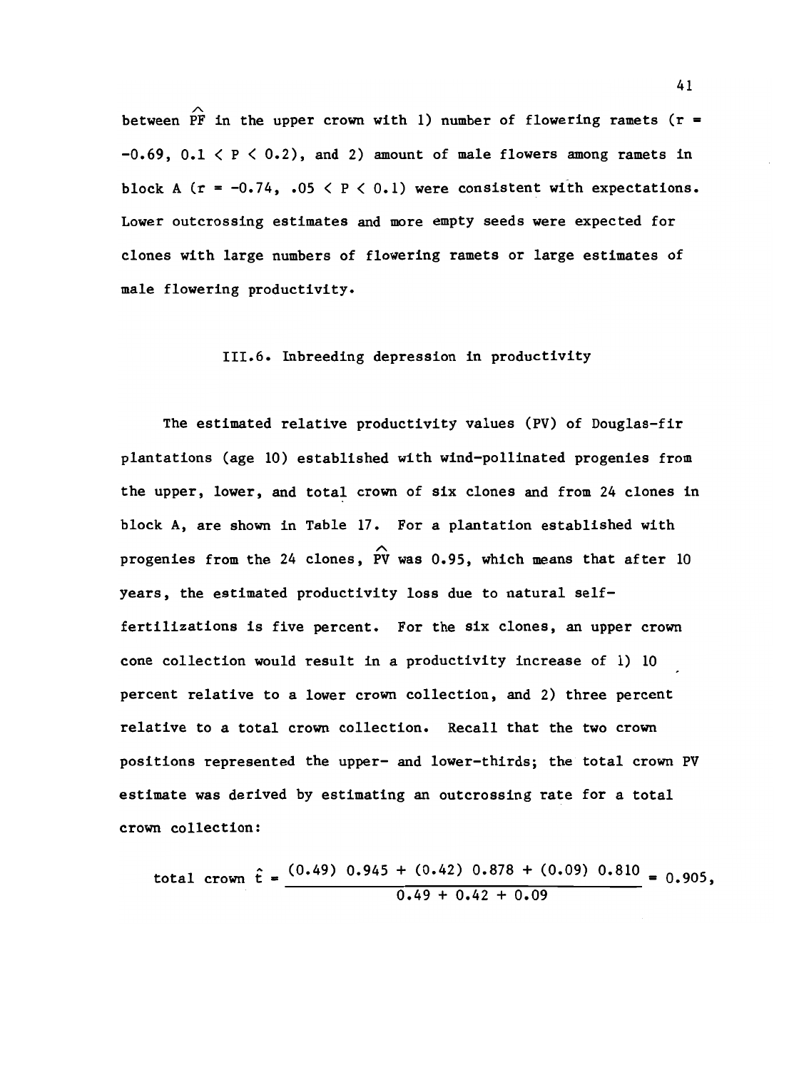between $\widehat{PF}$ in the upper crown with 1) number of flowering ramets ($r = -0.69$, $0.1 < P < 0.2$), and 2) amount of male flowers among ramets in block A ($r = -0.74$, $.05 < P < 0.1$) were consistent with expectations. Lower outcrossing estimates and more empty seeds were expected for clones with large numbers of flowering ramets or large estimates of male flowering productivity.

### III.6. Inbreeding depression in productivity

The estimated relative productivity values (PV) of Douglas-fir plantations (age 10) established with wind-pollinated progenies from the upper, lower, and total crown of six clones and from 24 clones in block A, are shown in Table 17. For a plantation established with progenies from the 24 clones, $\widehat{PV}$ was 0.95, which means that after 10 years, the estimated productivity loss due to natural self-fertilizations is five percent. For the six clones, an upper crown cone collection would result in a productivity increase of 1) 10 percent relative to a lower crown collection, and 2) three percent relative to a total crown collection. Recall that the two crown positions represented the upper- and lower-thirds; the total crown PV estimate was derived by estimating an outcrossing rate for a total crown collection:

$$\text{total crown } \hat{t} = \frac{(0.49)\ 0.945 + (0.42)\ 0.878 + (0.09)\ 0.810}{0.49 + 0.42 + 0.09} = 0.905,$$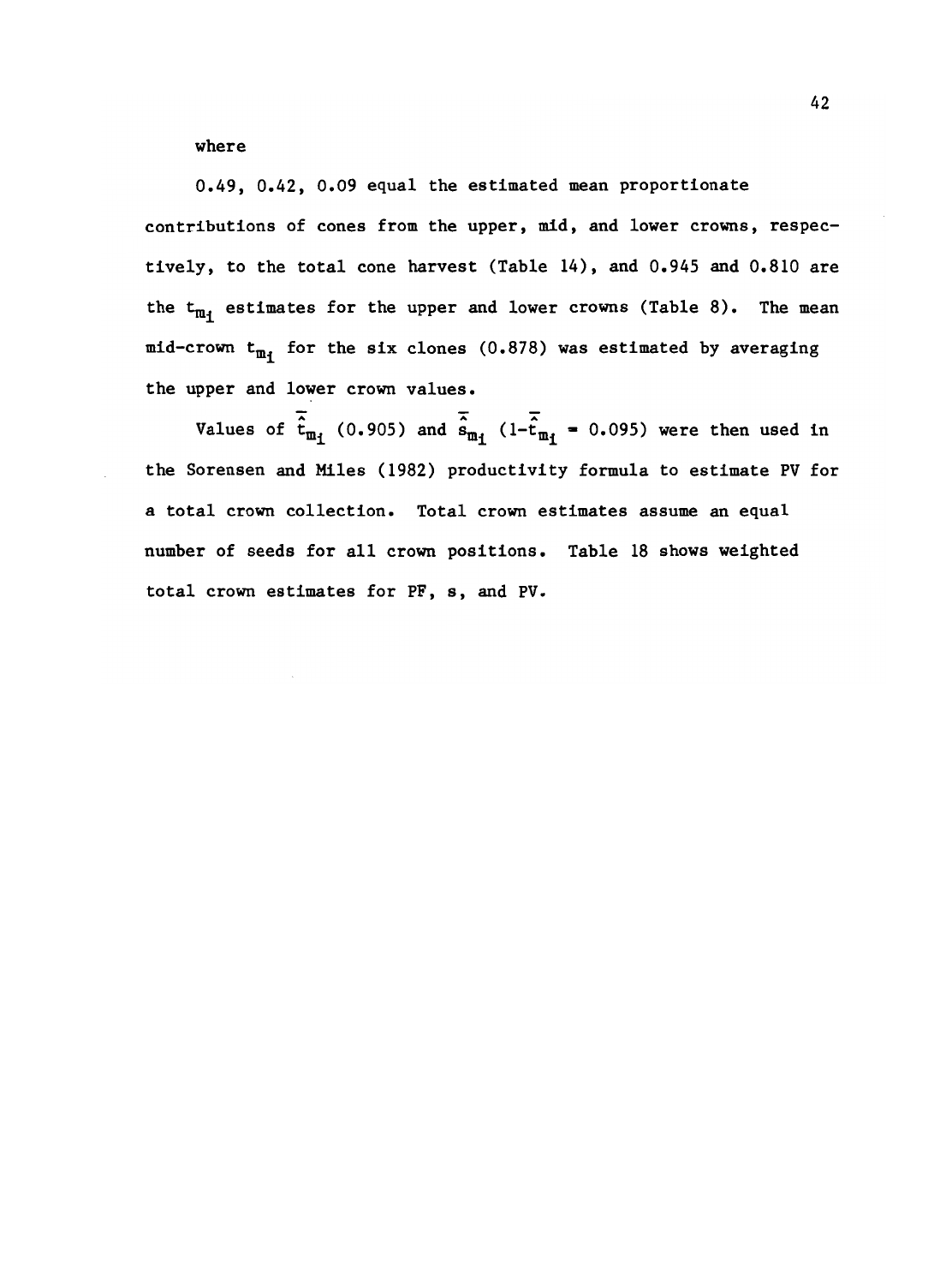where

0.49, 0.42, 0.09 equal the estimated mean proportionate contributions of cones from the upper, mid, and lower crowns, respectively, to the total cone harvest (Table 14), and 0.945 and 0.810 are the $t_{m_i}$ estimates for the upper and lower crowns (Table 8). The mean mid-crown $t_{m_i}$ for the six clones (0.878) was estimated by averaging the upper and lower crown values.

Values of $\bar{\hat{t}}_{m_i}$ (0.905) and $\bar{\hat{s}}_{m_i}$ ($1-\bar{\hat{t}}_{m_i}$ = 0.095) were then used in the Sorensen and Miles (1982) productivity formula to estimate PV for a total crown collection. Total crown estimates assume an equal number of seeds for all crown positions. Table 18 shows weighted total crown estimates for PF, s, and PV.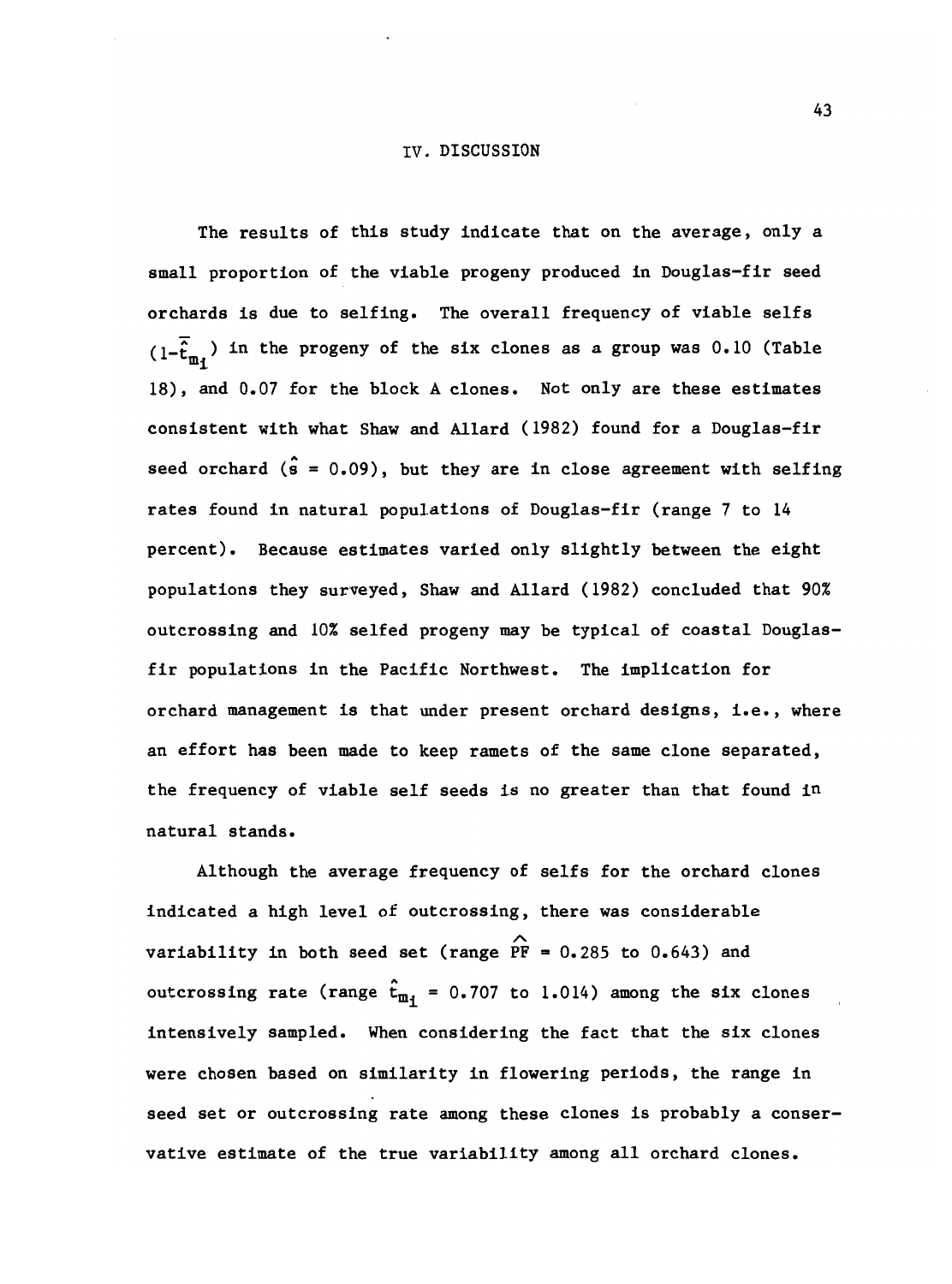# IV. DISCUSSION

The results of this study indicate that on the average, only a small proportion of the viable progeny produced in Douglas-fir seed orchards is due to selfing. The overall frequency of viable selfs $(1-\bar{\hat{t}}_{m_i})$ in the progeny of the six clones as a group was 0.10 (Table 18), and 0.07 for the block A clones. Not only are these estimates consistent with what Shaw and Allard (1982) found for a Douglas-fir seed orchard ($\hat{s}$ = 0.09), but they are in close agreement with selfing rates found in natural populations of Douglas-fir (range 7 to 14 percent). Because estimates varied only slightly between the eight populations they surveyed, Shaw and Allard (1982) concluded that 90% outcrossing and 10% selfed progeny may be typical of coastal Douglas-fir populations in the Pacific Northwest. The implication for orchard management is that under present orchard designs, i.e., where an effort has been made to keep ramets of the same clone separated, the frequency of viable self seeds is no greater than that found in natural stands.

Although the average frequency of selfs for the orchard clones indicated a high level of outcrossing, there was considerable variability in both seed set (range $\widehat{PF}$ = 0.285 to 0.643) and outcrossing rate (range $\hat{t}_{m_i}$ = 0.707 to 1.014) among the six clones intensively sampled. When considering the fact that the six clones were chosen based on similarity in flowering periods, the range in seed set or outcrossing rate among these clones is probably a conservative estimate of the true variability among all orchard clones.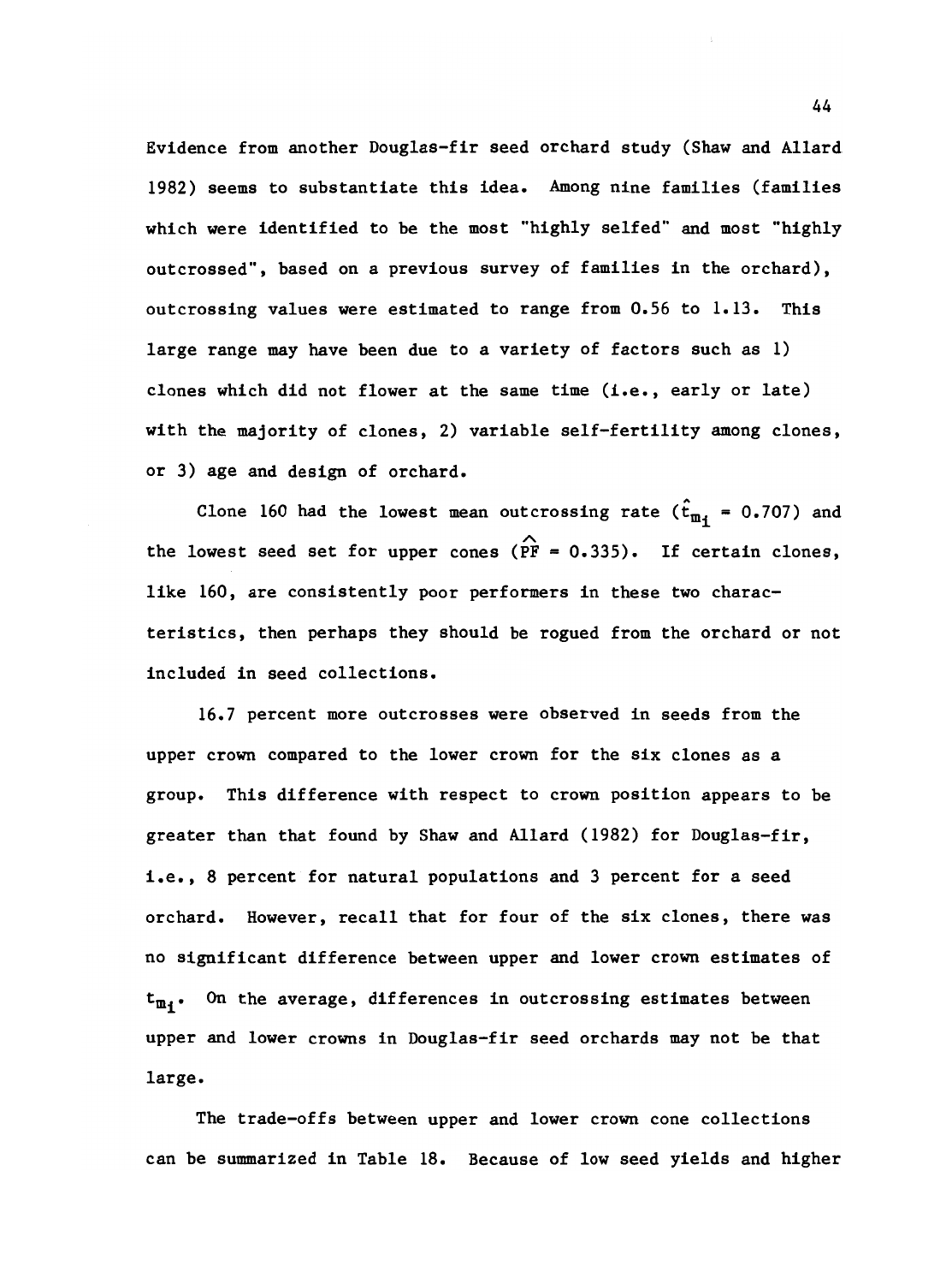Evidence from another Douglas-fir seed orchard study (Shaw and Allard 1982) seems to substantiate this idea. Among nine families (families which were identified to be the most "highly selfed" and most "highly outcrossed", based on a previous survey of families in the orchard), outcrossing values were estimated to range from 0.56 to 1.13. This large range may have been due to a variety of factors such as 1) clones which did not flower at the same time (i.e., early or late) with the majority of clones, 2) variable self-fertility among clones, or 3) age and design of orchard.

Clone 160 had the lowest mean outcrossing rate ($\hat{t}_{m_i} = 0.707$) and the lowest seed set for upper cones ($\widehat{PF} = 0.335$). If certain clones, like 160, are consistently poor performers in these two characteristics, then perhaps they should be rogued from the orchard or not included in seed collections.

16.7 percent more outcrosses were observed in seeds from the upper crown compared to the lower crown for the six clones as a group. This difference with respect to crown position appears to be greater than that found by Shaw and Allard (1982) for Douglas-fir, i.e., 8 percent for natural populations and 3 percent for a seed orchard. However, recall that for four of the six clones, there was no significant difference between upper and lower crown estimates of $t_{m_i}$. On the average, differences in outcrossing estimates between upper and lower crowns in Douglas-fir seed orchards may not be that large.

The trade-offs between upper and lower crown cone collections can be summarized in Table 18. Because of low seed yields and higher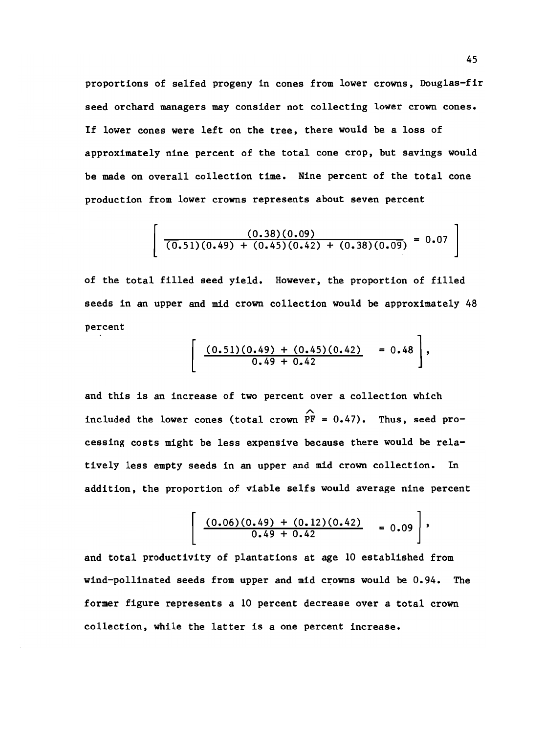proportions of selfed progeny in cones from lower crowns, Douglas-fir seed orchard managers may consider not collecting lower crown cones. If lower cones were left on the tree, there would be a loss of approximately nine percent of the total cone crop, but savings would be made on overall collection time. Nine percent of the total cone production from lower crowns represents about seven percent

$$\left[ \frac{(0.38)(0.09)}{(0.51)(0.49) + (0.45)(0.42) + (0.38)(0.09)} = 0.07 \right]$$

of the total filled seed yield. However, the proportion of filled seeds in an upper and mid crown collection would be approximately 48 percent

$$\left[ \frac{(0.51)(0.49) + (0.45)(0.42)}{0.49 + 0.42} = 0.48 \right],$$

and this is an increase of two percent over a collection which included the lower cones (total crown $\widehat{PF} = 0.47$). Thus, seed processing costs might be less expensive because there would be relatively less empty seeds in an upper and mid crown collection. In addition, the proportion of viable selfs would average nine percent

$$\left[ \frac{(0.06)(0.49) + (0.12)(0.42)}{0.49 + 0.42} = 0.09 \right],$$

and total productivity of plantations at age 10 established from wind-pollinated seeds from upper and mid crowns would be 0.94. The former figure represents a 10 percent decrease over a total crown collection, while the latter is a one percent increase.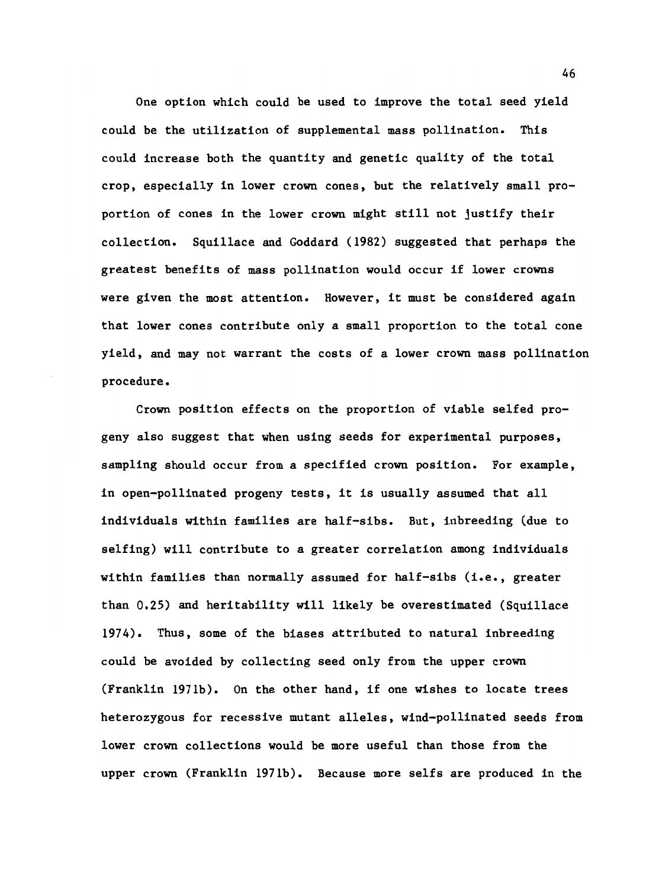One option which could be used to improve the total seed yield could be the utilization of supplemental mass pollination. This could increase both the quantity and genetic quality of the total crop, especially in lower crown cones, but the relatively small proportion of cones in the lower crown might still not justify their collection. Squillace and Goddard (1982) suggested that perhaps the greatest benefits of mass pollination would occur if lower crowns were given the most attention. However, it must be considered again that lower cones contribute only a small proportion to the total cone yield, and may not warrant the costs of a lower crown mass pollination procedure.

Crown position effects on the proportion of viable selfed progeny also suggest that when using seeds for experimental purposes, sampling should occur from a specified crown position. For example, in open-pollinated progeny tests, it is usually assumed that all individuals within families are half-sibs. But, inbreeding (due to selfing) will contribute to a greater correlation among individuals within families than normally assumed for half-sibs (i.e., greater than 0.25) and heritability will likely be overestimated (Squillace 1974). Thus, some of the biases attributed to natural inbreeding could be avoided by collecting seed only from the upper crown (Franklin 1971b). On the other hand, if one wishes to locate trees heterozygous for recessive mutant alleles, wind-pollinated seeds from lower crown collections would be more useful than those from the upper crown (Franklin 1971b). Because more selfs are produced in the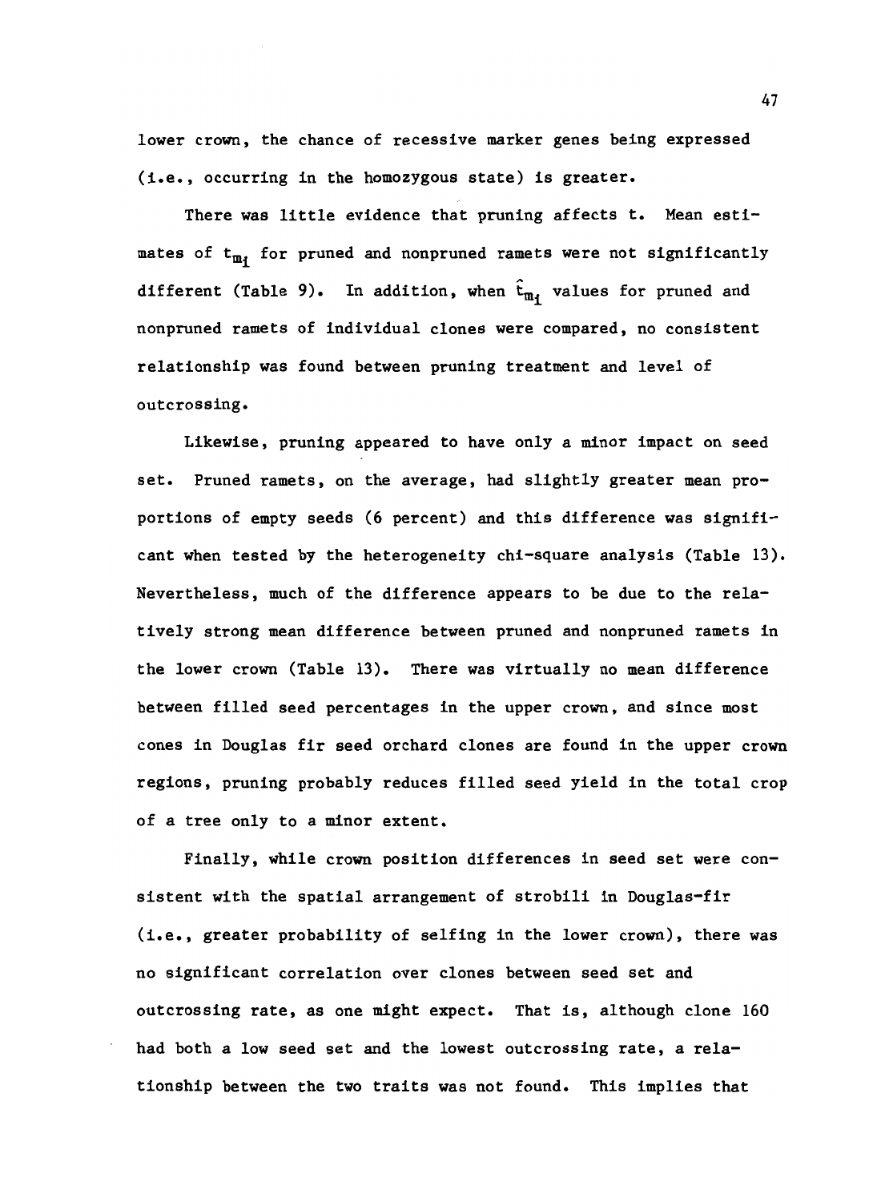lower crown, the chance of recessive marker genes being expressed (i.e., occurring in the homozygous state) is greater.

There was little evidence that pruning affects t. Mean estimates of $t_{m_i}$ for pruned and nonpruned ramets were not significantly different (Table 9). In addition, when $\hat{t}_{m_i}$ values for pruned and nonpruned ramets of individual clones were compared, no consistent relationship was found between pruning treatment and level of outcrossing.

Likewise, pruning appeared to have only a minor impact on seed set. Pruned ramets, on the average, had slightly greater mean proportions of empty seeds (6 percent) and this difference was significant when tested by the heterogeneity chi-square analysis (Table 13). Nevertheless, much of the difference appears to be due to the relatively strong mean difference between pruned and nonpruned ramets in the lower crown (Table 13). There was virtually no mean difference between filled seed percentages in the upper crown, and since most cones in Douglas fir seed orchard clones are found in the upper crown regions, pruning probably reduces filled seed yield in the total crop of a tree only to a minor extent.

Finally, while crown position differences in seed set were consistent with the spatial arrangement of strobili in Douglas-fir (i.e., greater probability of selfing in the lower crown), there was no significant correlation over clones between seed set and outcrossing rate, as one might expect. That is, although clone 160 had both a low seed set and the lowest outcrossing rate, a relationship between the two traits was not found. This implies that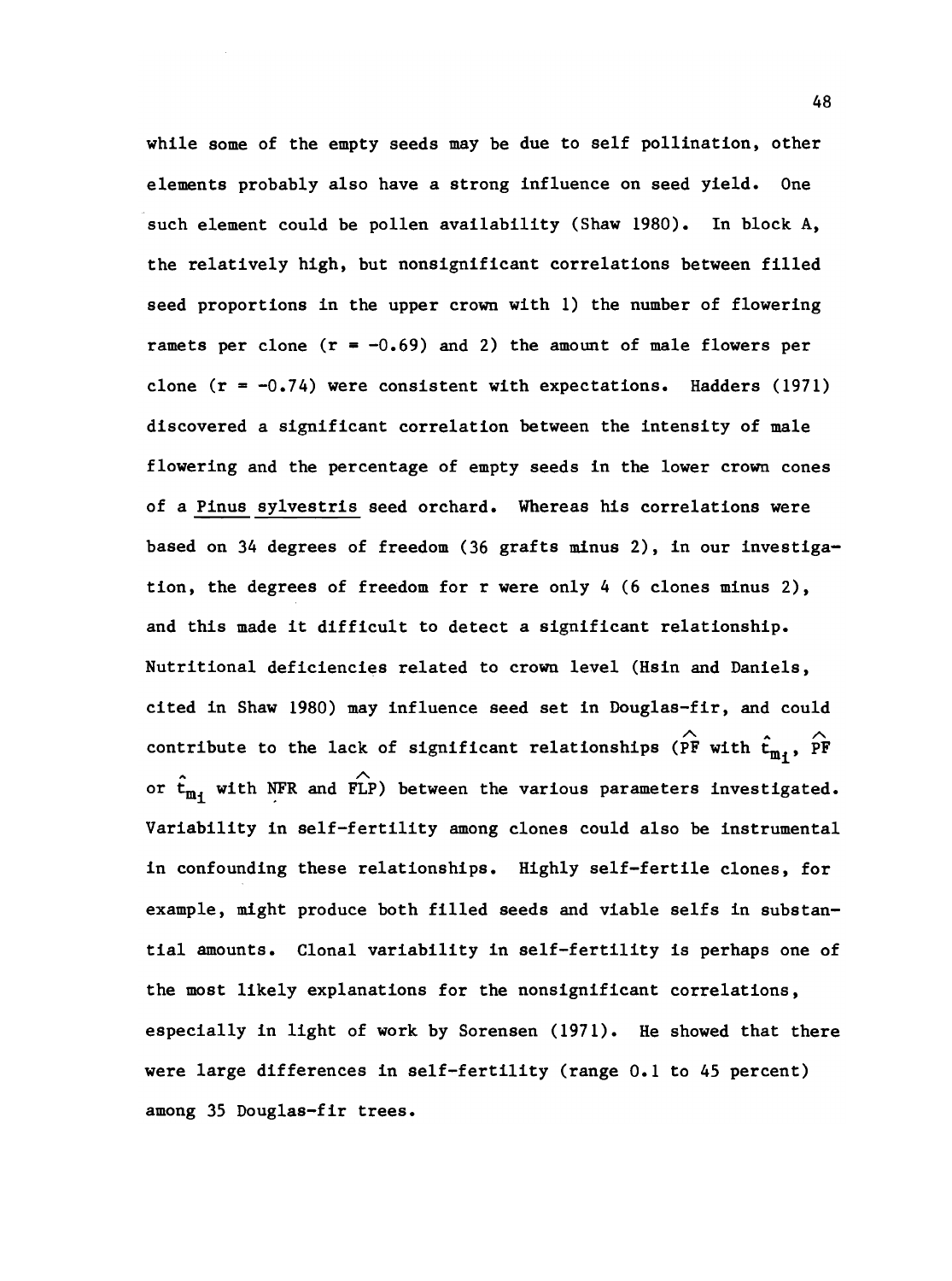while some of the empty seeds may be due to self pollination, other elements probably also have a strong influence on seed yield. One such element could be pollen availability (Shaw 1980). In block A, the relatively high, but nonsignificant correlations between filled seed proportions in the upper crown with 1) the number of flowering ramets per clone ($r = -0.69$) and 2) the amount of male flowers per clone ($r = -0.74$) were consistent with expectations. Hadders (1971) discovered a significant correlation between the intensity of male flowering and the percentage of empty seeds in the lower crown cones of a <u>Pinus sylvestris</u> seed orchard. Whereas his correlations were based on 34 degrees of freedom (36 grafts minus 2), in our investigation, the degrees of freedom for r were only 4 (6 clones minus 2), and this made it difficult to detect a significant relationship. Nutritional deficiencies related to crown level (Hsin and Daniels, cited in Shaw 1980) may influence seed set in Douglas-fir, and could contribute to the lack of significant relationships ($\widehat{PF}$ with $\hat{t}_{m_i}$, $\widehat{PF}$ or $\hat{t}_{m_i}$ with NFR and $\widehat{FLP}$) between the various parameters investigated. Variability in self-fertility among clones could also be instrumental in confounding these relationships. Highly self-fertile clones, for example, might produce both filled seeds and viable selfs in substantial amounts. Clonal variability in self-fertility is perhaps one of the most likely explanations for the nonsignificant correlations, especially in light of work by Sorensen (1971). He showed that there were large differences in self-fertility (range 0.1 to 45 percent) among 35 Douglas-fir trees.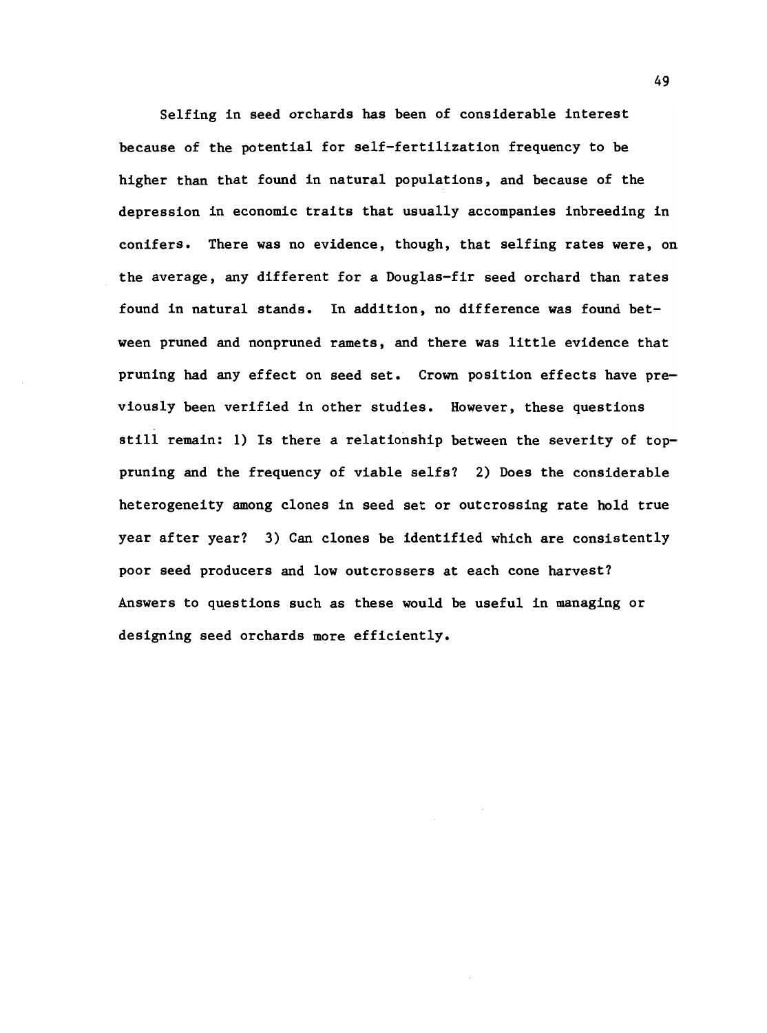Selfing in seed orchards has been of considerable interest because of the potential for self-fertilization frequency to be higher than that found in natural populations, and because of the depression in economic traits that usually accompanies inbreeding in conifers. There was no evidence, though, that selfing rates were, on the average, any different for a Douglas-fir seed orchard than rates found in natural stands. In addition, no difference was found between pruned and nonpruned ramets, and there was little evidence that pruning had any effect on seed set. Crown position effects have previously been verified in other studies. However, these questions still remain: 1) Is there a relationship between the severity of top-pruning and the frequency of viable selfs? 2) Does the considerable heterogeneity among clones in seed set or outcrossing rate hold true year after year? 3) Can clones be identified which are consistently poor seed producers and low outcrossers at each cone harvest? Answers to questions such as these would be useful in managing or designing seed orchards more efficiently.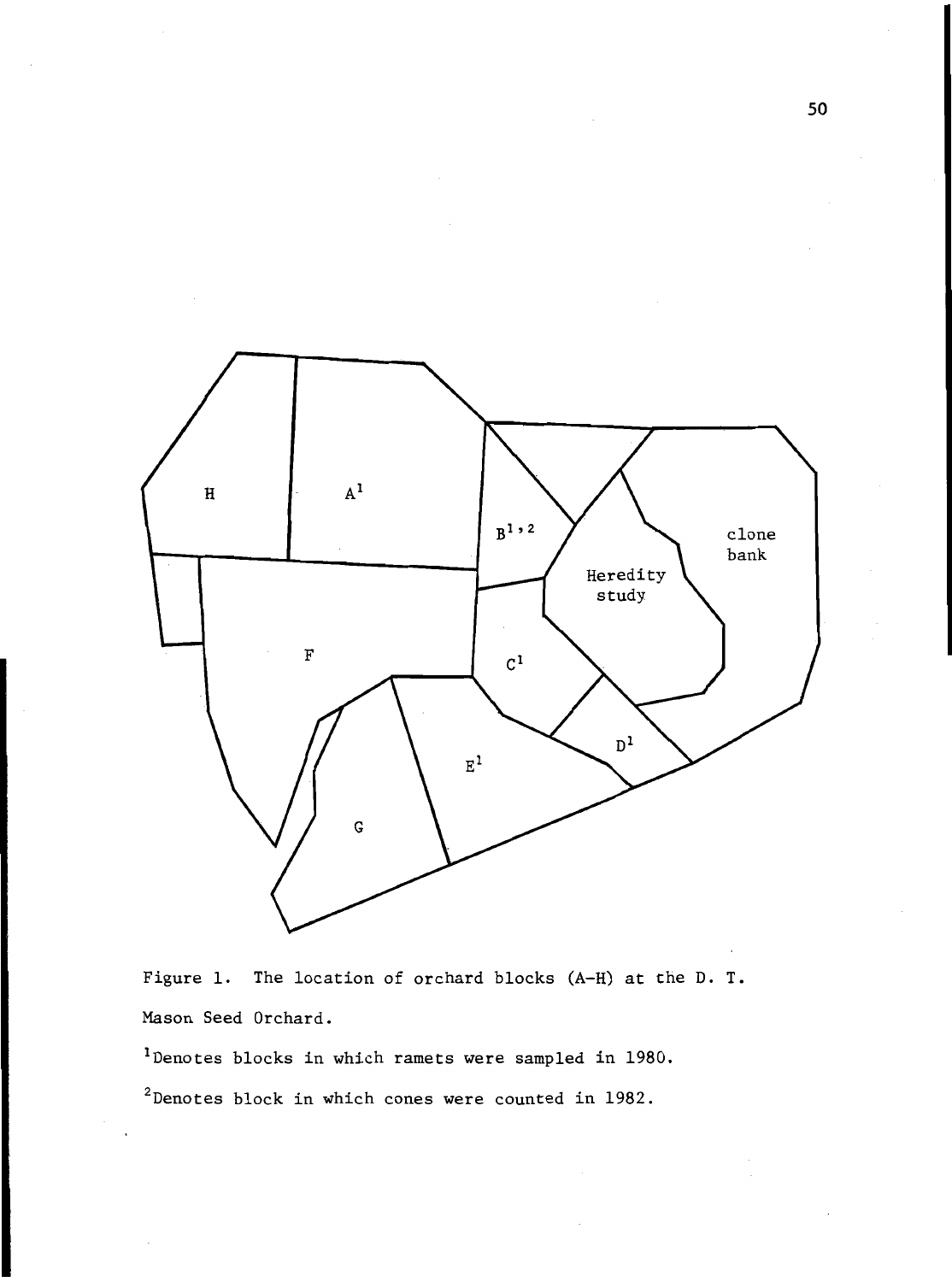Figure 1. The location of orchard blocks (A-H) at the D. T. Mason Seed Orchard.

[1]Denotes blocks in which ramets were sampled in 1980.

[2]Denotes block in which cones were counted in 1982.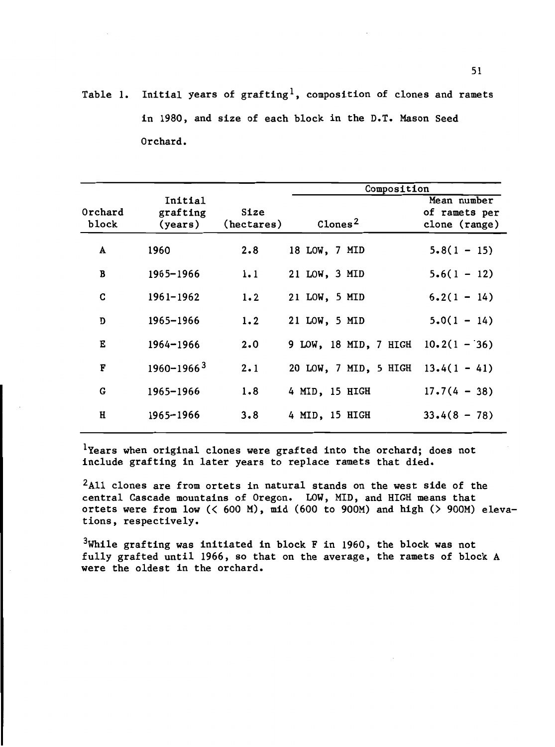Table 1. Initial years of grafting[1], composition of clones and ramets in 1980, and size of each block in the D.T. Mason Seed Orchard.

| Orchard block | Initial grafting (years) | Size (hectares) | Composition | |
|---|---|---|---|---|
| | | | Clones[2] | Mean number of ramets per clone (range) |
| A | 1960 | 2.8 | 18 LOW, 7 MID | 5.8(1 - 15) |
| B | 1965-1966 | 1.1 | 21 LOW, 3 MID | 5.6(1 - 12) |
| C | 1961-1962 | 1.2 | 21 LOW, 5 MID | 6.2(1 - 14) |
| D | 1965-1966 | 1.2 | 21 LOW, 5 MID | 5.0(1 - 14) |
| E | 1964-1966 | 2.0 | 9 LOW, 18 MID, 7 HIGH | 10.2(1 - 36) |
| F | 1960-1966[3] | 2.1 | 20 LOW, 7 MID, 5 HIGH | 13.4(1 - 41) |
| G | 1965-1966 | 1.8 | 4 MID, 15 HIGH | 17.7(4 - 38) |
| H | 1965-1966 | 3.8 | 4 MID, 15 HIGH | 33.4(8 - 78) |

[1]Years when original clones were grafted into the orchard; does not include grafting in later years to replace ramets that died.

[2]All clones are from ortets in natural stands on the west side of the central Cascade mountains of Oregon. LOW, MID, and HIGH means that ortets were from low (< 600 M), mid (600 to 900M) and high (> 900M) elevations, respectively.

[3]While grafting was initiated in block F in 1960, the block was not fully grafted until 1966, so that on the average, the ramets of block A were the oldest in the orchard.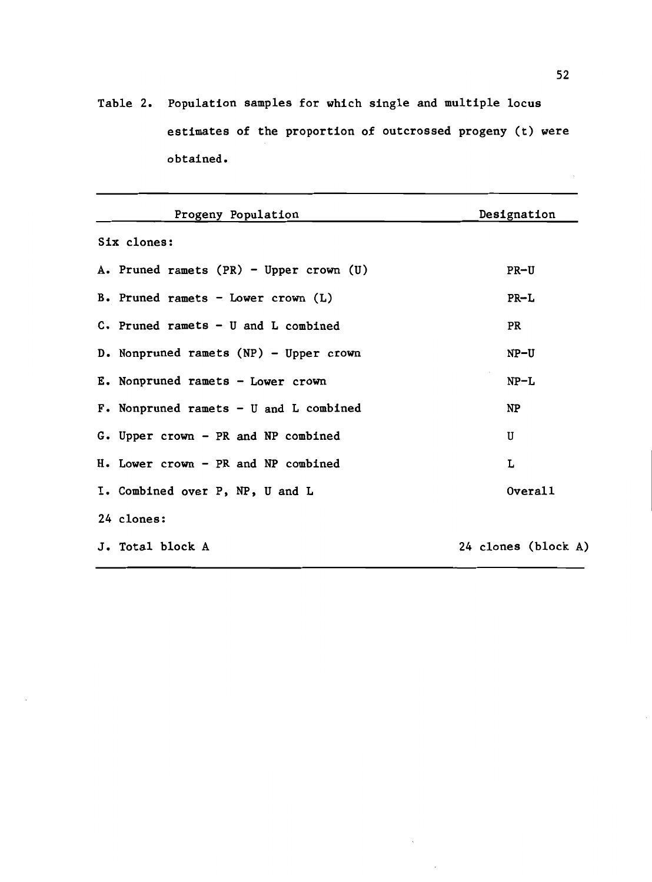Table 2. Population samples for which single and multiple locus estimates of the proportion of outcrossed progeny (t) were obtained.

| Progeny Population | Designation |
|---|---|
| Six clones: | |
| A. Pruned ramets (PR) - Upper crown (U) | PR-U |
| B. Pruned ramets - Lower crown (L) | PR-L |
| C. Pruned ramets - U and L combined | PR |
| D. Nonpruned ramets (NP) - Upper crown | NP-U |
| E. Nonpruned ramets - Lower crown | NP-L |
| F. Nonpruned ramets - U and L combined | NP |
| G. Upper crown - PR and NP combined | U |
| H. Lower crown - PR and NP combined | L |
| I. Combined over P, NP, U and L | Overall |
| 24 clones: | |
| J. Total block A | 24 clones (block A) |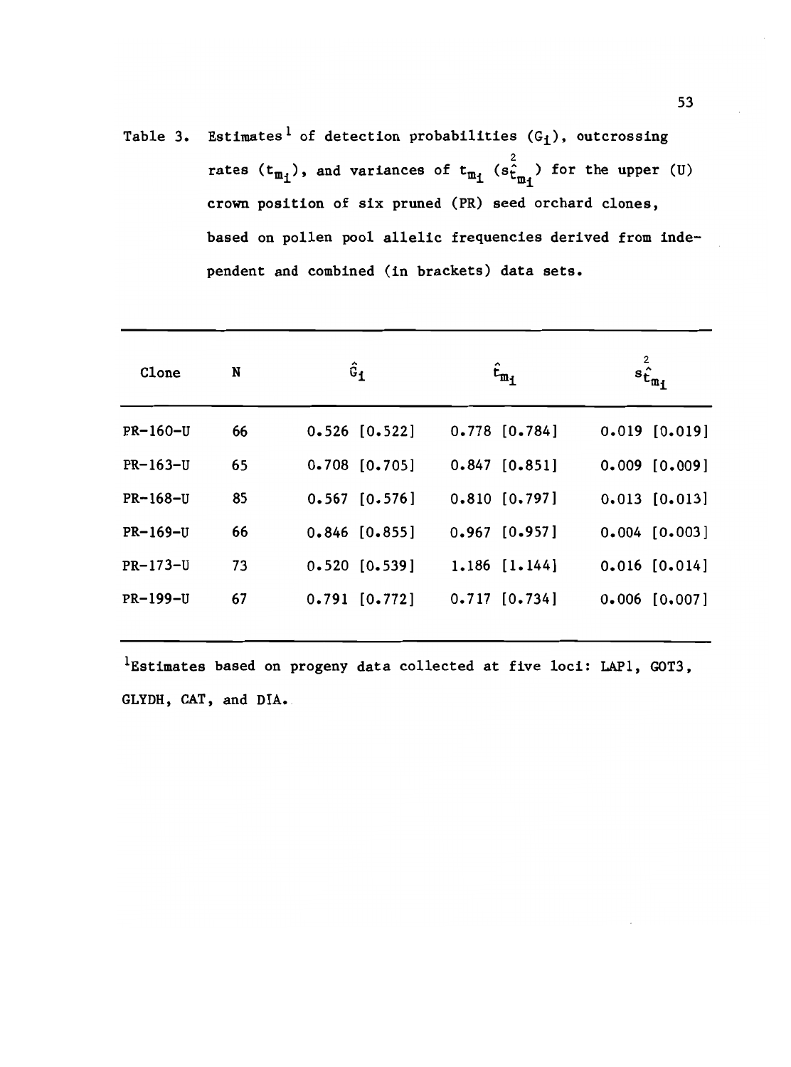Table 3. Estimates[1] of detection probabilities ($G_i$), outcrossing rates ($t_{m_i}$), and variances of $t_{m_i}$ ($s^2_{\hat{t}_{m_i}}$) for the upper (U) crown position of six pruned (PR) seed orchard clones, based on pollen pool allelic frequencies derived from independent and combined (in brackets) data sets.

| Clone | N | $\hat{G}_i$ | $\hat{t}_{m_i}$ | $s^2_{\hat{t}_{m_i}}$ |
|---|---|---|---|---|
| PR-160-U | 66 | 0.526 [0.522] | 0.778 [0.784] | 0.019 [0.019] |
| PR-163-U | 65 | 0.708 [0.705] | 0.847 [0.851] | 0.009 [0.009] |
| PR-168-U | 85 | 0.567 [0.576] | 0.810 [0.797] | 0.013 [0.013] |
| PR-169-U | 66 | 0.846 [0.855] | 0.967 [0.957] | 0.004 [0.003] |
| PR-173-U | 73 | 0.520 [0.539] | 1.186 [1.144] | 0.016 [0.014] |
| PR-199-U | 67 | 0.791 [0.772] | 0.717 [0.734] | 0.006 [0.007] |

[1]Estimates based on progeny data collected at five loci: LAP1, GOT3, GLYDH, CAT, and DIA.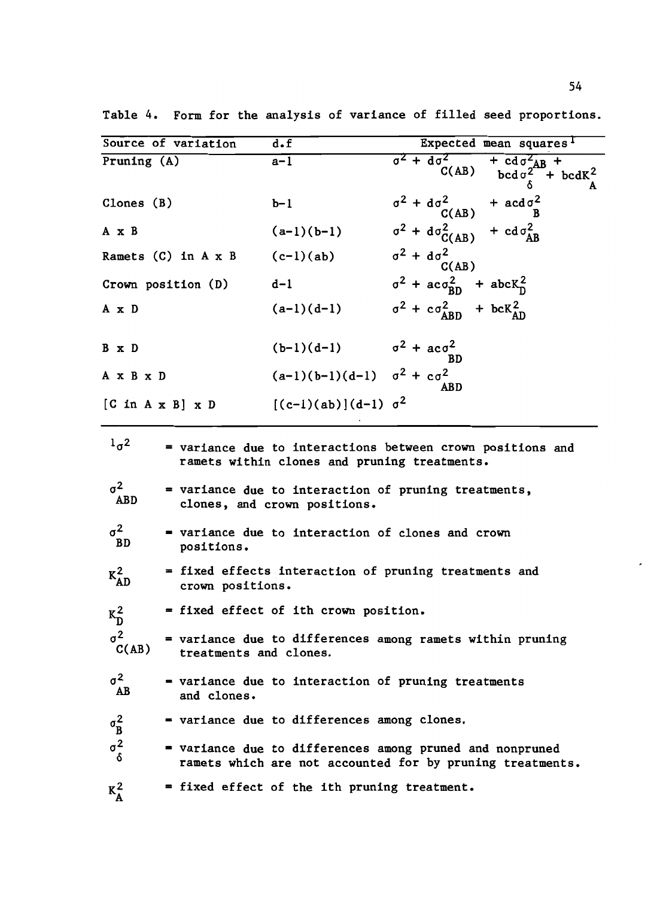Table 4. Form for the analysis of variance of filled seed proportions.

| Source of variation | d.f | Expected mean squares[1] |
|---|---|---|
| Pruning (A) | $a-1$ | $\sigma^2 + d\sigma^2_{C(AB)} + cd\sigma^2_{AB} + bcd\sigma^2_{\delta} + bcdK^2_{A}$ |
| Clones (B) | $b-1$ | $\sigma^2 + d\sigma^2_{C(AB)} + acd\sigma^2_{B}$ |
| A x B | $(a-1)(b-1)$ | $\sigma^2 + d\sigma^2_{C(AB)} + cd\sigma^2_{AB}$ |
| Ramets (C) in A x B | $(c-1)(ab)$ | $\sigma^2 + d\sigma^2_{C(AB)}$ |
| Crown position (D) | $d-1$ | $\sigma^2 + ac\sigma^2_{BD} + abcK^2_{D}$ |
| A x D | $(a-1)(d-1)$ | $\sigma^2 + c\sigma^2_{ABD} + bcK^2_{AD}$ |
| B x D | $(b-1)(d-1)$ | $\sigma^2 + ac\sigma^2_{BD}$ |
| A x B x D | $(a-1)(b-1)(d-1)$ | $\sigma^2 + c\sigma^2_{ABD}$ |
| [C in A x B] x D | $[(c-1)(ab)](d-1)$ | $\sigma^2$ |

[1] $\sigma^2$ = variance due to interactions between crown positions and ramets within clones and pruning treatments.

$\sigma^2_{ABD}$ = variance due to interaction of pruning treatments, clones, and crown positions.

$\sigma^2_{BD}$ = variance due to interaction of clones and crown positions.

$K^2_{AD}$ = fixed effects interaction of pruning treatments and crown positions.

$K^2_{D}$ = fixed effect of ith crown position.

$\sigma^2_{C(AB)}$ = variance due to differences among ramets within pruning treatments and clones.

$\sigma^2_{AB}$ = variance due to interaction of pruning treatments and clones.

$\sigma^2_{B}$ = variance due to differences among clones.

$\sigma^2_{\delta}$ = variance due to differences among pruned and nonpruned ramets which are not accounted for by pruning treatments.

$K^2_{A}$ = fixed effect of the ith pruning treatment.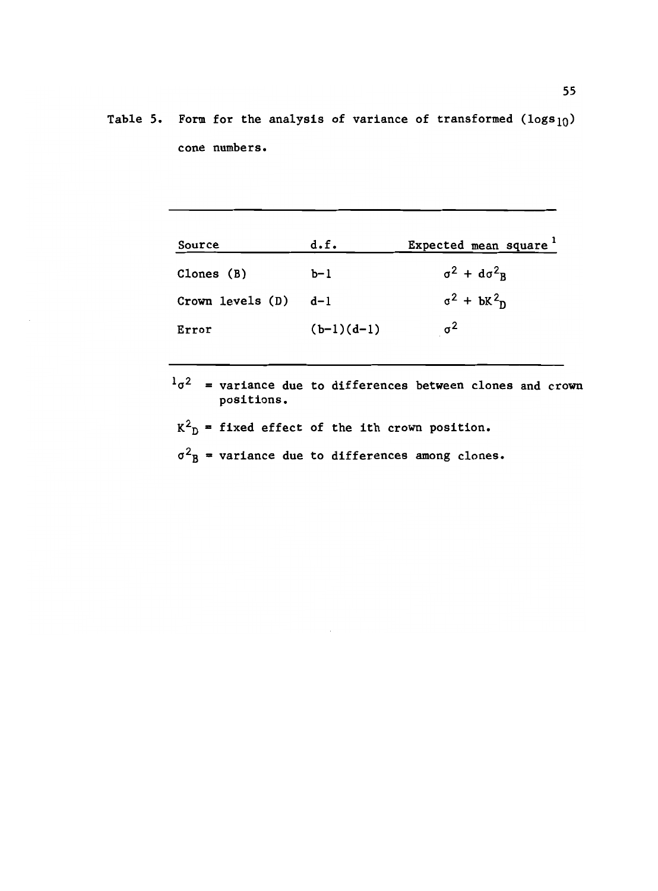Table 5. Form for the analysis of variance of transformed ($\log_{10}$) cone numbers.

| Source | d.f. | Expected mean square [1] |
|---|---|---|
| Clones (B) | b-1 | $\sigma^2 + d\sigma^2_B$ |
| Crown levels (D) | d-1 | $\sigma^2 + bK^2_D$ |
| Error | (b-1)(d-1) | $\sigma^2$ |

[1] $\sigma^2$ = variance due to differences between clones and crown positions.

$K^2_D$ = fixed effect of the ith crown position.

$\sigma^2_B$ = variance due to differences among clones.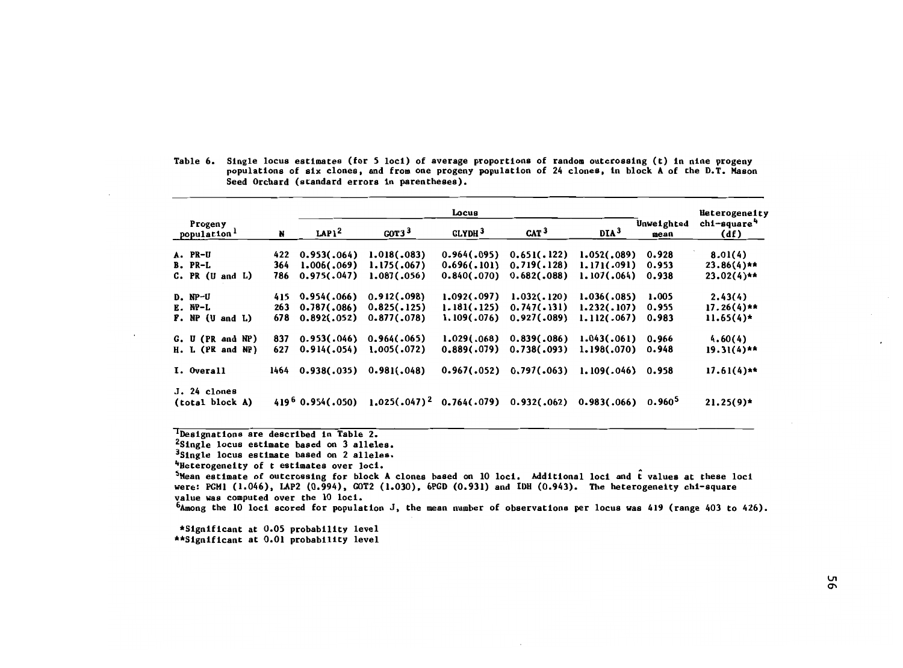Table 6. Single locus estimates (for 5 loci) of average proportions of random outcrossing (t) in nine progeny populations of six clones, and from one progeny population of 24 clones, in block A of the D.T. Mason Seed Orchard (standard errors in parentheses).

| Progeny population[1] | N | Locus | | | | | Unweighted mean | Heterogeneity chi-square[4] (df) |
|---|---|---|---|---|---|---|---|---|
| | | LAP1[2] | GOT3[3] | GLYDH[3] | CAT[3] | DIA[3] | | |
| A. PR-U | 422 | 0.953(.064) | 1.018(.083) | 0.964(.095) | 0.651(.122) | 1.052(.089) | 0.928 | 8.01(4) |
| B. PR-L | 364 | 1.006(.069) | 1.175(.067) | 0.696(.101) | 0.719(.128) | 1.171(.091) | 0.953 | 23.86(4)** |
| C. PR (U and L) | 786 | 0.975(.047) | 1.087(.056) | 0.840(.070) | 0.682(.088) | 1.107(.064) | 0.938 | 23.02(4)** |
| D. NP-U | 415 | 0.954(.066) | 0.912(.098) | 1.092(.097) | 1.032(.120) | 1.036(.085) | 1.005 | 2.43(4) |
| E. NP-L | 263 | 0.787(.086) | 0.825(.125) | 1.181(.125) | 0.747(.131) | 1.232(.107) | 0.955 | 17.26(4)** |
| F. NP (U and L) | 678 | 0.892(.052) | 0.877(.078) | 1.109(.076) | 0.927(.089) | 1.112(.067) | 0.983 | 11.65(4)* |
| G. U (PR and NP) | 837 | 0.953(.046) | 0.964(.065) | 1.029(.068) | 0.839(.086) | 1.043(.061) | 0.966 | 4.60(4) |
| H. L (PR and NP) | 627 | 0.914(.054) | 1.005(.072) | 0.889(.079) | 0.738(.093) | 1.198(.070) | 0.948 | 19.31(4)** |
| I. Overall | 1464 | 0.938(.035) | 0.981(.048) | 0.967(.052) | 0.797(.063) | 1.109(.046) | 0.958 | 17.61(4)** |
| J. 24 clones (total block A) | 419[6] | 0.954(.050) | 1.025(.047)[2] | 0.764(.079) | 0.932(.062) | 0.983(.066) | 0.960[5] | 21.25(9)* |

[1]Designations are described in Table 2.

[2]Single locus estimate based on 3 alleles.

[3]Single locus estimate based on 2 alleles.

[4]Heterogeneity of t estimates over loci.

[5]Mean estimate of outcrossing for block A clones based on 10 loci. Additional loci and $\hat{t}$ values at these loci were: PGM1 (1.046), LAP2 (0.994), GOT2 (1.030), 6PGD (0.931) and IDH (0.943). The heterogeneity chi-square value was computed over the 10 loci.

[6]Among the 10 loci scored for population J, the mean number of observations per locus was 419 (range 403 to 426).

*Significant at 0.05 probability level
**Significant at 0.01 probability level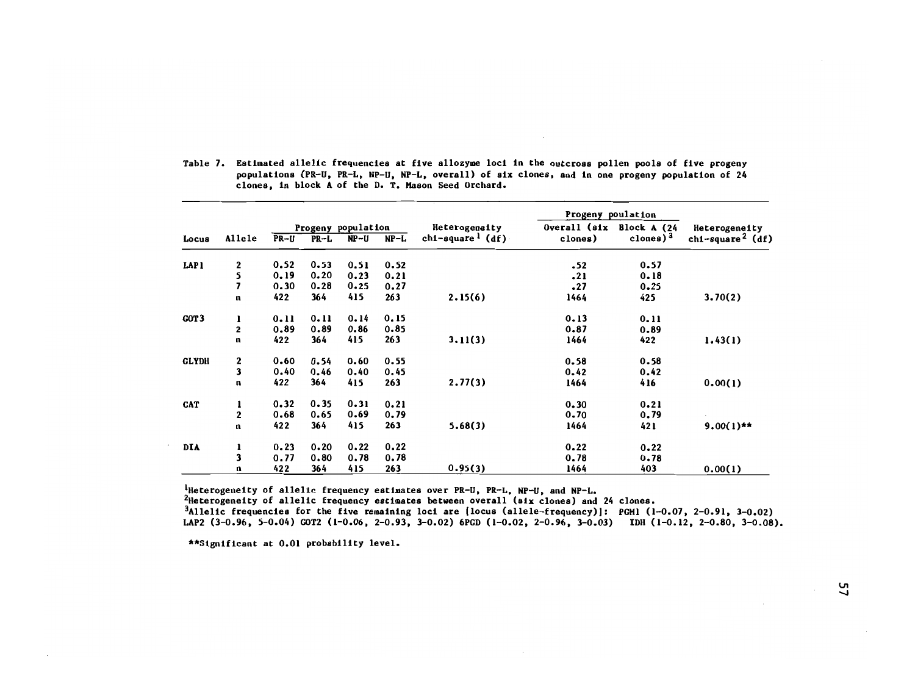Table 7. Estimated allelic frequencies at five allozyme loci in the outcross pollen pools of five progeny populations (PR-U, PR-L, NP-U, NP-L, overall) of six clones, and in one progeny population of 24 clones, in block A of the D. T. Mason Seed Orchard.

| Locus | Allele | Progeny population | | | | Heterogeneity chi-square[1] (df) | Progeny poulation | | Heterogeneity chi-square[2] (df) |
|---|---|---|---|---|---|---|---|---|---|
| | | PR-U | PR-L | NP-U | NP-L | | Overall (six clones) | Block A (24 clones)[3] | |
| LAP1 | 2 | 0.52 | 0.53 | 0.51 | 0.52 | | .52 | 0.57 | |
| | 5 | 0.19 | 0.20 | 0.23 | 0.21 | | .21 | 0.18 | |
| | 7 | 0.30 | 0.28 | 0.25 | 0.27 | | .27 | 0.25 | |
| | n | 422 | 364 | 415 | 263 | 2.15(6) | 1464 | 425 | 3.70(2) |
| GOT3 | 1 | 0.11 | 0.11 | 0.14 | 0.15 | | 0.13 | 0.11 | |
| | 2 | 0.89 | 0.89 | 0.86 | 0.85 | | 0.87 | 0.89 | |
| | n | 422 | 364 | 415 | 263 | 3.11(3) | 1464 | 422 | 1.43(1) |
| GLYDH | 2 | 0.60 | 0.54 | 0.60 | 0.55 | | 0.58 | 0.58 | |
| | 3 | 0.40 | 0.46 | 0.40 | 0.45 | | 0.42 | 0.42 | |
| | n | 422 | 364 | 415 | 263 | 2.77(3) | 1464 | 416 | 0.00(1) |
| CAT | 1 | 0.32 | 0.35 | 0.31 | 0.21 | | 0.30 | 0.21 | |
| | 2 | 0.68 | 0.65 | 0.69 | 0.79 | | 0.70 | 0.79 | |
| | n | 422 | 364 | 415 | 263 | 5.68(3) | 1464 | 421 | 9.00(1)** |
| DIA | 1 | 0.23 | 0.20 | 0.22 | 0.22 | | 0.22 | 0.22 | |
| | 3 | 0.77 | 0.80 | 0.78 | 0.78 | | 0.78 | 0.78 | |
| | n | 422 | 364 | 415 | 263 | 0.95(3) | 1464 | 403 | 0.00(1) |

[1]Heterogeneity of allelic frequency estimates over PR-U, PR-L, NP-U, and NP-L.
[2]Heterogeneity of allelic frequency estimates between overall (six clones) and 24 clones.
[3]Allelic frequencies for the five remaining loci are [locus (allele-frequency)]: PGM1 (1-0.07, 2-0.91, 3-0.02) LAP2 (3-0.96, 5-0.04) GOT2 (1-0.06, 2-0.93, 3-0.02) 6PGD (1-0.02, 2-0.96, 3-0.03) IDH (1-0.12, 2-0.80, 3-0.08).

**Significant at 0.01 probability level.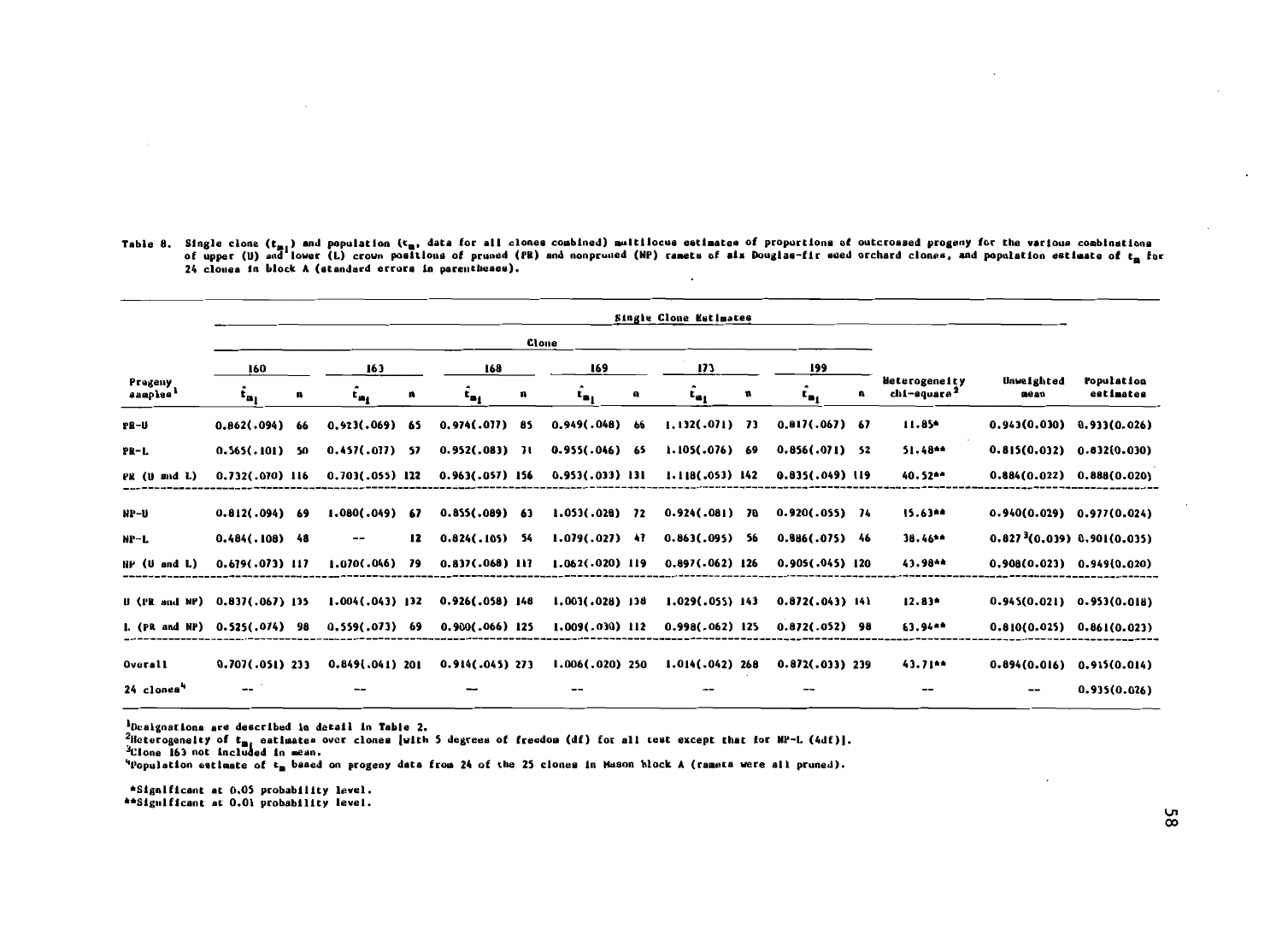Table 8. Single clone ($t_{m_i}$) and population ($t_m$, data for all clones combined) multilocus estimates of proportions of outcrossed progeny for the various combinations of upper (U) and lower (L) crown positions of pruned (PR) and nonpruned (NP) ramets of six Douglas-fir seed orchard clones, and population estimate of $t_m$ for 24 clones in block A (standard errors in parentheses).

| Progeny samples[1] | Single Clone Estimates | | | | | | | | | | | | | | |
|---|---|---|---|---|---|---|---|---|---|---|---|---|---|---|---|
| | Clone | | | | | | | | | | | | | | |
| | 160 | | 163 | | 168 | | 169 | | 173 | | 199 | | Heterogeneity chi-square[2] | Unweighted mean | Population estimates |
| | $\hat{t}_{m_i}$ | n | $\hat{t}_{m_i}$ | n | $\hat{t}_{m_i}$ | n | $\hat{t}_{m_i}$ | n | $\hat{t}_{m_i}$ | n | $\hat{t}_{m_i}$ | n | | | |
| PR-U | 0.862(.094) | 66 | 0.923(.069) | 65 | 0.974(.077) | 85 | 0.949(.048) | 66 | 1.132(.071) | 73 | 0.817(.067) | 67 | 11.85* | 0.943(0.030) | 0.933(0.026) |
| PR-L | 0.565(.101) | 50 | 0.457(.077) | 57 | 0.952(.083) | 71 | 0.955(.046) | 65 | 1.105(.076) | 69 | 0.856(.071) | 52 | 51.48** | 0.815(0.032) | 0.832(0.030) |
| PR (U and L) | 0.732(.070) | 116 | 0.703(.055) | 122 | 0.963(.057) | 156 | 0.953(.033) | 131 | 1.118(.053) | 142 | 0.835(.049) | 119 | 40.52** | 0.884(0.022) | 0.888(0.020) |
| NP-U | 0.812(.094) | 69 | 1.080(.049) | 67 | 0.855(.089) | 63 | 1.053(.028) | 72 | 0.924(.081) | 70 | 0.920(.055) | 74 | 15.63** | 0.940(0.029) | 0.977(0.024) |
| NP-L | 0.484(.108) | 48 | -- | 12 | 0.824(.105) | 54 | 1.079(.027) | 47 | 0.863(.095) | 56 | 0.886(.075) | 46 | 38.46** | 0.827[3](0.039) | 0.901(0.035) |
| NP (U and L) | 0.679(.073) | 117 | 1.070(.046) | 79 | 0.837(.068) | 117 | 1.062(.020) | 119 | 0.897(.062) | 126 | 0.905(.045) | 120 | 43.98** | 0.908(0.023) | 0.949(0.020) |
| U (PR and NP) | 0.837(.067) | 135 | 1.004(.043) | 132 | 0.926(.058) | 148 | 1.003(.028) | 138 | 1.029(.055) | 143 | 0.872(.043) | 141 | 12.83* | 0.945(0.021) | 0.953(0.018) |
| L (PR and NP) | 0.525(.074) | 98 | 0.559(.073) | 69 | 0.900(.066) | 125 | 1.009(.030) | 112 | 0.998(.062) | 125 | 0.872(.052) | 98 | 63.94** | 0.810(0.025) | 0.861(0.023) |
| Overall | 0.707(.051) | 233 | 0.849(.041) | 201 | 0.914(.045) | 273 | 1.006(.020) | 250 | 1.014(.042) | 268 | 0.872(.033) | 239 | 43.71** | 0.894(0.016) | 0.915(0.014) |
| 24 clones[4] | -- | | -- | | -- | | -- | | -- | | -- | | -- | -- | 0.935(0.026) |

[1]Designations are described in detail in Table 2.
[2]Heterogeneity of $t_{m_i}$ estimates over clones [with 5 degrees of freedom (df) for all test except that for NP-L (4df)].
[3]Clone 163 not included in mean.
[4]Population estimate of $t_m$ based on progeny data from 24 of the 25 clones in Mason block A (ramets were all pruned).

*Significant at 0.05 probability level.
**Significant at 0.01 probability level.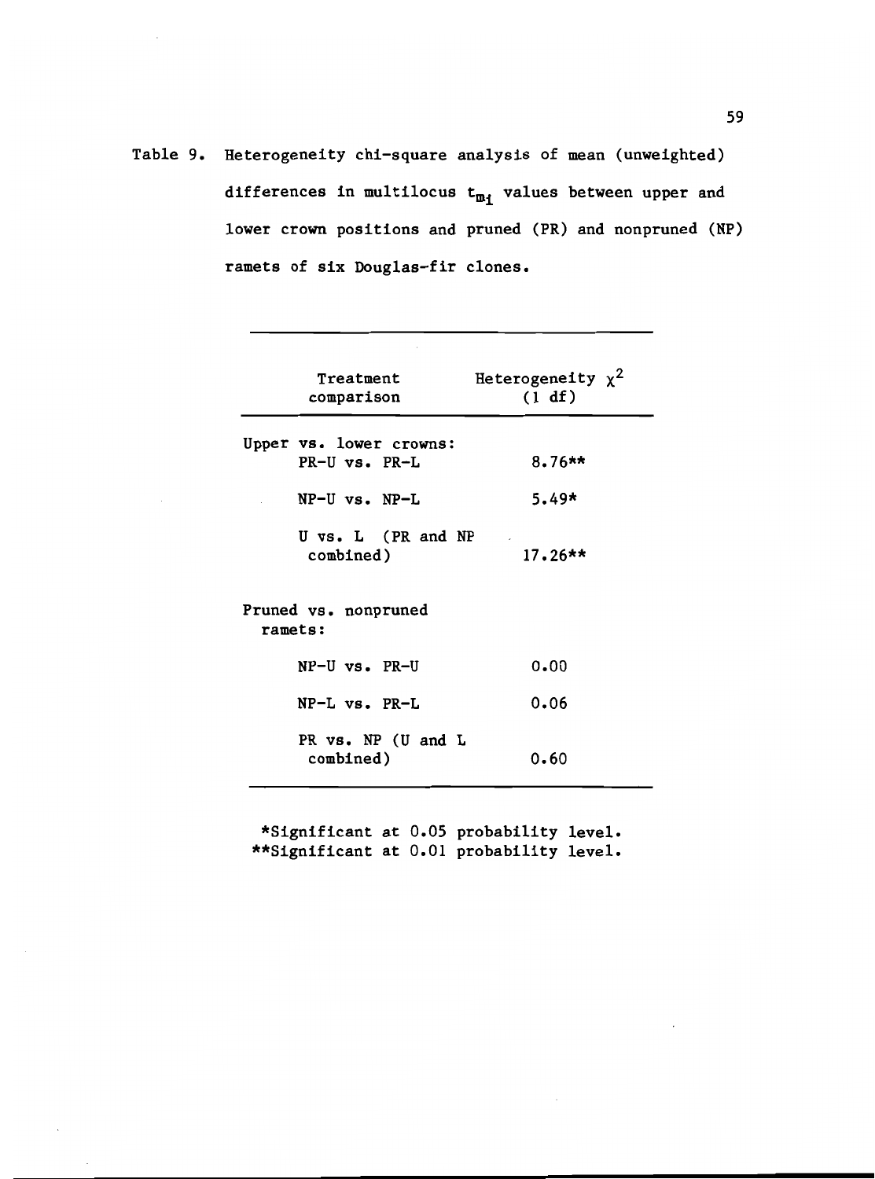Table 9. Heterogeneity chi-square analysis of mean (unweighted) differences in multilocus $t_{mi}$ values between upper and lower crown positions and pruned (PR) and nonpruned (NP) ramets of six Douglas-fir clones.

| Treatment comparison | Heterogeneity $\chi^2$ (1 df) |
|---|---|
| Upper vs. lower crowns: | |
| PR-U vs. PR-L | 8.76** |
| NP-U vs. NP-L | 5.49* |
| U vs. L (PR and NP combined) | 17.26** |
| Pruned vs. nonpruned ramets: | |
| NP-U vs. PR-U | 0.00 |
| NP-L vs. PR-L | 0.06 |
| PR vs. NP (U and L combined) | 0.60 |

*Significant at 0.05 probability level.
**Significant at 0.01 probability level.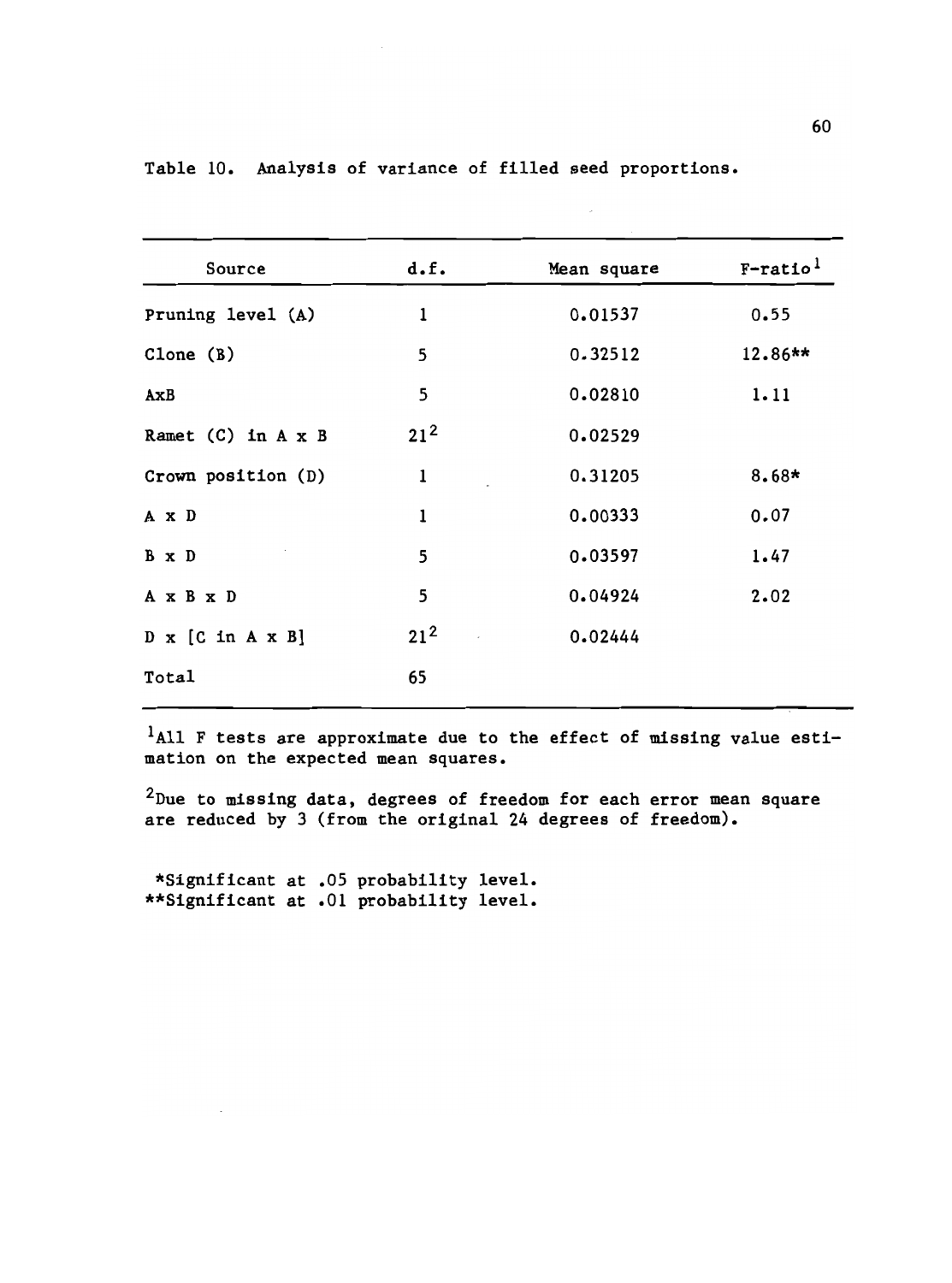Table 10. Analysis of variance of filled seed proportions.

| Source | d.f. | Mean square | F-ratio[1] |
|---|---|---|---|
| Pruning level (A) | 1 | 0.01537 | 0.55 |
| Clone (B) | 5 | 0.32512 | 12.86** |
| AxB | 5 | 0.02810 | 1.11 |
| Ramet (C) in A x B | 21[2] | 0.02529 | |
| Crown position (D) | 1 | 0.31205 | 8.68* |
| A x D | 1 | 0.00333 | 0.07 |
| B x D | 5 | 0.03597 | 1.47 |
| A x B x D | 5 | 0.04924 | 2.02 |
| D x [C in A x B] | 21[2] | 0.02444 | |
| Total | 65 | | |

[1]All F tests are approximate due to the effect of missing value estimation on the expected mean squares.

[2]Due to missing data, degrees of freedom for each error mean square are reduced by 3 (from the original 24 degrees of freedom).

*Significant at .05 probability level.
**Significant at .01 probability level.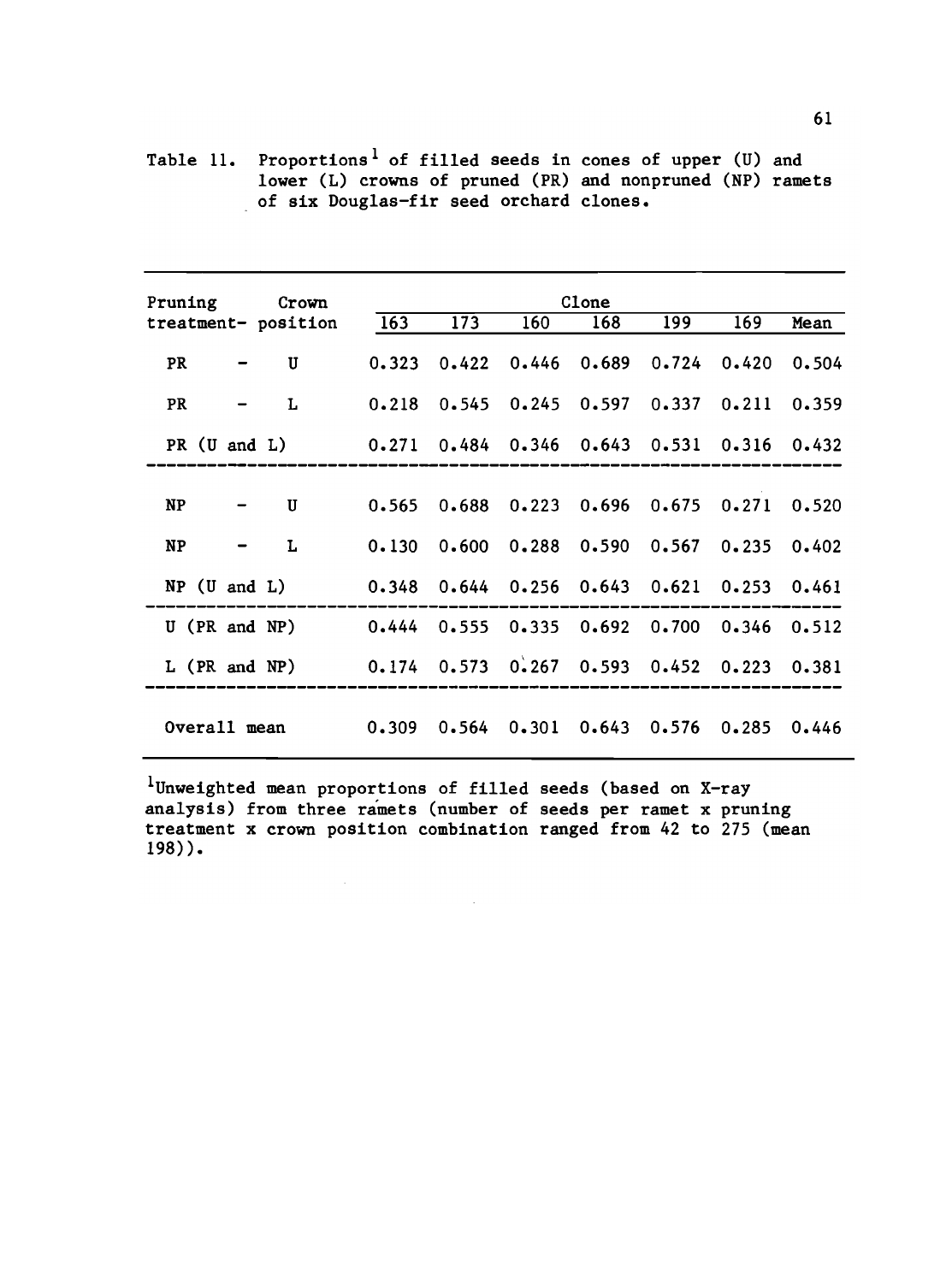Table 11. Proportions[1] of filled seeds in cones of upper (U) and lower (L) crowns of pruned (PR) and nonpruned (NP) ramets of six Douglas-fir seed orchard clones.

| Pruning treatment- | Crown position | Clone | | | | | | |
|---|---|---|---|---|---|---|---|---|
| | | 163 | 173 | 160 | 168 | 199 | 169 | Mean |
| PR - | U | 0.323 | 0.422 | 0.446 | 0.689 | 0.724 | 0.420 | 0.504 |
| PR - | L | 0.218 | 0.545 | 0.245 | 0.597 | 0.337 | 0.211 | 0.359 |
| PR (U and L) | | 0.271 | 0.484 | 0.346 | 0.643 | 0.531 | 0.316 | 0.432 |
| NP - | U | 0.565 | 0.688 | 0.223 | 0.696 | 0.675 | 0.271 | 0.520 |
| NP - | L | 0.130 | 0.600 | 0.288 | 0.590 | 0.567 | 0.235 | 0.402 |
| NP (U and L) | | 0.348 | 0.644 | 0.256 | 0.643 | 0.621 | 0.253 | 0.461 |
| U (PR and NP) | | 0.444 | 0.555 | 0.335 | 0.692 | 0.700 | 0.346 | 0.512 |
| L (PR and NP) | | 0.174 | 0.573 | 0.267 | 0.593 | 0.452 | 0.223 | 0.381 |
| Overall mean | | 0.309 | 0.564 | 0.301 | 0.643 | 0.576 | 0.285 | 0.446 |

[1]Unweighted mean proportions of filled seeds (based on X-ray analysis) from three ramets (number of seeds per ramet x pruning treatment x crown position combination ranged from 42 to 275 (mean 198)).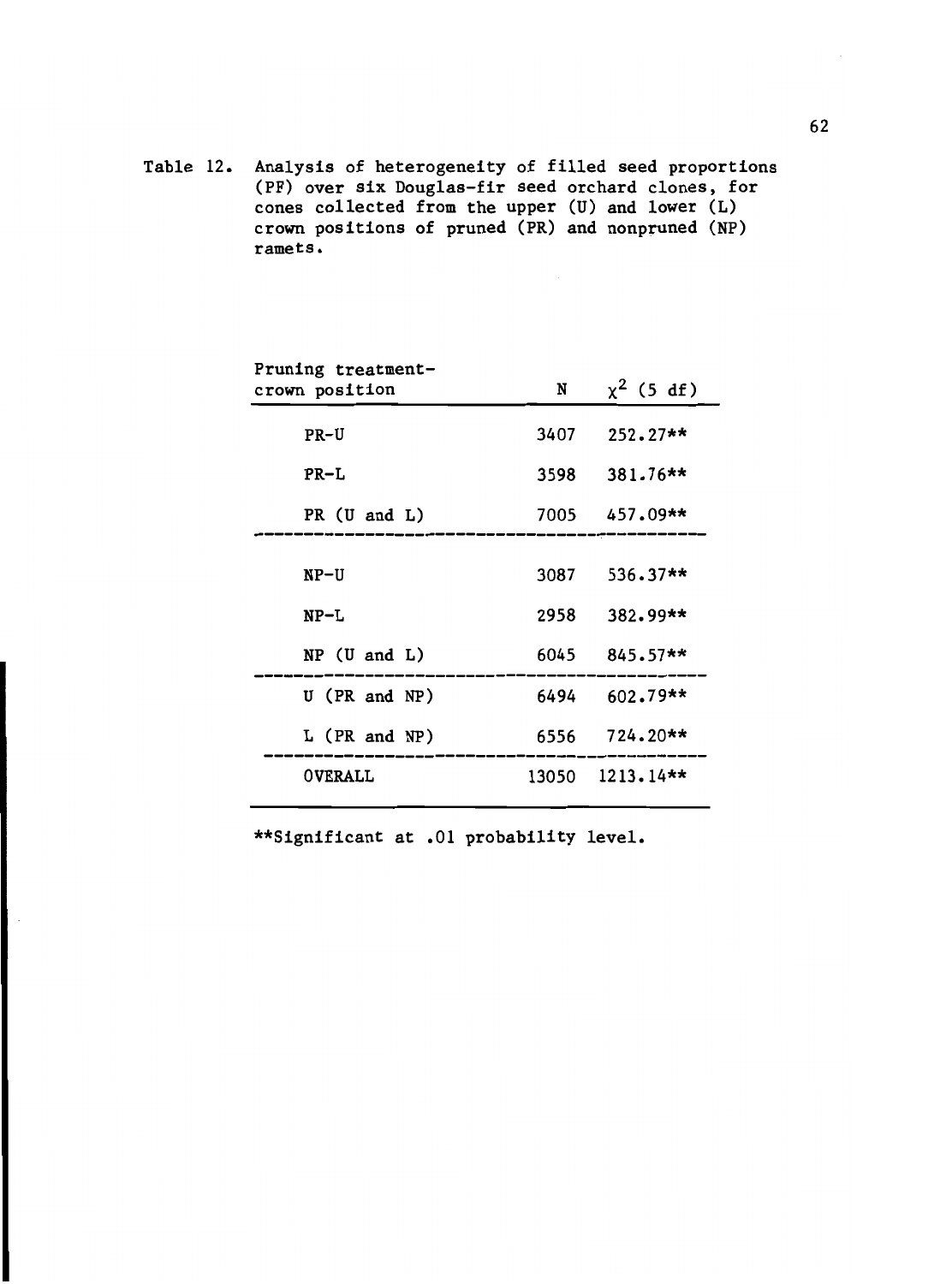Table 12. Analysis of heterogeneity of filled seed proportions (PF) over six Douglas-fir seed orchard clones, for cones collected from the upper (U) and lower (L) crown positions of pruned (PR) and nonpruned (NP) ramets.

| Pruning treatment-crown position | N | $\chi^2$ (5 df) |
|---|---|---|
| PR-U | 3407 | 252.27** |
| PR-L | 3598 | 381.76** |
| PR (U and L) | 7005 | 457.09** |
| NP-U | 3087 | 536.37** |
| NP-L | 2958 | 382.99** |
| NP (U and L) | 6045 | 845.57** |
| U (PR and NP) | 6494 | 602.79** |
| L (PR and NP) | 6556 | 724.20** |
| OVERALL | 13050 | 1213.14** |

**Significant at .01 probability level.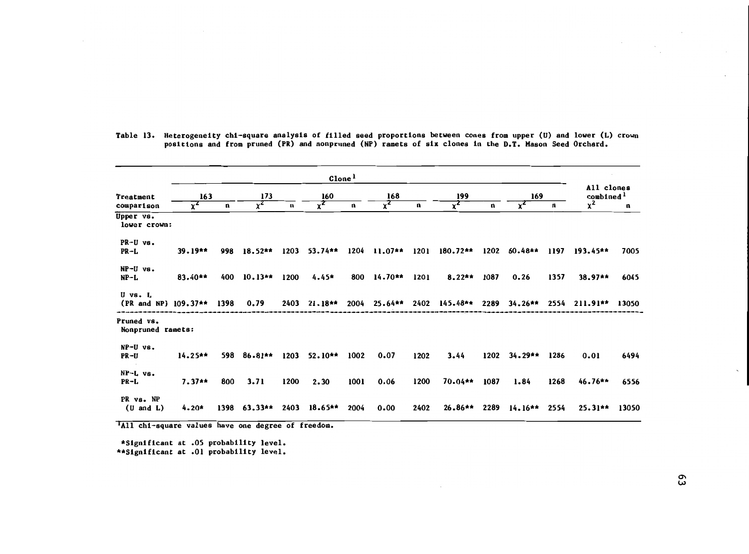Table 13. Heterogeneity chi-square analysis of filled seed proportions between cones from upper (U) and lower (L) crown positions and from pruned (PR) and nonpruned (NP) ramets of six clones in the D.T. Mason Seed Orchard.

| Treatment comparison | Clone[1] 163 $\chi^2$ | 163 n | 173 $\chi^2$ | 173 n | 160 $\chi^2$ | 160 n | 168 $\chi^2$ | 168 n | 199 $\chi^2$ | 199 n | 169 $\chi^2$ | 169 n | All clones combined[1] $\chi^2$ | All clones combined n |
|---|---|---|---|---|---|---|---|---|---|---|---|---|---|---|
| **Upper vs. lower crown:** | | | | | | | | | | | | | | |
| PR-U vs. PR-L | 39.19** | 998 | 18.52** | 1203 | 53.74** | 1204 | 11.07** | 1201 | 180.72** | 1202 | 60.48** | 1197 | 193.45** | 7005 |
| NP-U vs. NP-L | 83.40** | 400 | 10.13** | 1200 | 4.45* | 800 | 14.70** | 1201 | 8.22** | 1087 | 0.26 | 1357 | 38.97** | 6045 |
| U vs. L (PR and NP) | 109.37** | 1398 | 0.79 | 2403 | 21.18** | 2004 | 25.64** | 2402 | 145.48** | 2289 | 34.26** | 2554 | 211.91** | 13050 |
| **Pruned vs. Nonpruned ramets:** | | | | | | | | | | | | | | |
| NP-U vs. PR-U | 14.25** | 598 | 86.81** | 1203 | 52.10** | 1002 | 0.07 | 1202 | 3.44 | 1202 | 34.29** | 1286 | 0.01 | 6494 |
| NP-L vs. PR-L | 7.37** | 800 | 3.71 | 1200 | 2.30 | 1001 | 0.06 | 1200 | 70.04** | 1087 | 1.84 | 1268 | 46.76** | 6556 |
| PR vs. NP (U and L) | 4.20* | 1398 | 63.33** | 2403 | 18.65** | 2004 | 0.00 | 2402 | 26.86** | 2289 | 14.16** | 2554 | 25.31** | 13050 |

[1]All chi-square values have one degree of freedom.

*Significant at .05 probability level.
**Significant at .01 probability level.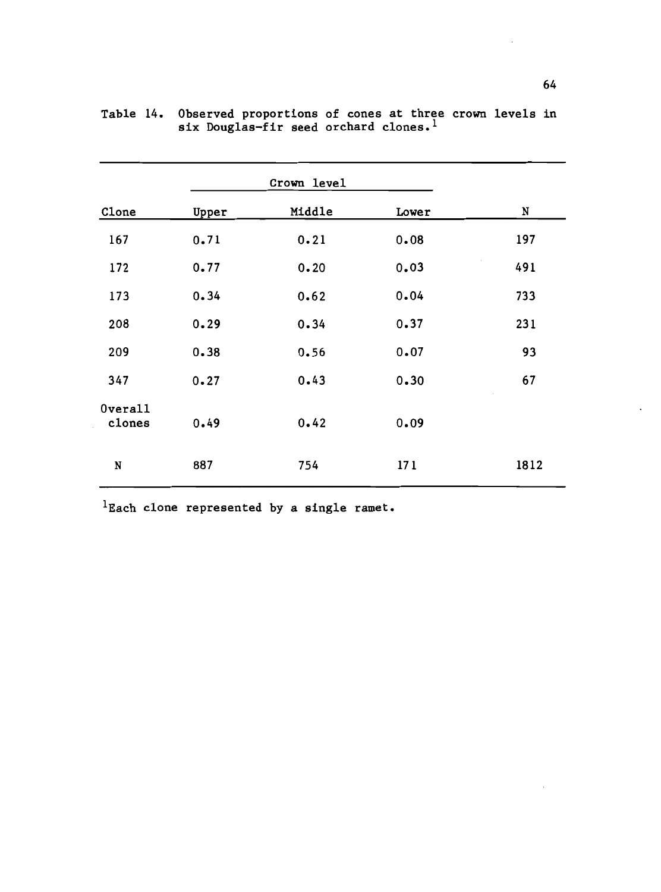Table 14. Observed proportions of cones at three crown levels in six Douglas-fir seed orchard clones.[1]

| | Crown level | | | |
|---|---|---|---|---|
| Clone | Upper | Middle | Lower | N |
| 167 | 0.71 | 0.21 | 0.08 | 197 |
| 172 | 0.77 | 0.20 | 0.03 | 491 |
| 173 | 0.34 | 0.62 | 0.04 | 733 |
| 208 | 0.29 | 0.34 | 0.37 | 231 |
| 209 | 0.38 | 0.56 | 0.07 | 93 |
| 347 | 0.27 | 0.43 | 0.30 | 67 |
| Overall clones | 0.49 | 0.42 | 0.09 | |
| N | 887 | 754 | 171 | 1812 |

[1]Each clone represented by a single ramet.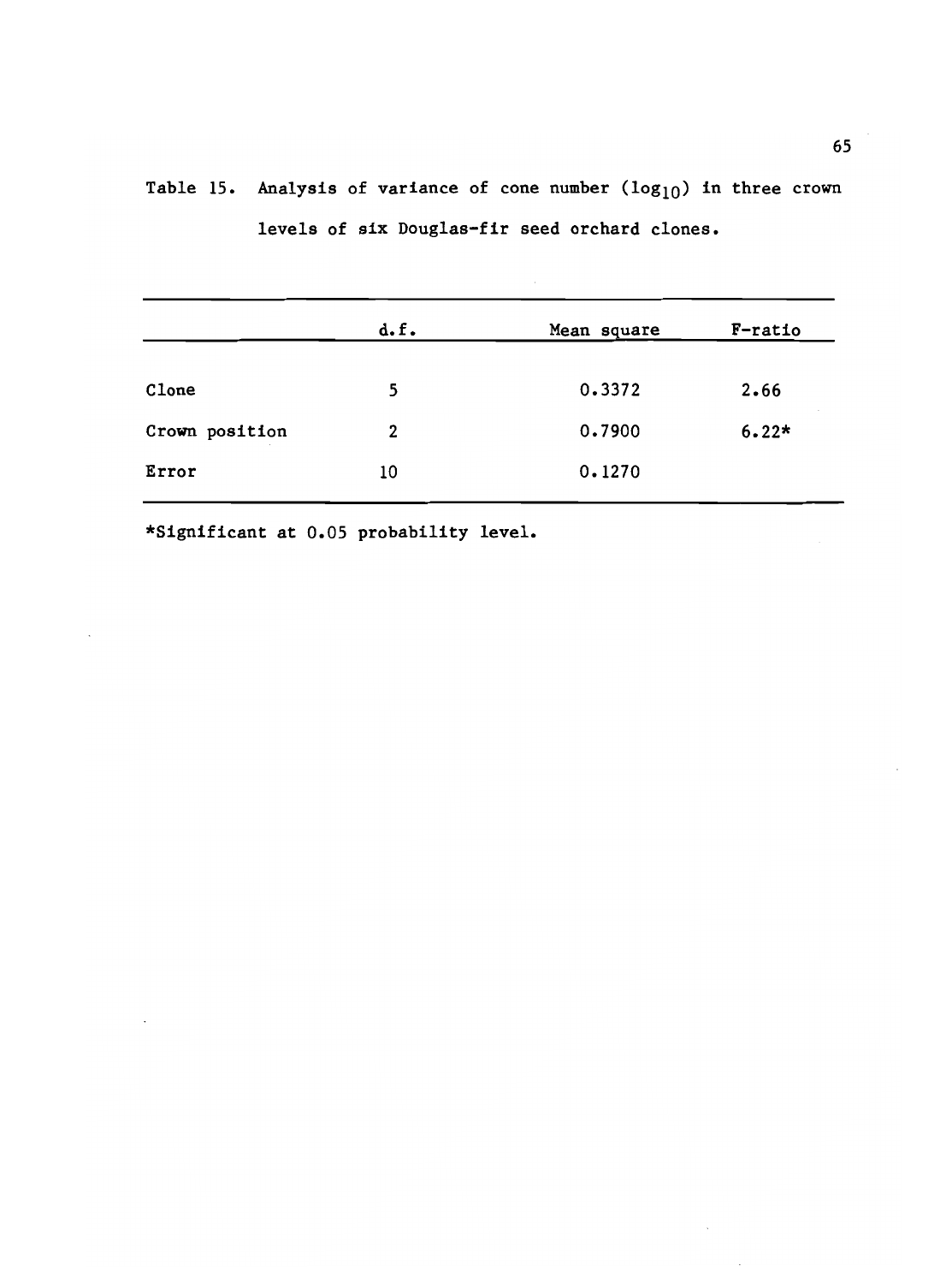Table 15. Analysis of variance of cone number ($\log_{10}$) in three crown levels of six Douglas-fir seed orchard clones.

| | d.f. | Mean square | F-ratio |
|---|---|---|---|
| Clone | 5 | 0.3372 | 2.66 |
| Crown position | 2 | 0.7900 | 6.22* |
| Error | 10 | 0.1270 | |

*Significant at 0.05 probability level.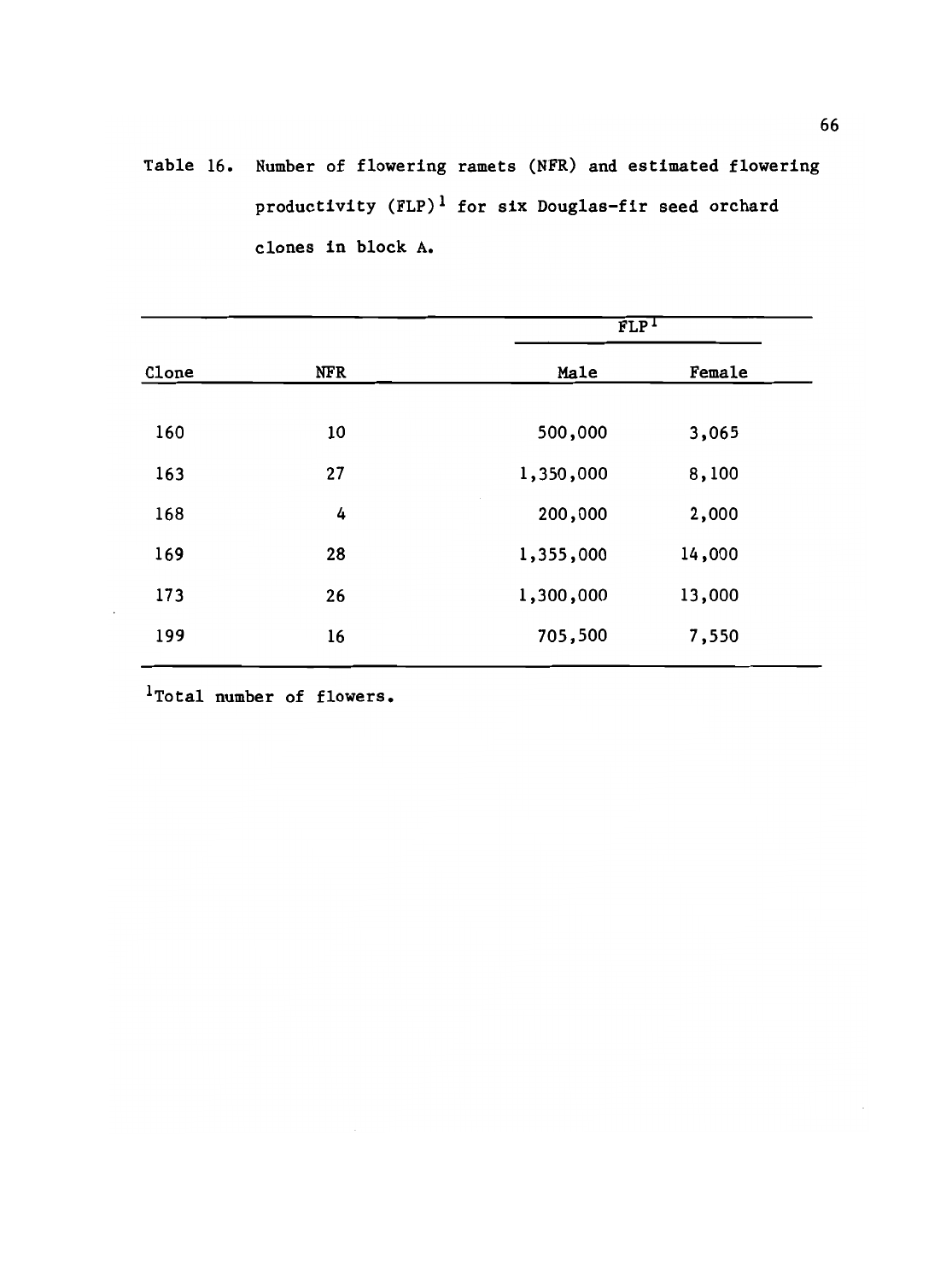Table 16. Number of flowering ramets (NFR) and estimated flowering productivity (FLP)[1] for six Douglas-fir seed orchard clones in block A.

| | | FLP[1] | |
|---|---|---|---|
| Clone | NFR | Male | Female |
| 160 | 10 | 500,000 | 3,065 |
| 163 | 27 | 1,350,000 | 8,100 |
| 168 | 4 | 200,000 | 2,000 |
| 169 | 28 | 1,355,000 | 14,000 |
| 173 | 26 | 1,300,000 | 13,000 |
| 199 | 16 | 705,500 | 7,550 |

[1]Total number of flowers.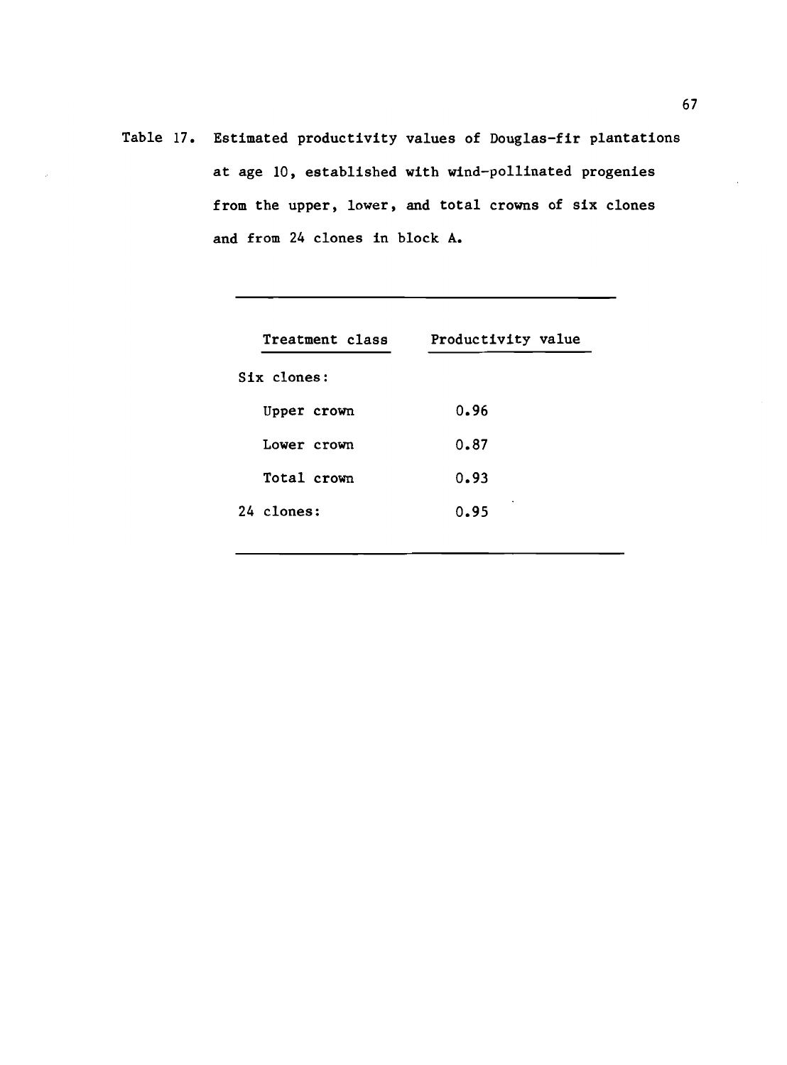Table 17. Estimated productivity values of Douglas-fir plantations at age 10, established with wind-pollinated progenies from the upper, lower, and total crowns of six clones and from 24 clones in block A.

| Treatment class | Productivity value |
|---|---|
| Six clones: | |
| Upper crown | 0.96 |
| Lower crown | 0.87 |
| Total crown | 0.93 |
| 24 clones: | 0.95 |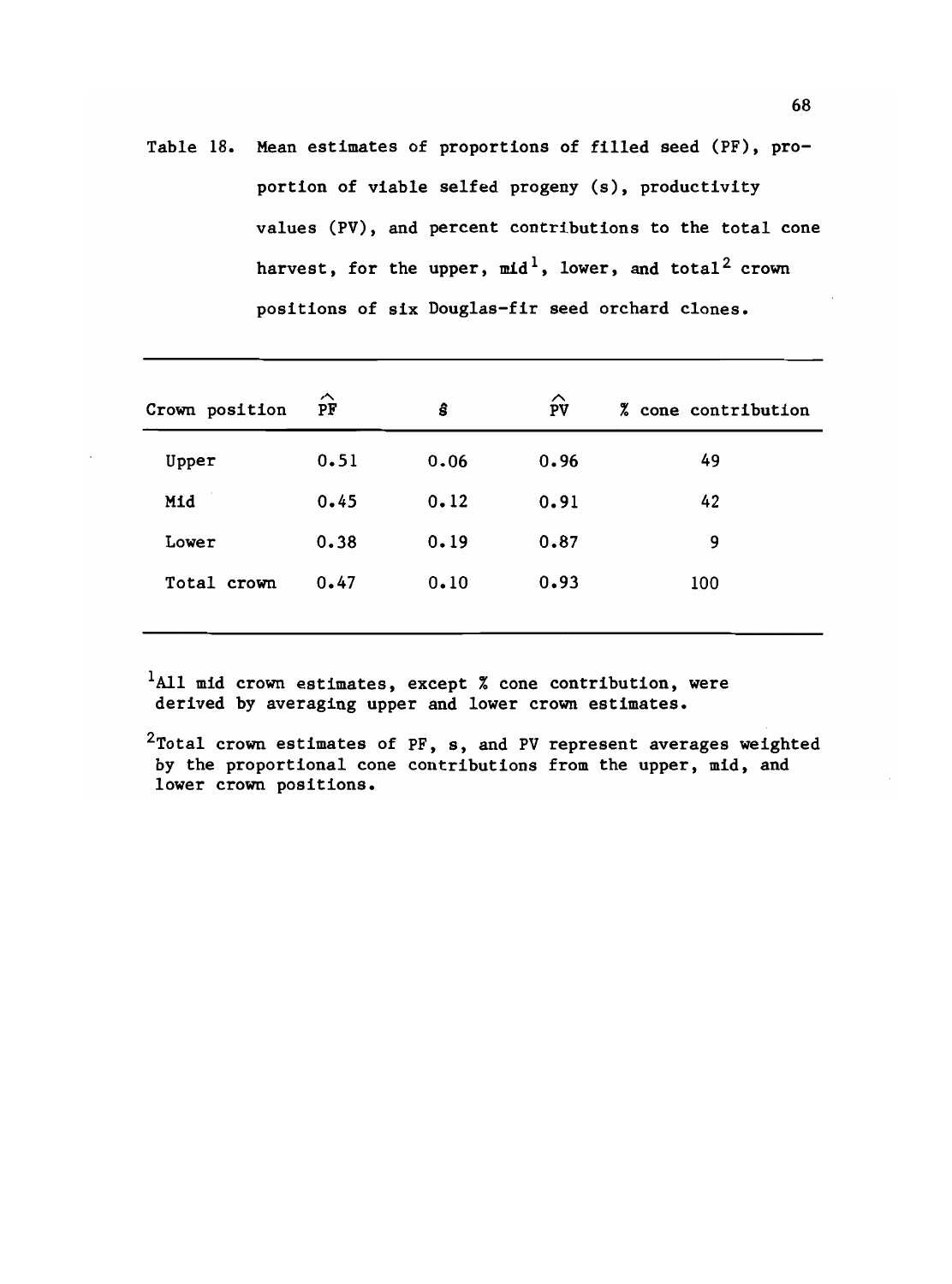Table 18. Mean estimates of proportions of filled seed (PF), proportion of viable selfed progeny (s), productivity values (PV), and percent contributions to the total cone harvest, for the upper, mid[1], lower, and total[2] crown positions of six Douglas-fir seed orchard clones.

| Crown position | $\hat{PF}$ | $\hat{s}$ | $\hat{PV}$ | % cone contribution |
|---|---|---|---|---|
| Upper | 0.51 | 0.06 | 0.96 | 49 |
| Mid | 0.45 | 0.12 | 0.91 | 42 |
| Lower | 0.38 | 0.19 | 0.87 | 9 |
| Total crown | 0.47 | 0.10 | 0.93 | 100 |

[1]All mid crown estimates, except % cone contribution, were derived by averaging upper and lower crown estimates.

[2]Total crown estimates of PF, s, and PV represent averages weighted by the proportional cone contributions from the upper, mid, and lower crown positions.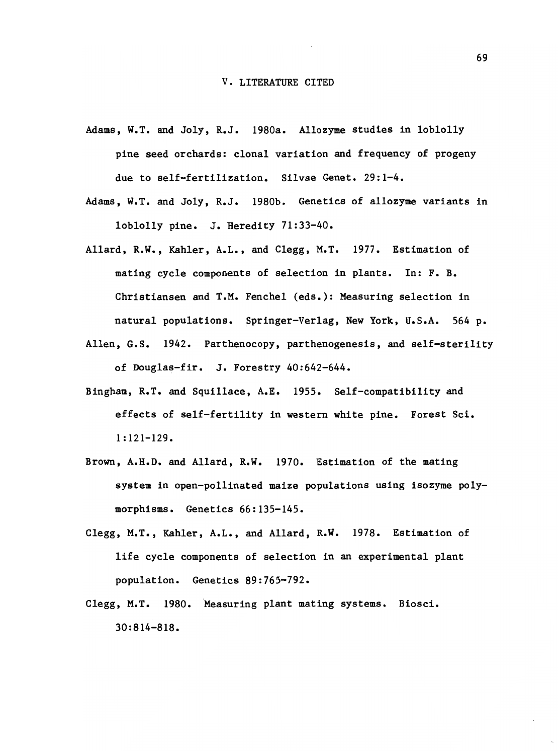# V. LITERATURE CITED

Adams, W.T. and Joly, R.J. 1980a. Allozyme studies in loblolly pine seed orchards: clonal variation and frequency of progeny due to self-fertilization. Silvae Genet. 29:1-4.

Adams, W.T. and Joly, R.J. 1980b. Genetics of allozyme variants in loblolly pine. J. Heredity 71:33-40.

Allard, R.W., Kahler, A.L., and Clegg, M.T. 1977. Estimation of mating cycle components of selection in plants. In: F. B. Christiansen and T.M. Fenchel (eds.): Measuring selection in natural populations. Springer-Verlag, New York, U.S.A. 564 p.

Allen, G.S. 1942. Parthenocopy, parthenogenesis, and self-sterility of Douglas-fir. J. Forestry 40:642-644.

Bingham, R.T. and Squillace, A.E. 1955. Self-compatibility and effects of self-fertility in western white pine. Forest Sci. 1:121-129.

Brown, A.H.D. and Allard, R.W. 1970. Estimation of the mating system in open-pollinated maize populations using isozyme polymorphisms. Genetics 66:135-145.

Clegg, M.T., Kahler, A.L., and Allard, R.W. 1978. Estimation of life cycle components of selection in an experimental plant population. Genetics 89:765-792.

Clegg, M.T. 1980. Measuring plant mating systems. Biosci. 30:814-818.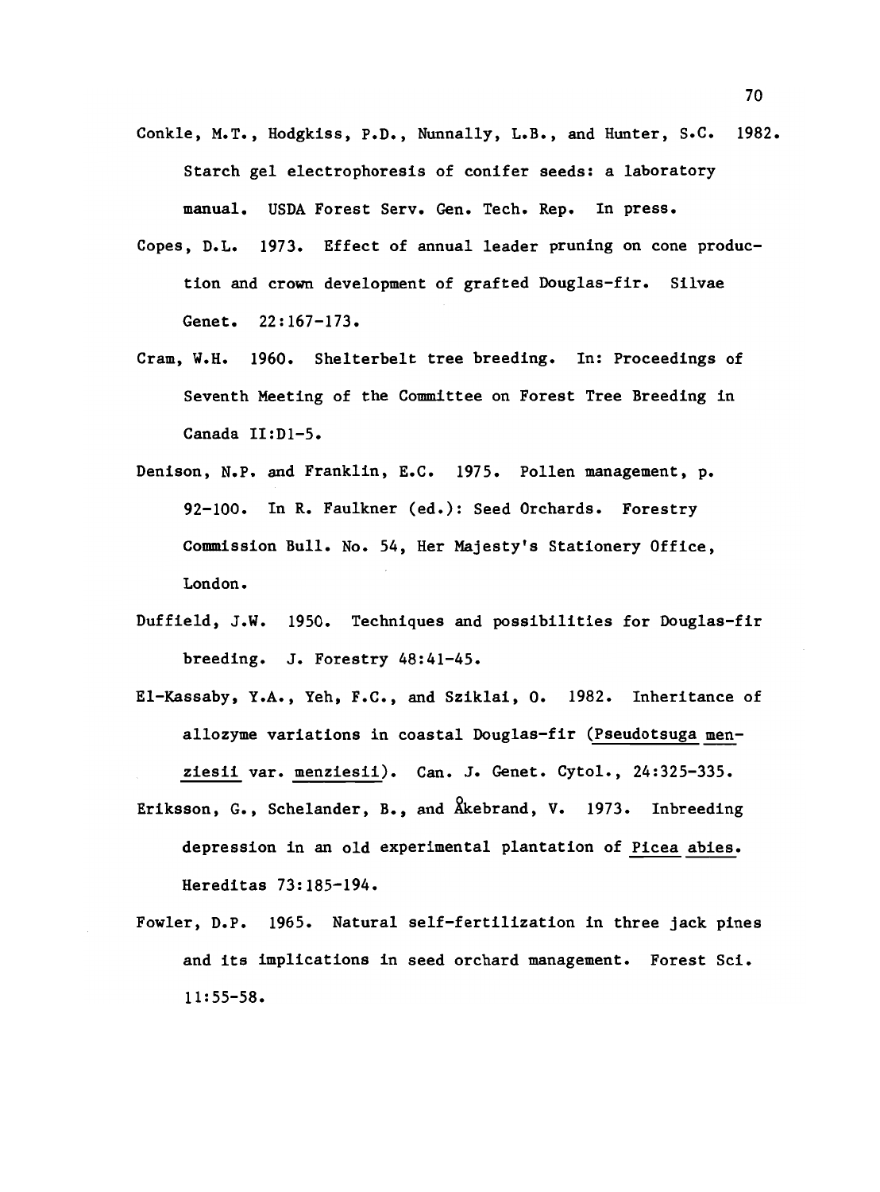Conkle, M.T., Hodgkiss, P.D., Nunnally, L.B., and Hunter, S.C. 1982. Starch gel electrophoresis of conifer seeds: a laboratory manual. USDA Forest Serv. Gen. Tech. Rep. In press.

Copes, D.L. 1973. Effect of annual leader pruning on cone production and crown development of grafted Douglas-fir. Silvae Genet. 22:167-173.

Cram, W.H. 1960. Shelterbelt tree breeding. In: Proceedings of Seventh Meeting of the Committee on Forest Tree Breeding in Canada II:D1-5.

Denison, N.P. and Franklin, E.C. 1975. Pollen management, p. 92-100. In R. Faulkner (ed.): Seed Orchards. Forestry Commission Bull. No. 54, Her Majesty's Stationery Office, London.

Duffield, J.W. 1950. Techniques and possibilities for Douglas-fir breeding. J. Forestry 48:41-45.

El-Kassaby, Y.A., Yeh, F.C., and Sziklai, O. 1982. Inheritance of allozyme variations in coastal Douglas-fir (<u>Pseudotsuga menziesii</u> var. <u>menziesii</u>). Can. J. Genet. Cytol., 24:325-335.

Eriksson, G., Schelander, B., and Åkebrand, V. 1973. Inbreeding depression in an old experimental plantation of <u>Picea abies</u>. Hereditas 73:185-194.

Fowler, D.P. 1965. Natural self-fertilization in three jack pines and its implications in seed orchard management. Forest Sci. 11:55-58.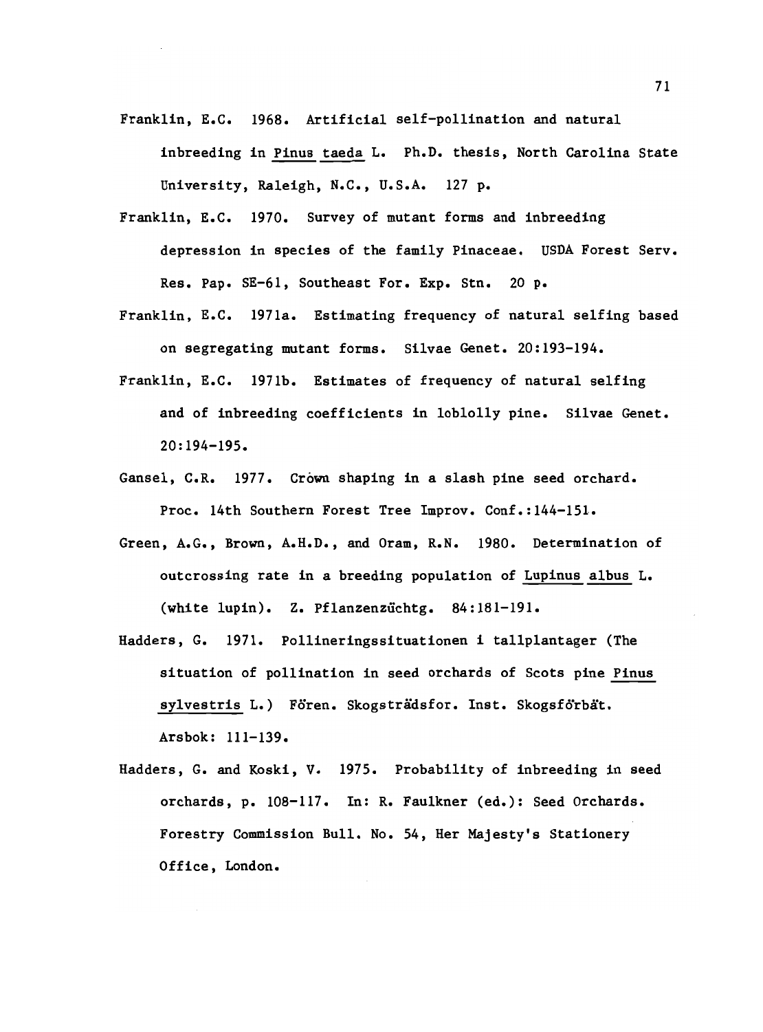Franklin, E.C. 1968. Artificial self-pollination and natural inbreeding in _Pinus taeda_ L. Ph.D. thesis, North Carolina State University, Raleigh, N.C., U.S.A. 127 p.

Franklin, E.C. 1970. Survey of mutant forms and inbreeding depression in species of the family Pinaceae. USDA Forest Serv. Res. Pap. SE-61, Southeast For. Exp. Stn. 20 p.

Franklin, E.C. 1971a. Estimating frequency of natural selfing based on segregating mutant forms. Silvae Genet. 20:193-194.

Franklin, E.C. 1971b. Estimates of frequency of natural selfing and of inbreeding coefficients in loblolly pine. Silvae Genet. 20:194-195.

Gansel, C.R. 1977. Crown shaping in a slash pine seed orchard. Proc. 14th Southern Forest Tree Improv. Conf.:144-151.

Green, A.G., Brown, A.H.D., and Oram, R.N. 1980. Determination of outcrossing rate in a breeding population of _Lupinus albus_ L. (white lupin). Z. Pflanzenzüchtg. 84:181-191.

Hadders, G. 1971. Pollineringssituationen i tallplantager (The situation of pollination in seed orchards of Scots pine _Pinus sylvestris_ L.) Fören. Skogsträdsfor. Inst. Skogsförbät. Arsbok: 111-139.

Hadders, G. and Koski, V. 1975. Probability of inbreeding in seed orchards, p. 108-117. In: R. Faulkner (ed.): Seed Orchards. Forestry Commission Bull. No. 54, Her Majesty's Stationery Office, London.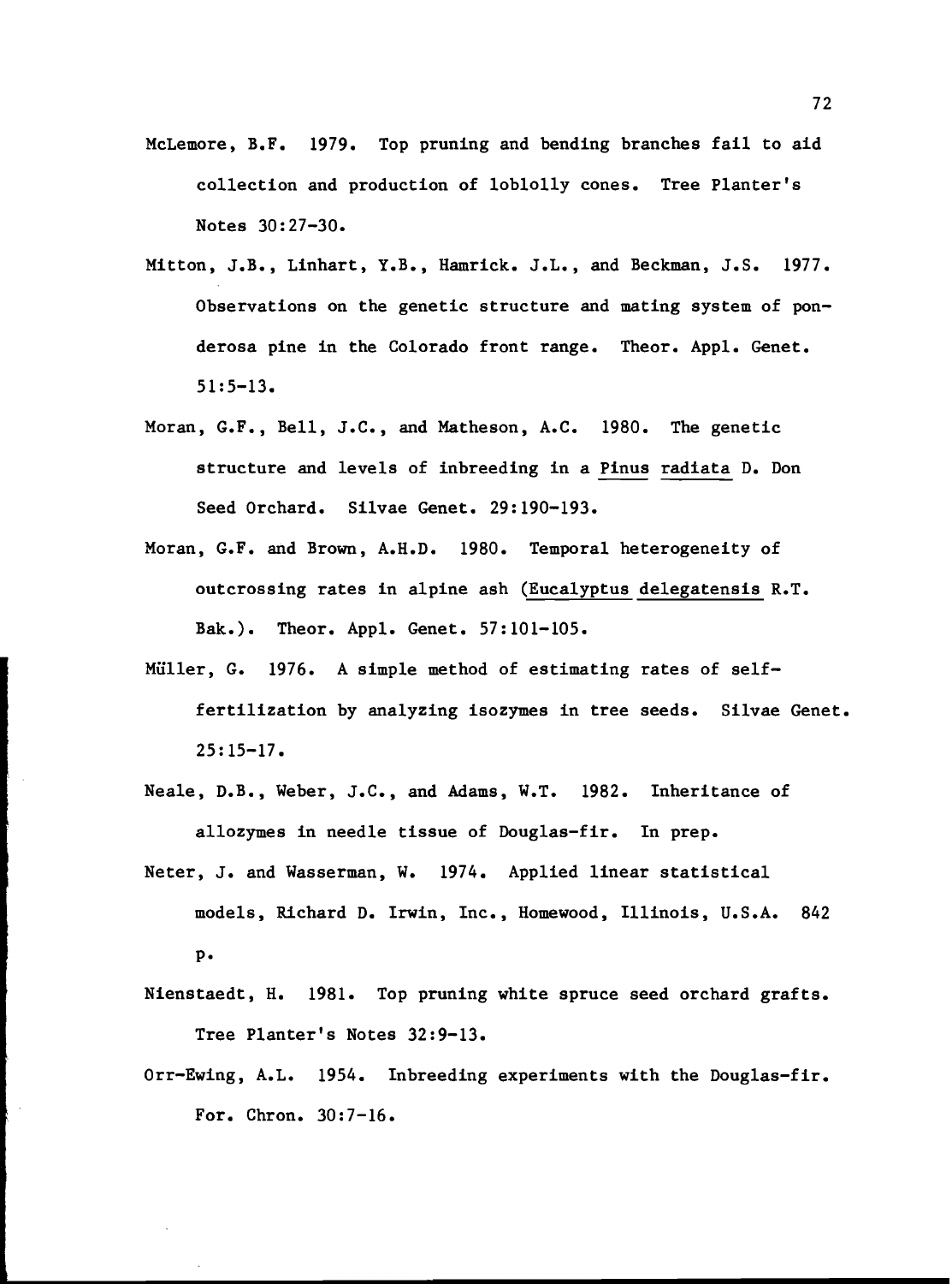McLemore, B.F. 1979. Top pruning and bending branches fail to aid collection and production of loblolly cones. Tree Planter's Notes 30:27-30.

Mitton, J.B., Linhart, Y.B., Hamrick. J.L., and Beckman, J.S. 1977. Observations on the genetic structure and mating system of ponderosa pine in the Colorado front range. Theor. Appl. Genet. 51:5-13.

Moran, G.F., Bell, J.C., and Matheson, A.C. 1980. The genetic structure and levels of inbreeding in a Pinus radiata D. Don Seed Orchard. Silvae Genet. 29:190-193.

Moran, G.F. and Brown, A.H.D. 1980. Temporal heterogeneity of outcrossing rates in alpine ash (Eucalyptus delegatensis R.T. Bak.). Theor. Appl. Genet. 57:101-105.

Müller, G. 1976. A simple method of estimating rates of self-fertilization by analyzing isozymes in tree seeds. Silvae Genet. 25:15-17.

Neale, D.B., Weber, J.C., and Adams, W.T. 1982. Inheritance of allozymes in needle tissue of Douglas-fir. In prep.

Neter, J. and Wasserman, W. 1974. Applied linear statistical models, Richard D. Irwin, Inc., Homewood, Illinois, U.S.A. 842 p.

Nienstaedt, H. 1981. Top pruning white spruce seed orchard grafts. Tree Planter's Notes 32:9-13.

Orr-Ewing, A.L. 1954. Inbreeding experiments with the Douglas-fir. For. Chron. 30:7-16.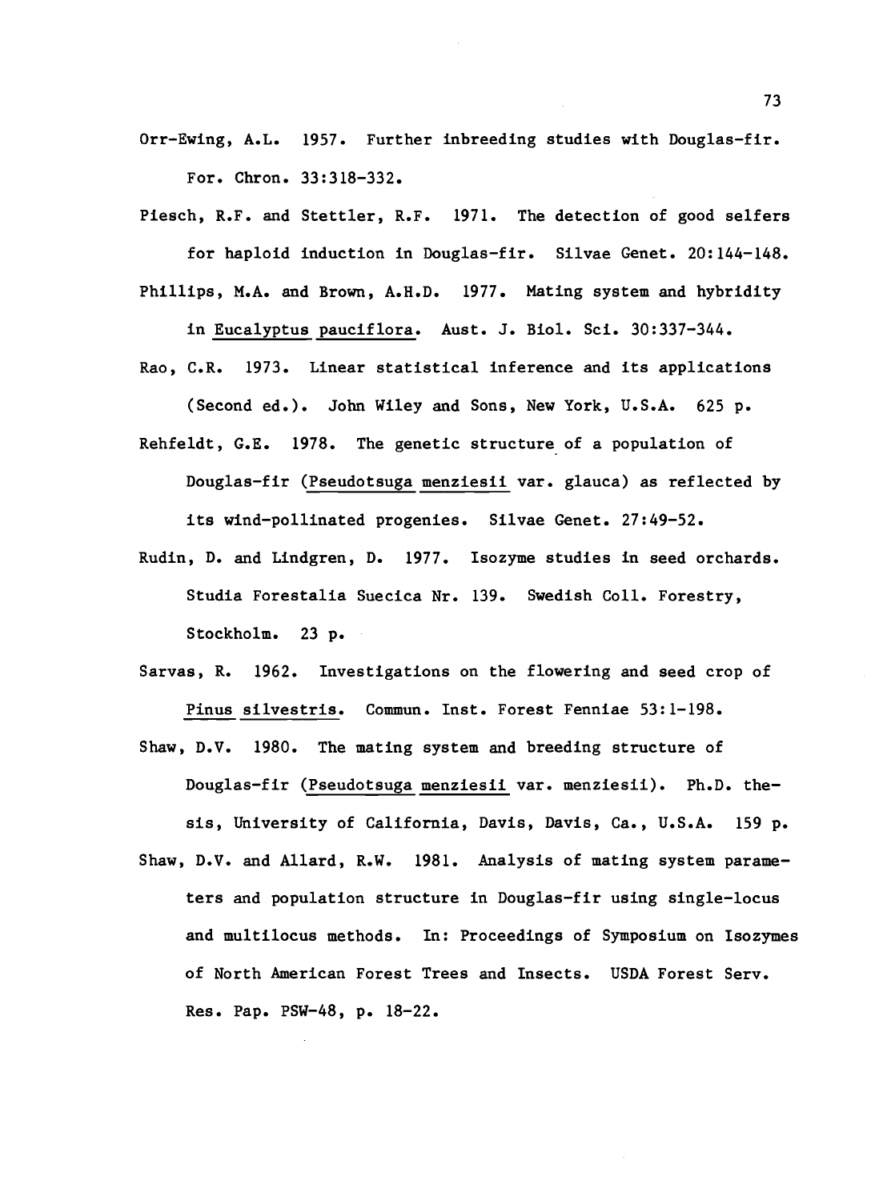Orr-Ewing, A.L. 1957. Further inbreeding studies with Douglas-fir. For. Chron. 33:318-332.

Piesch, R.F. and Stettler, R.F. 1971. The detection of good selfers for haploid induction in Douglas-fir. Silvae Genet. 20:144-148.

Phillips, M.A. and Brown, A.H.D. 1977. Mating system and hybridity in *Eucalyptus pauciflora*. Aust. J. Biol. Sci. 30:337-344.

Rao, C.R. 1973. Linear statistical inference and its applications (Second ed.). John Wiley and Sons, New York, U.S.A. 625 p.

Rehfeldt, G.E. 1978. The genetic structure of a population of Douglas-fir (*Pseudotsuga menziesii* var. glauca) as reflected by its wind-pollinated progenies. Silvae Genet. 27:49-52.

Rudin, D. and Lindgren, D. 1977. Isozyme studies in seed orchards. Studia Forestalia Suecica Nr. 139. Swedish Coll. Forestry, Stockholm. 23 p.

Sarvas, R. 1962. Investigations on the flowering and seed crop of *Pinus silvestris*. Commun. Inst. Forest Fenniae 53:1-198.

Shaw, D.V. 1980. The mating system and breeding structure of Douglas-fir (*Pseudotsuga menziesii* var. menziesii). Ph.D. thesis, University of California, Davis, Davis, Ca., U.S.A. 159 p.

Shaw, D.V. and Allard, R.W. 1981. Analysis of mating system parameters and population structure in Douglas-fir using single-locus and multilocus methods. In: Proceedings of Symposium on Isozymes of North American Forest Trees and Insects. USDA Forest Serv. Res. Pap. PSW-48, p. 18-22.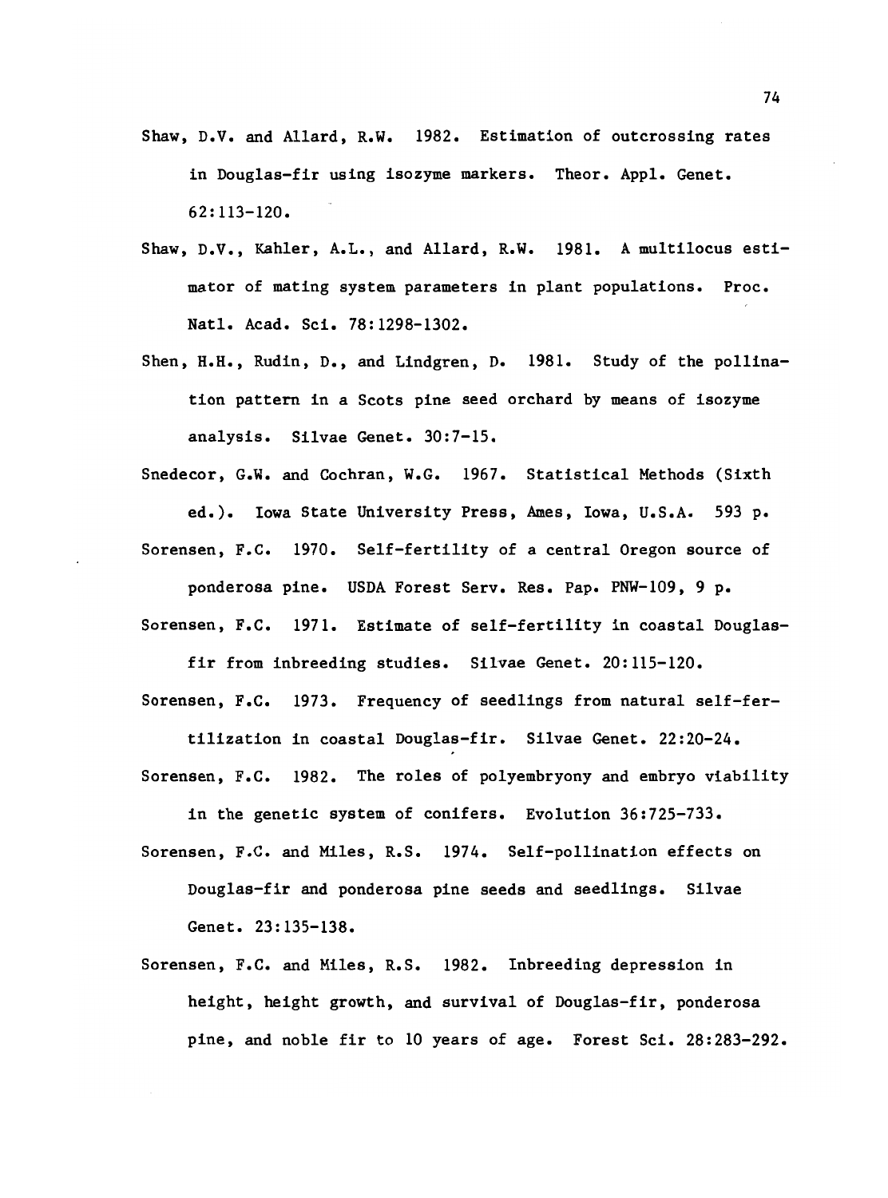Shaw, D.V. and Allard, R.W. 1982. Estimation of outcrossing rates in Douglas-fir using isozyme markers. Theor. Appl. Genet. 62:113-120.

Shaw, D.V., Kahler, A.L., and Allard, R.W. 1981. A multilocus estimator of mating system parameters in plant populations. Proc. Natl. Acad. Sci. 78:1298-1302.

Shen, H.H., Rudin, D., and Lindgren, D. 1981. Study of the pollination pattern in a Scots pine seed orchard by means of isozyme analysis. Silvae Genet. 30:7-15.

Snedecor, G.W. and Cochran, W.G. 1967. Statistical Methods (Sixth ed.). Iowa State University Press, Ames, Iowa, U.S.A. 593 p.

Sorensen, F.C. 1970. Self-fertility of a central Oregon source of ponderosa pine. USDA Forest Serv. Res. Pap. PNW-109, 9 p.

Sorensen, F.C. 1971. Estimate of self-fertility in coastal Douglas-fir from inbreeding studies. Silvae Genet. 20:115-120.

Sorensen, F.C. 1973. Frequency of seedlings from natural self-fertilization in coastal Douglas-fir. Silvae Genet. 22:20-24.

Sorensen, F.C. 1982. The roles of polyembryony and embryo viability in the genetic system of conifers. Evolution 36:725-733.

Sorensen, F.C. and Miles, R.S. 1974. Self-pollination effects on Douglas-fir and ponderosa pine seeds and seedlings. Silvae Genet. 23:135-138.

Sorensen, F.C. and Miles, R.S. 1982. Inbreeding depression in height, height growth, and survival of Douglas-fir, ponderosa pine, and noble fir to 10 years of age. Forest Sci. 28:283-292.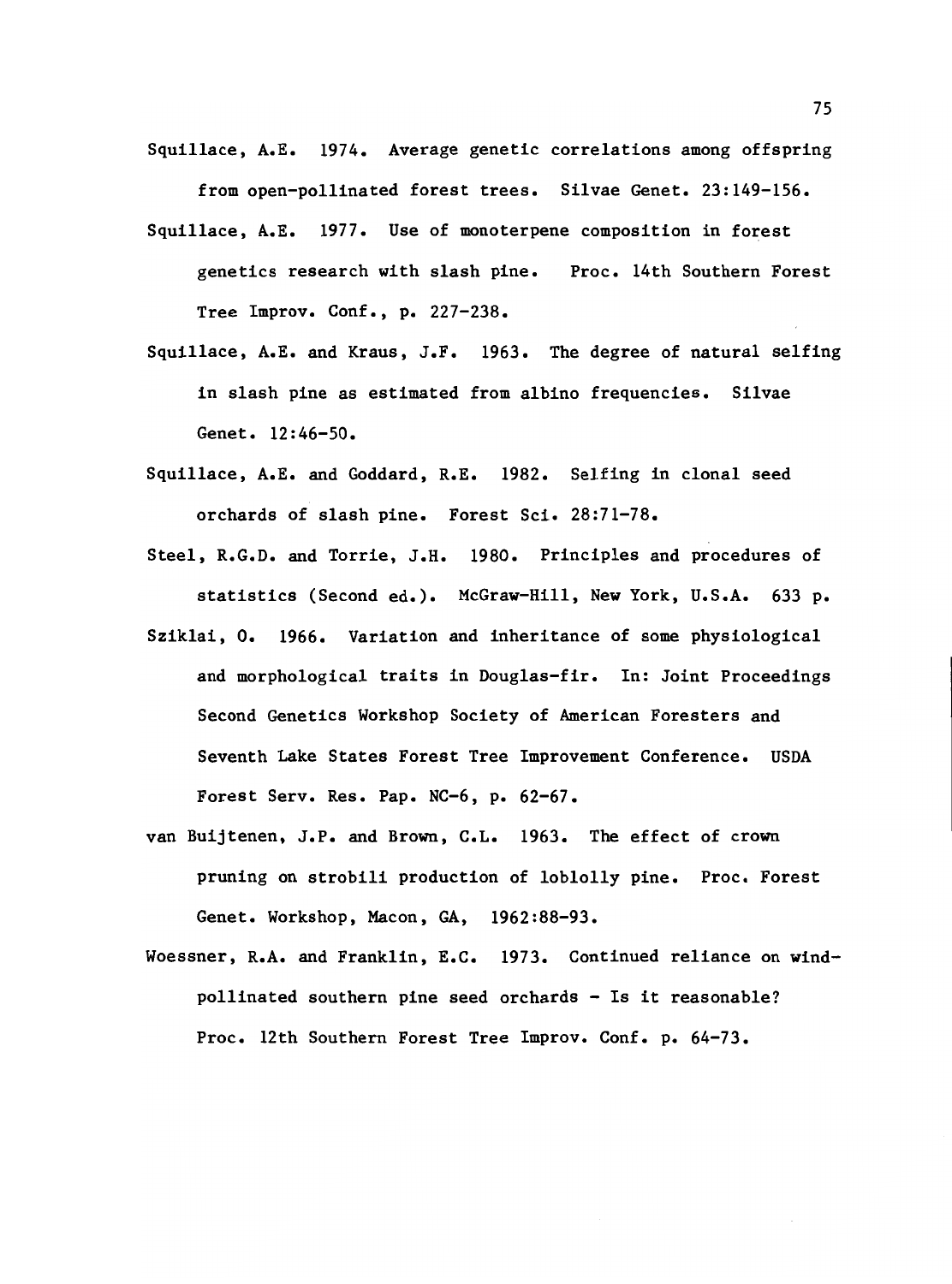Squillace, A.E. 1974. Average genetic correlations among offspring from open-pollinated forest trees. Silvae Genet. 23:149-156.

Squillace, A.E. 1977. Use of monoterpene composition in forest genetics research with slash pine. Proc. 14th Southern Forest Tree Improv. Conf., p. 227-238.

Squillace, A.E. and Kraus, J.F. 1963. The degree of natural selfing in slash pine as estimated from albino frequencies. Silvae Genet. 12:46-50.

Squillace, A.E. and Goddard, R.E. 1982. Selfing in clonal seed orchards of slash pine. Forest Sci. 28:71-78.

Steel, R.G.D. and Torrie, J.H. 1980. Principles and procedures of statistics (Second ed.). McGraw-Hill, New York, U.S.A. 633 p.

Sziklai, O. 1966. Variation and inheritance of some physiological and morphological traits in Douglas-fir. In: Joint Proceedings Second Genetics Workshop Society of American Foresters and Seventh Lake States Forest Tree Improvement Conference. USDA Forest Serv. Res. Pap. NC-6, p. 62-67.

van Buijtenen, J.P. and Brown, C.L. 1963. The effect of crown pruning on strobili production of loblolly pine. Proc. Forest Genet. Workshop, Macon, GA, 1962:88-93.

Woessner, R.A. and Franklin, E.C. 1973. Continued reliance on wind-pollinated southern pine seed orchards - Is it reasonable? Proc. 12th Southern Forest Tree Improv. Conf. p. 64-73.